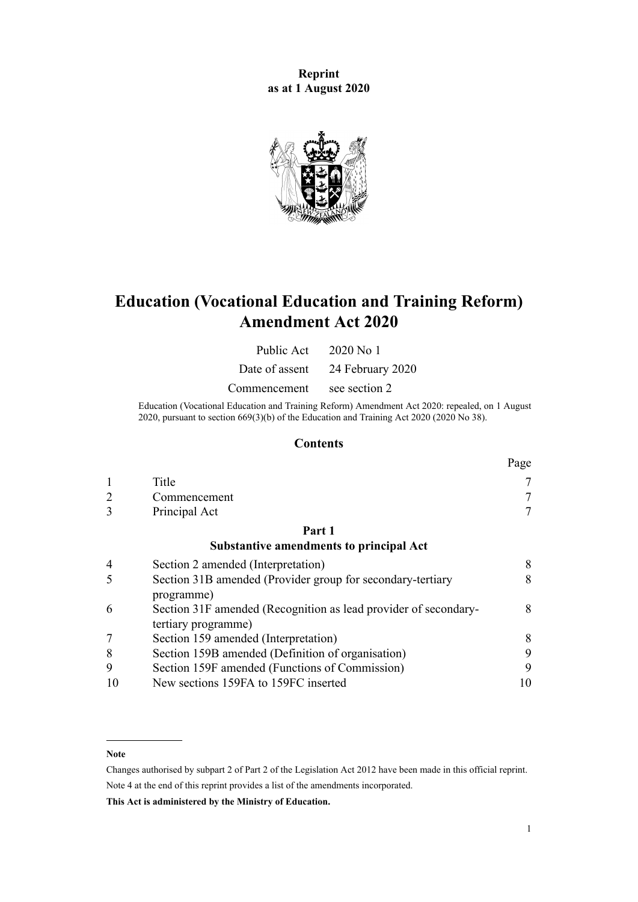**Reprint**
**as at 1 August 2020**

# Education (Vocational Education and Training Reform) Amendment Act 2020

| | |
|---|---|
| Public Act | 2020 No 1 |
| Date of assent | 24 February 2020 |
| Commencement | see section 2 |

Education (Vocational Education and Training Reform) Amendment Act 2020: repealed, on 1 August 2020, pursuant to section 669(3)(b) of the Education and Training Act 2020 (2020 No 38).

## Contents

| | | Page |
|---|---|---|
| 1 | Title | 7 |
| 2 | Commencement | 7 |
| 3 | Principal Act | 7 |
| | **Part 1** **Substantive amendments to principal Act** | |
| 4 | Section 2 amended (Interpretation) | 8 |
| 5 | Section 31B amended (Provider group for secondary-tertiary programme) | 8 |
| 6 | Section 31F amended (Recognition as lead provider of secondary-tertiary programme) | 8 |
| 7 | Section 159 amended (Interpretation) | 8 |
| 8 | Section 159B amended (Definition of organisation) | 9 |
| 9 | Section 159F amended (Functions of Commission) | 9 |
| 10 | New sections 159FA to 159FC inserted | 10 |

---

**Note**

Changes authorised by subpart 2 of Part 2 of the Legislation Act 2012 have been made in this official reprint.

Note 4 at the end of this reprint provides a list of the amendments incorporated.

**This Act is administered by the Ministry of Education.**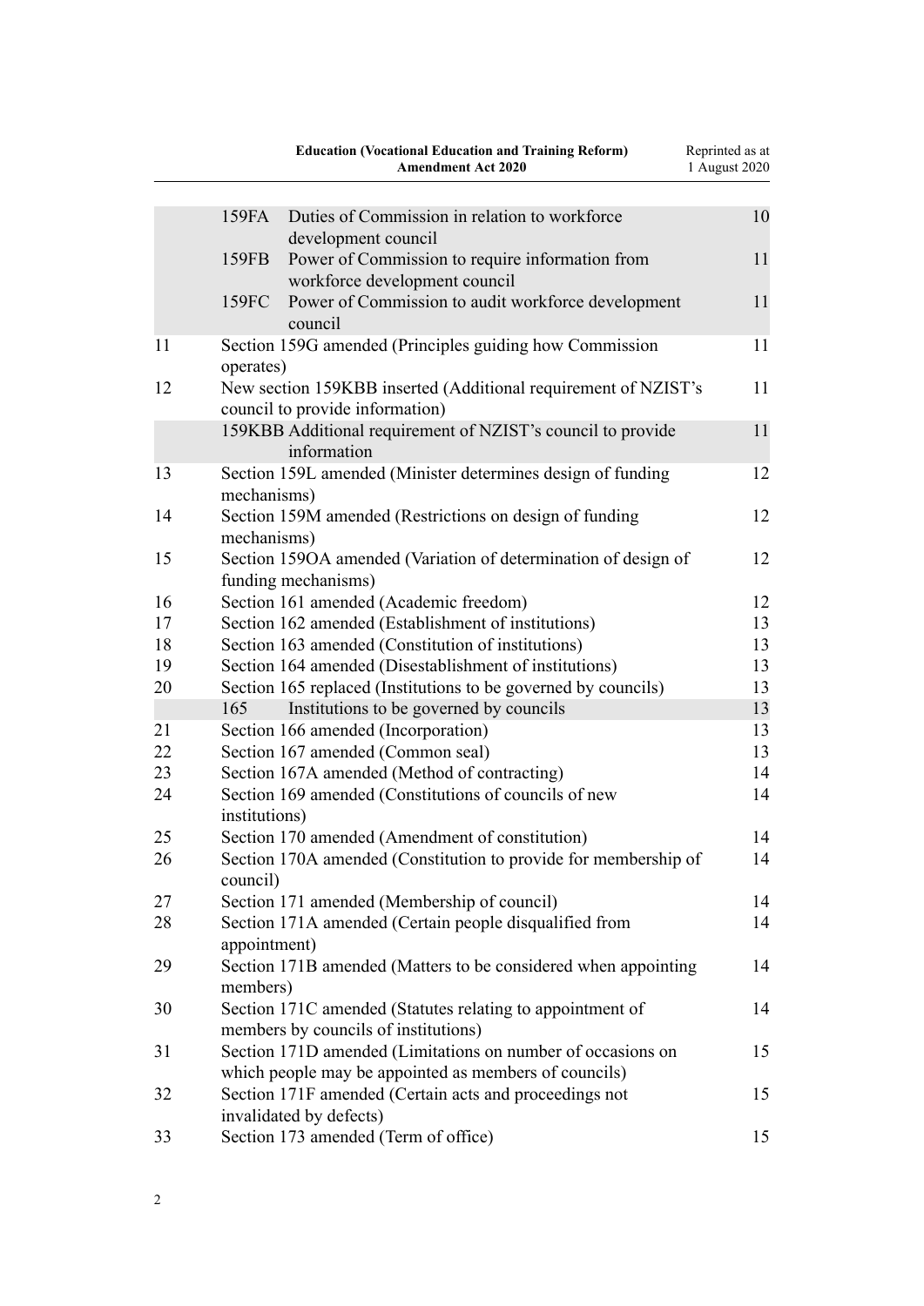| | | | |
|---|---|---|---|
| | 159FA | Duties of Commission in relation to workforce development council | 10 |
| | 159FB | Power of Commission to require information from workforce development council | 11 |
| | 159FC | Power of Commission to audit workforce development council | 11 |
| 11 | Section 159G amended (Principles guiding how Commission operates) | | 11 |
| 12 | New section 159KBB inserted (Additional requirement of NZIST's council to provide information) | | 11 |
| | 159KBB | Additional requirement of NZIST's council to provide information | 11 |
| 13 | Section 159L amended (Minister determines design of funding mechanisms) | | 12 |
| 14 | Section 159M amended (Restrictions on design of funding mechanisms) | | 12 |
| 15 | Section 159OA amended (Variation of determination of design of funding mechanisms) | | 12 |
| 16 | Section 161 amended (Academic freedom) | | 12 |
| 17 | Section 162 amended (Establishment of institutions) | | 13 |
| 18 | Section 163 amended (Constitution of institutions) | | 13 |
| 19 | Section 164 amended (Disestablishment of institutions) | | 13 |
| 20 | Section 165 replaced (Institutions to be governed by councils) | | 13 |
| | 165 | Institutions to be governed by councils | 13 |
| 21 | Section 166 amended (Incorporation) | | 13 |
| 22 | Section 167 amended (Common seal) | | 13 |
| 23 | Section 167A amended (Method of contracting) | | 14 |
| 24 | Section 169 amended (Constitutions of councils of new institutions) | | 14 |
| 25 | Section 170 amended (Amendment of constitution) | | 14 |
| 26 | Section 170A amended (Constitution to provide for membership of council) | | 14 |
| 27 | Section 171 amended (Membership of council) | | 14 |
| 28 | Section 171A amended (Certain people disqualified from appointment) | | 14 |
| 29 | Section 171B amended (Matters to be considered when appointing members) | | 14 |
| 30 | Section 171C amended (Statutes relating to appointment of members by councils of institutions) | | 14 |
| 31 | Section 171D amended (Limitations on number of occasions on which people may be appointed as members of councils) | | 15 |
| 32 | Section 171F amended (Certain acts and proceedings not invalidated by defects) | | 15 |
| 33 | Section 173 amended (Term of office) | | 15 |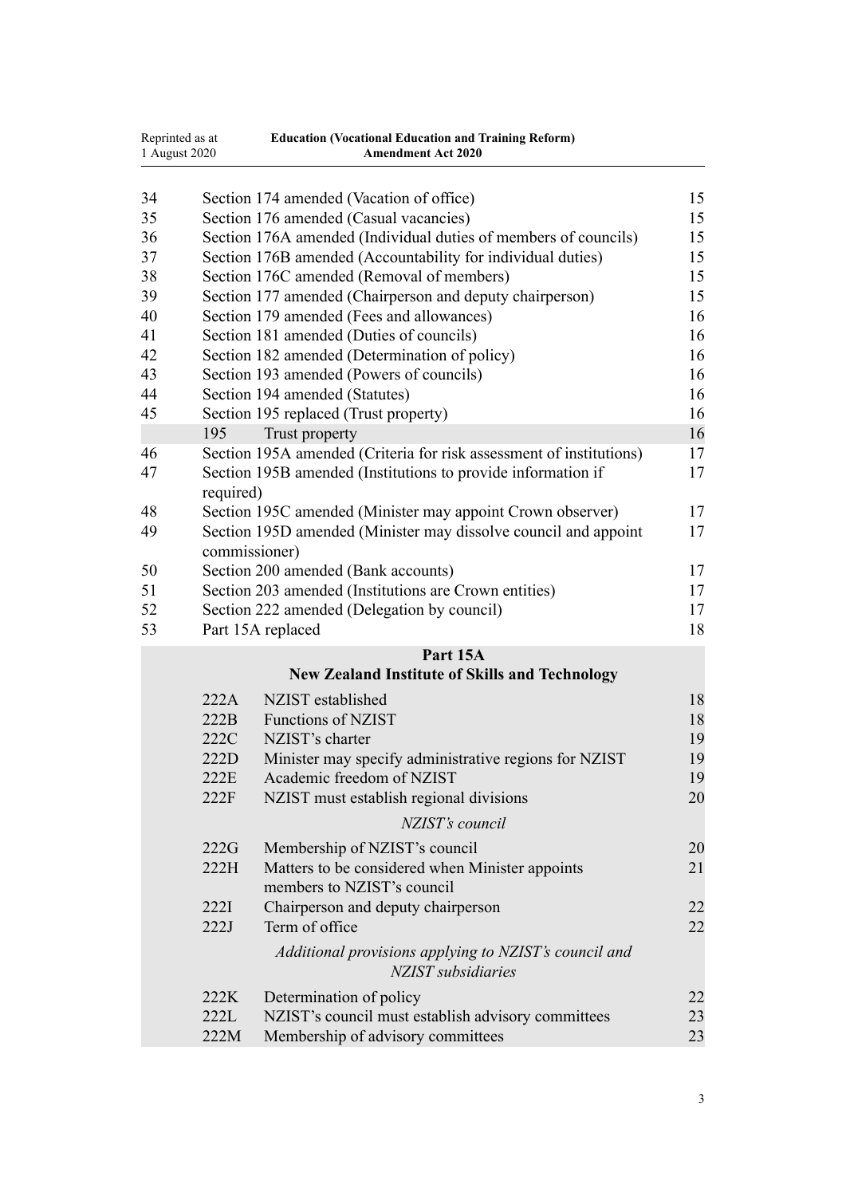| | | |
|---|---|---|
| 34 | Section 174 amended (Vacation of office) | 15 |
| 35 | Section 176 amended (Casual vacancies) | 15 |
| 36 | Section 176A amended (Individual duties of members of councils) | 15 |
| 37 | Section 176B amended (Accountability for individual duties) | 15 |
| 38 | Section 176C amended (Removal of members) | 15 |
| 39 | Section 177 amended (Chairperson and deputy chairperson) | 15 |
| 40 | Section 179 amended (Fees and allowances) | 16 |
| 41 | Section 181 amended (Duties of councils) | 16 |
| 42 | Section 182 amended (Determination of policy) | 16 |
| 43 | Section 193 amended (Powers of councils) | 16 |
| 44 | Section 194 amended (Statutes) | 16 |
| 45 | Section 195 replaced (Trust property) | 16 |
| | 195 Trust property | 16 |
| 46 | Section 195A amended (Criteria for risk assessment of institutions) | 17 |
| 47 | Section 195B amended (Institutions to provide information if required) | 17 |
| 48 | Section 195C amended (Minister may appoint Crown observer) | 17 |
| 49 | Section 195D amended (Minister may dissolve council and appoint commissioner) | 17 |
| 50 | Section 200 amended (Bank accounts) | 17 |
| 51 | Section 203 amended (Institutions are Crown entities) | 17 |
| 52 | Section 222 amended (Delegation by council) | 17 |
| 53 | Part 15A replaced | 18 |

**Part 15A**
**New Zealand Institute of Skills and Technology**

| | | |
|---|---|---|
| 222A | NZIST established | 18 |
| 222B | Functions of NZIST | 18 |
| 222C | NZIST's charter | 19 |
| 222D | Minister may specify administrative regions for NZIST | 19 |
| 222E | Academic freedom of NZIST | 19 |
| 222F | NZIST must establish regional divisions | 20 |

*NZIST's council*

| | | |
|---|---|---|
| 222G | Membership of NZIST's council | 20 |
| 222H | Matters to be considered when Minister appoints members to NZIST's council | 21 |
| 222I | Chairperson and deputy chairperson | 22 |
| 222J | Term of office | 22 |

*Additional provisions applying to NZIST's council and NZIST subsidiaries*

| | | |
|---|---|---|
| 222K | Determination of policy | 22 |
| 222L | NZIST's council must establish advisory committees | 23 |
| 222M | Membership of advisory committees | 23 |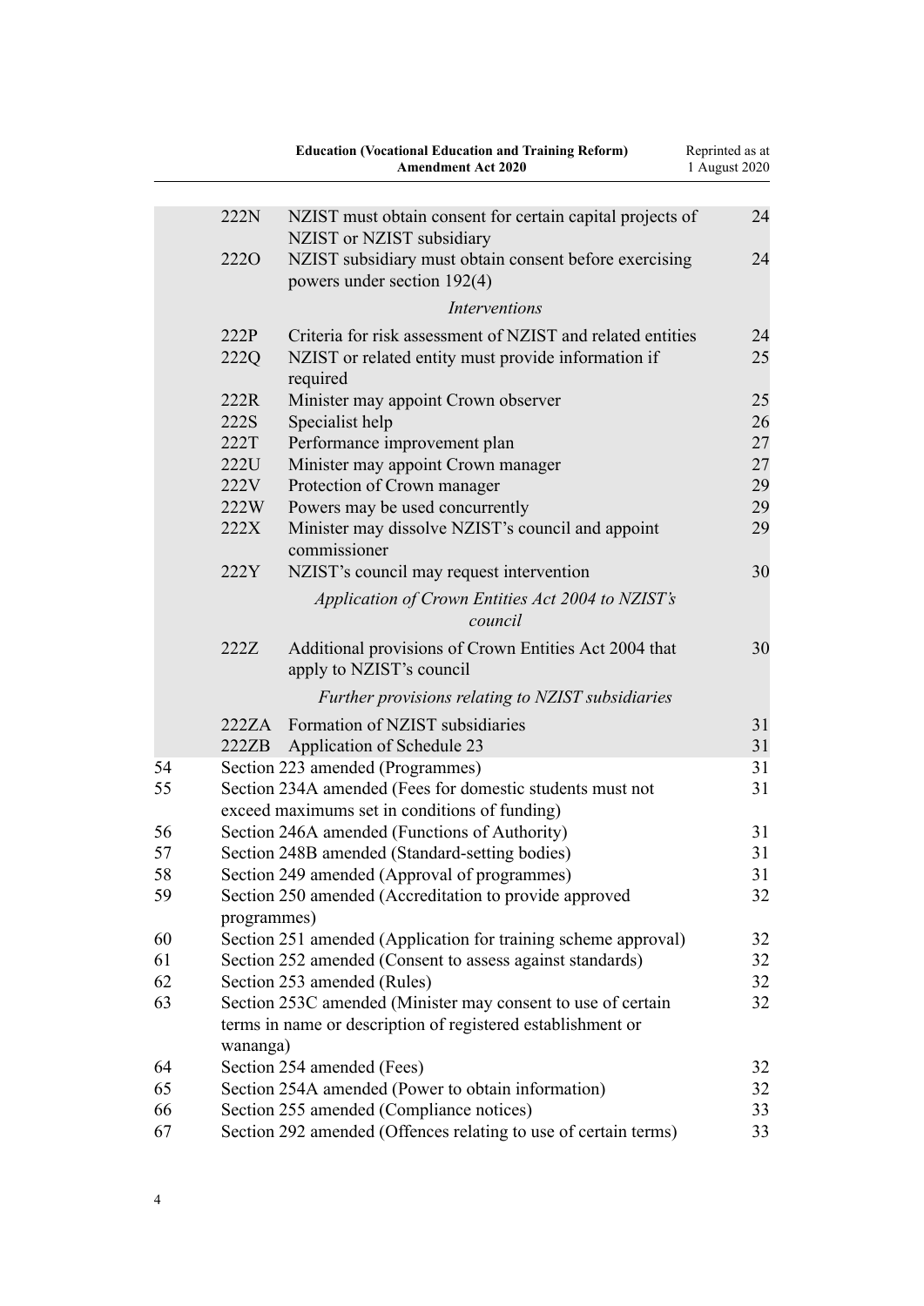| | | | |
|---|---|---|---|
| | 222N | NZIST must obtain consent for certain capital projects of NZIST or NZIST subsidiary | 24 |
| | 222O | NZIST subsidiary must obtain consent before exercising powers under section 192(4) | 24 |
| | | *Interventions* | |
| | 222P | Criteria for risk assessment of NZIST and related entities | 24 |
| | 222Q | NZIST or related entity must provide information if required | 25 |
| | 222R | Minister may appoint Crown observer | 25 |
| | 222S | Specialist help | 26 |
| | 222T | Performance improvement plan | 27 |
| | 222U | Minister may appoint Crown manager | 27 |
| | 222V | Protection of Crown manager | 29 |
| | 222W | Powers may be used concurrently | 29 |
| | 222X | Minister may dissolve NZIST's council and appoint commissioner | 29 |
| | 222Y | NZIST's council may request intervention | 30 |
| | | *Application of Crown Entities Act 2004 to NZIST's council* | |
| | 222Z | Additional provisions of Crown Entities Act 2004 that apply to NZIST's council | 30 |
| | | *Further provisions relating to NZIST subsidiaries* | |
| | 222ZA | Formation of NZIST subsidiaries | 31 |
| | 222ZB | Application of Schedule 23 | 31 |
| 54 | | Section 223 amended (Programmes) | 31 |
| 55 | | Section 234A amended (Fees for domestic students must not exceed maximums set in conditions of funding) | 31 |
| 56 | | Section 246A amended (Functions of Authority) | 31 |
| 57 | | Section 248B amended (Standard-setting bodies) | 31 |
| 58 | | Section 249 amended (Approval of programmes) | 31 |
| 59 | | Section 250 amended (Accreditation to provide approved programmes) | 32 |
| 60 | | Section 251 amended (Application for training scheme approval) | 32 |
| 61 | | Section 252 amended (Consent to assess against standards) | 32 |
| 62 | | Section 253 amended (Rules) | 32 |
| 63 | | Section 253C amended (Minister may consent to use of certain terms in name or description of registered establishment or wananga) | 32 |
| 64 | | Section 254 amended (Fees) | 32 |
| 65 | | Section 254A amended (Power to obtain information) | 32 |
| 66 | | Section 255 amended (Compliance notices) | 33 |
| 67 | | Section 292 amended (Offences relating to use of certain terms) | 33 |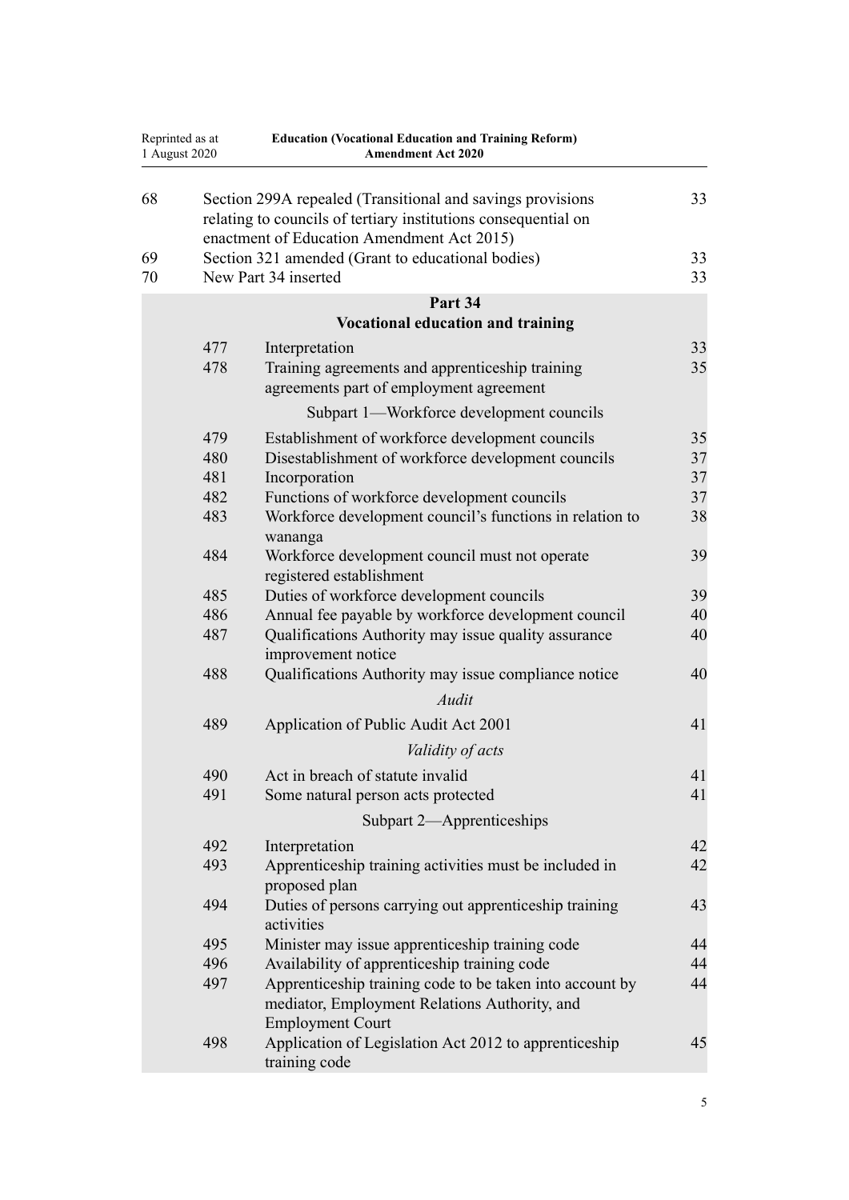| | | | |
|---|---|---|---|
| 68 | | Section 299A repealed (Transitional and savings provisions relating to councils of tertiary institutions consequential on enactment of Education Amendment Act 2015) | 33 |
| 69 | | Section 321 amended (Grant to educational bodies) | 33 |
| 70 | | New Part 34 inserted | 33 |

**Part 34**

**Vocational education and training**

| | | |
|---|---|---|
| 477 | Interpretation | 33 |
| 478 | Training agreements and apprenticeship training agreements part of employment agreement | 35 |

Subpart 1—Workforce development councils

| | | |
|---|---|---|
| 479 | Establishment of workforce development councils | 35 |
| 480 | Disestablishment of workforce development councils | 37 |
| 481 | Incorporation | 37 |
| 482 | Functions of workforce development councils | 37 |
| 483 | Workforce development council's functions in relation to wananga | 38 |
| 484 | Workforce development council must not operate registered establishment | 39 |
| 485 | Duties of workforce development councils | 39 |
| 486 | Annual fee payable by workforce development council | 40 |
| 487 | Qualifications Authority may issue quality assurance improvement notice | 40 |
| 488 | Qualifications Authority may issue compliance notice | 40 |

*Audit*

| | | |
|---|---|---|
| 489 | Application of Public Audit Act 2001 | 41 |

*Validity of acts*

| | | |
|---|---|---|
| 490 | Act in breach of statute invalid | 41 |
| 491 | Some natural person acts protected | 41 |

Subpart 2—Apprenticeships

| | | |
|---|---|---|
| 492 | Interpretation | 42 |
| 493 | Apprenticeship training activities must be included in proposed plan | 42 |
| 494 | Duties of persons carrying out apprenticeship training activities | 43 |
| 495 | Minister may issue apprenticeship training code | 44 |
| 496 | Availability of apprenticeship training code | 44 |
| 497 | Apprenticeship training code to be taken into account by mediator, Employment Relations Authority, and Employment Court | 44 |
| 498 | Application of Legislation Act 2012 to apprenticeship training code | 45 |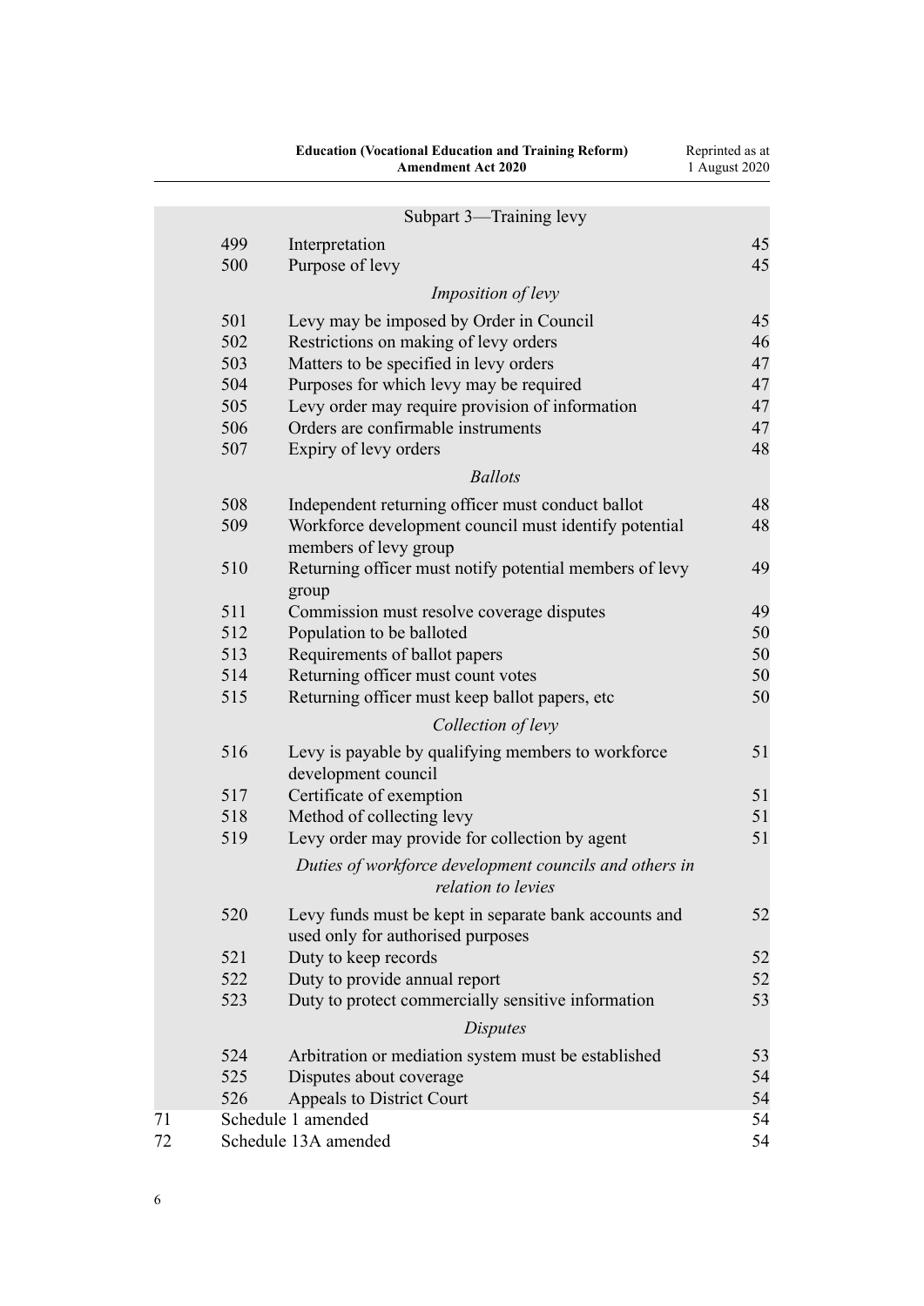Subpart 3—Training levy

| | | |
|---|---|---|
| 499 | Interpretation | 45 |
| 500 | Purpose of levy | 45 |
| | *Imposition of levy* | |
| 501 | Levy may be imposed by Order in Council | 45 |
| 502 | Restrictions on making of levy orders | 46 |
| 503 | Matters to be specified in levy orders | 47 |
| 504 | Purposes for which levy may be required | 47 |
| 505 | Levy order may require provision of information | 47 |
| 506 | Orders are confirmable instruments | 47 |
| 507 | Expiry of levy orders | 48 |
| | *Ballots* | |
| 508 | Independent returning officer must conduct ballot | 48 |
| 509 | Workforce development council must identify potential members of levy group | 48 |
| 510 | Returning officer must notify potential members of levy group | 49 |
| 511 | Commission must resolve coverage disputes | 49 |
| 512 | Population to be balloted | 50 |
| 513 | Requirements of ballot papers | 50 |
| 514 | Returning officer must count votes | 50 |
| 515 | Returning officer must keep ballot papers, etc | 50 |
| | *Collection of levy* | |
| 516 | Levy is payable by qualifying members to workforce development council | 51 |
| 517 | Certificate of exemption | 51 |
| 518 | Method of collecting levy | 51 |
| 519 | Levy order may provide for collection by agent | 51 |
| | *Duties of workforce development councils and others in relation to levies* | |
| 520 | Levy funds must be kept in separate bank accounts and used only for authorised purposes | 52 |
| 521 | Duty to keep records | 52 |
| 522 | Duty to provide annual report | 52 |
| 523 | Duty to protect commercially sensitive information | 53 |
| | *Disputes* | |
| 524 | Arbitration or mediation system must be established | 53 |
| 525 | Disputes about coverage | 54 |
| 526 | Appeals to District Court | 54 |

| | | |
|---|---|---|
| 71 | Schedule 1 amended | 54 |
| 72 | Schedule 13A amended | 54 |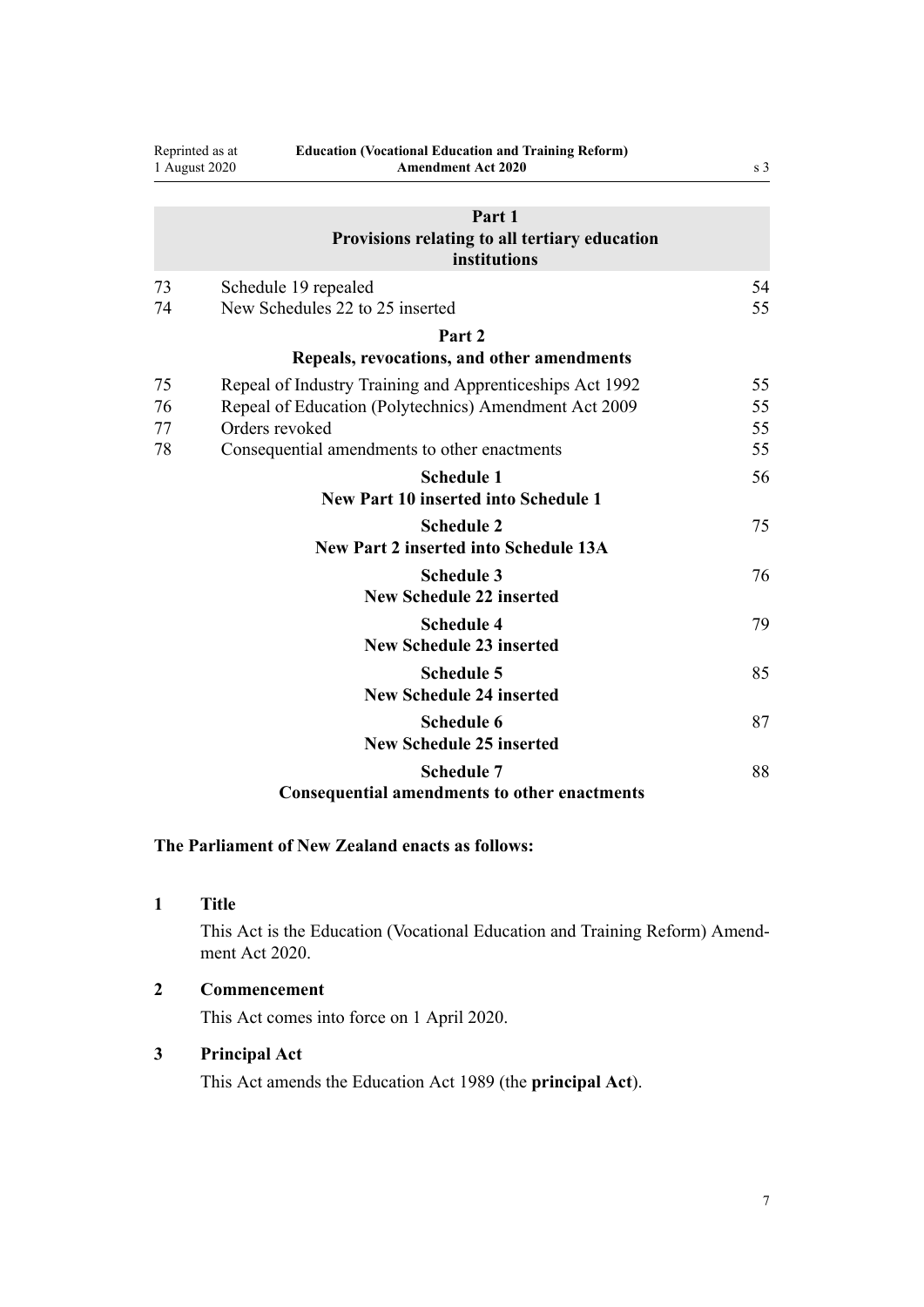**Part 1**
**Provisions relating to all tertiary education institutions**

| | | |
|---|---|---|
| 73 | Schedule 19 repealed | 54 |
| 74 | New Schedules 22 to 25 inserted | 55 |

**Part 2**
**Repeals, revocations, and other amendments**

| | | |
|---|---|---|
| 75 | Repeal of Industry Training and Apprenticeships Act 1992 | 55 |
| 76 | Repeal of Education (Polytechnics) Amendment Act 2009 | 55 |
| 77 | Orders revoked | 55 |
| 78 | Consequential amendments to other enactments | 55 |

| | |
|---|---|
| **Schedule 1** **New Part 10 inserted into Schedule 1** | 56 |
| **Schedule 2** **New Part 2 inserted into Schedule 13A** | 75 |
| **Schedule 3** **New Schedule 22 inserted** | 76 |
| **Schedule 4** **New Schedule 23 inserted** | 79 |
| **Schedule 5** **New Schedule 24 inserted** | 85 |
| **Schedule 6** **New Schedule 25 inserted** | 87 |
| **Schedule 7** **Consequential amendments to other enactments** | 88 |

**The Parliament of New Zealand enacts as follows:**

### 1 Title

This Act is the Education (Vocational Education and Training Reform) Amendment Act 2020.

### 2 Commencement

This Act comes into force on 1 April 2020.

### 3 Principal Act

This Act amends the Education Act 1989 (the **principal Act**).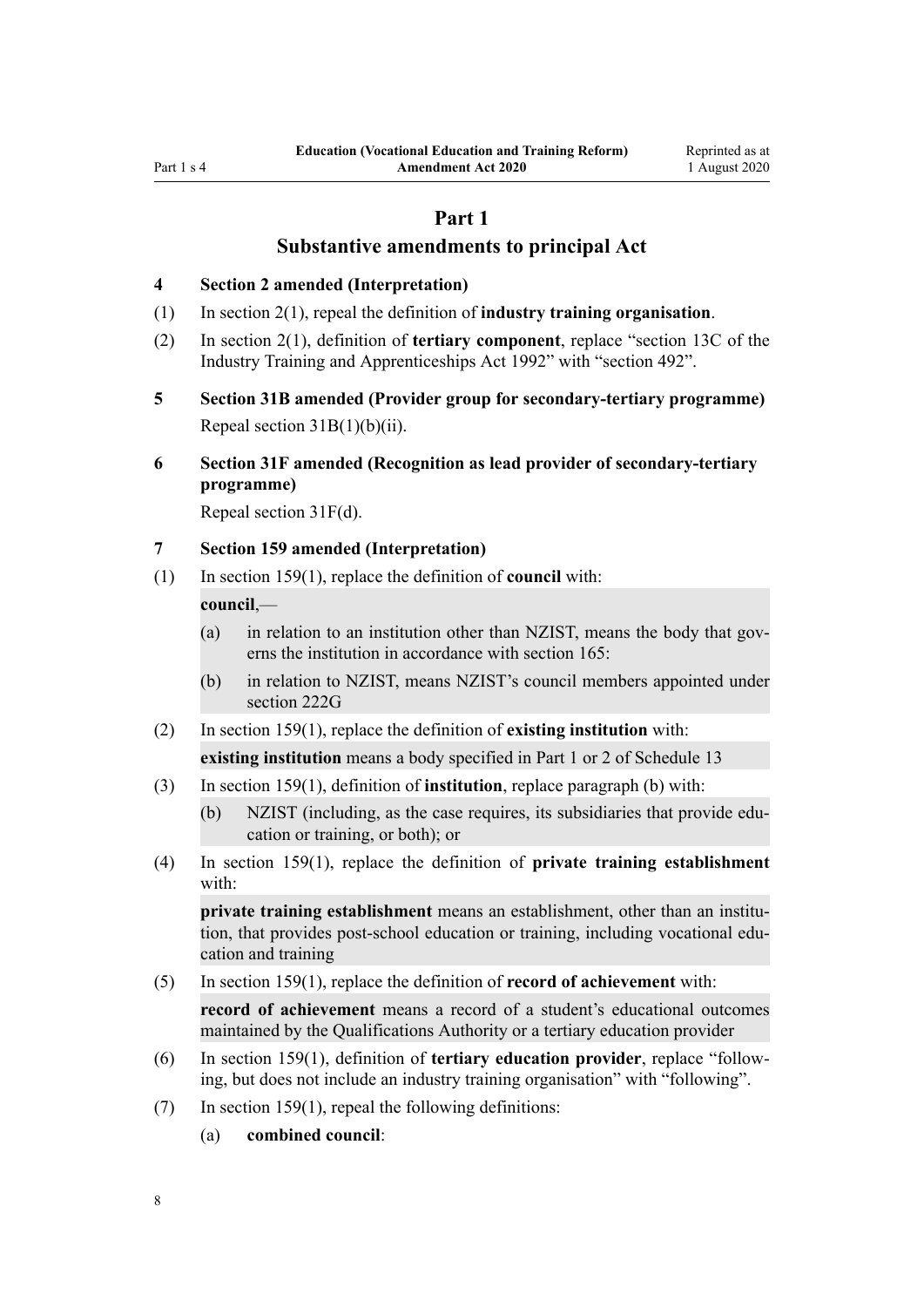# Part 1
## Substantive amendments to principal Act

**4 Section 2 amended (Interpretation)**

(1) In section 2(1), repeal the definition of **industry training organisation**.

(2) In section 2(1), definition of **tertiary component**, replace “section 13C of the Industry Training and Apprenticeships Act 1992” with “section 492”.

**5 Section 31B amended (Provider group for secondary-tertiary programme)**

Repeal section 31B(1)(b)(ii).

**6 Section 31F amended (Recognition as lead provider of secondary-tertiary programme)**

Repeal section 31F(d).

**7 Section 159 amended (Interpretation)**

(1) In section 159(1), replace the definition of **council** with:

**council**,—

(a) in relation to an institution other than NZIST, means the body that governs the institution in accordance with section 165:

(b) in relation to NZIST, means NZIST’s council members appointed under section 222G

(2) In section 159(1), replace the definition of **existing institution** with:

**existing institution** means a body specified in Part 1 or 2 of Schedule 13

(3) In section 159(1), definition of **institution**, replace paragraph (b) with:

(b) NZIST (including, as the case requires, its subsidiaries that provide education or training, or both); or

(4) In section 159(1), replace the definition of **private training establishment** with:

**private training establishment** means an establishment, other than an institution, that provides post-school education or training, including vocational education and training

(5) In section 159(1), replace the definition of **record of achievement** with:

**record of achievement** means a record of a student’s educational outcomes maintained by the Qualifications Authority or a tertiary education provider

(6) In section 159(1), definition of **tertiary education provider**, replace “following, but does not include an industry training organisation” with “following”.

(7) In section 159(1), repeal the following definitions:

(a) **combined council**: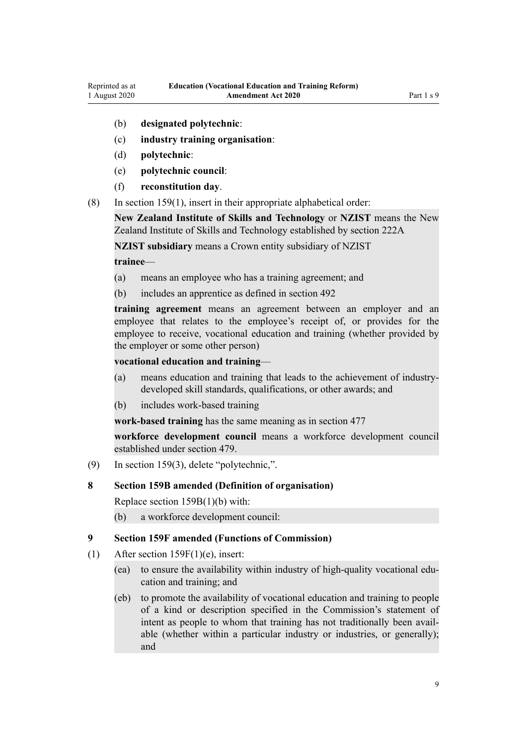(b) **designated polytechnic**:

(c) **industry training organisation**:

(d) **polytechnic**:

(e) **polytechnic council**:

(f) **reconstitution day**.

(8) In section 159(1), insert in their appropriate alphabetical order:

**New Zealand Institute of Skills and Technology** or **NZIST** means the New Zealand Institute of Skills and Technology established by section 222A

**NZIST subsidiary** means a Crown entity subsidiary of NZIST

**trainee**—

(a) means an employee who has a training agreement; and

(b) includes an apprentice as defined in section 492

**training agreement** means an agreement between an employer and an employee that relates to the employee's receipt of, or provides for the employee to receive, vocational education and training (whether provided by the employer or some other person)

**vocational education and training**—

(a) means education and training that leads to the achievement of industry-developed skill standards, qualifications, or other awards; and

(b) includes work-based training

**work-based training** has the same meaning as in section 477

**workforce development council** means a workforce development council established under section 479.

(9) In section 159(3), delete "polytechnic,".

### 8 Section 159B amended (Definition of organisation)

Replace section 159B(1)(b) with:

(b) a workforce development council:

### 9 Section 159F amended (Functions of Commission)

(1) After section 159F(1)(e), insert:

(ea) to ensure the availability within industry of high-quality vocational education and training; and

(eb) to promote the availability of vocational education and training to people of a kind or description specified in the Commission's statement of intent as people to whom that training has not traditionally been available (whether within a particular industry or industries, or generally); and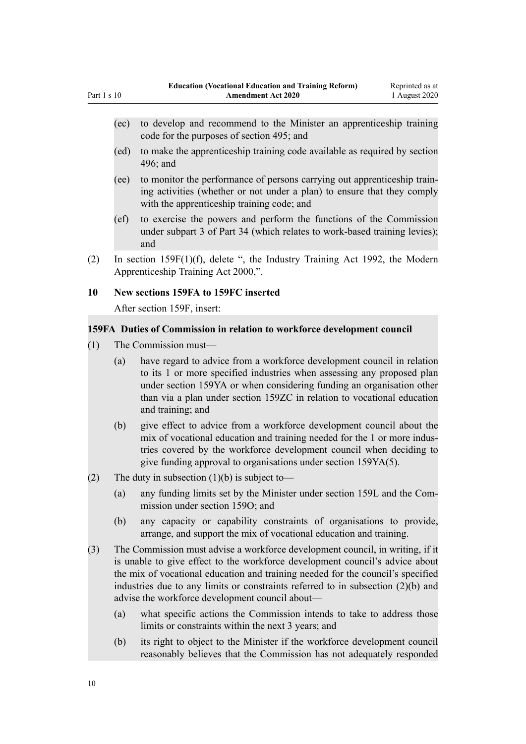(ec) to develop and recommend to the Minister an apprenticeship training code for the purposes of section 495; and

(ed) to make the apprenticeship training code available as required by section 496; and

(ee) to monitor the performance of persons carrying out apprenticeship training activities (whether or not under a plan) to ensure that they comply with the apprenticeship training code; and

(ef) to exercise the powers and perform the functions of the Commission under subpart 3 of Part 34 (which relates to work-based training levies); and

(2) In section 159F(1)(f), delete ", the Industry Training Act 1992, the Modern Apprenticeship Training Act 2000,".

### 10 New sections 159FA to 159FC inserted

After section 159F, insert:

#### 159FA Duties of Commission in relation to workforce development council

(1) The Commission must—

(a) have regard to advice from a workforce development council in relation to its 1 or more specified industries when assessing any proposed plan under section 159YA or when considering funding an organisation other than via a plan under section 159ZC in relation to vocational education and training; and

(b) give effect to advice from a workforce development council about the mix of vocational education and training needed for the 1 or more industries covered by the workforce development council when deciding to give funding approval to organisations under section 159YA(5).

(2) The duty in subsection (1)(b) is subject to—

(a) any funding limits set by the Minister under section 159L and the Commission under section 159O; and

(b) any capacity or capability constraints of organisations to provide, arrange, and support the mix of vocational education and training.

(3) The Commission must advise a workforce development council, in writing, if it is unable to give effect to the workforce development council's advice about the mix of vocational education and training needed for the council's specified industries due to any limits or constraints referred to in subsection (2)(b) and advise the workforce development council about—

(a) what specific actions the Commission intends to take to address those limits or constraints within the next 3 years; and

(b) its right to object to the Minister if the workforce development council reasonably believes that the Commission has not adequately responded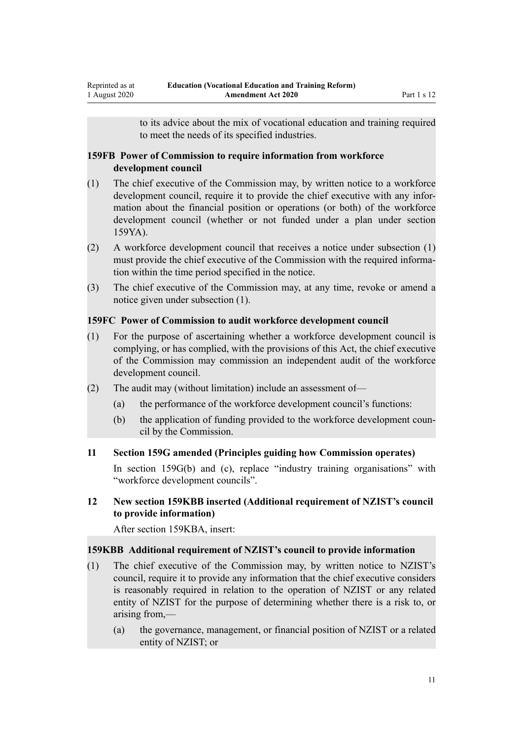to its advice about the mix of vocational education and training required to meet the needs of its specified industries.

### 159FB Power of Commission to require information from workforce development council

(1) The chief executive of the Commission may, by written notice to a workforce development council, require it to provide the chief executive with any information about the financial position or operations (or both) of the workforce development council (whether or not funded under a plan under section 159YA).

(2) A workforce development council that receives a notice under subsection (1) must provide the chief executive of the Commission with the required information within the time period specified in the notice.

(3) The chief executive of the Commission may, at any time, revoke or amend a notice given under subsection (1).

### 159FC Power of Commission to audit workforce development council

(1) For the purpose of ascertaining whether a workforce development council is complying, or has complied, with the provisions of this Act, the chief executive of the Commission may commission an independent audit of the workforce development council.

(2) The audit may (without limitation) include an assessment of—

(a) the performance of the workforce development council's functions:

(b) the application of funding provided to the workforce development council by the Commission.

## 11 Section 159G amended (Principles guiding how Commission operates)

In section 159G(b) and (c), replace "industry training organisations" with "workforce development councils".

## 12 New section 159KBB inserted (Additional requirement of NZIST's council to provide information)

After section 159KBA, insert:

### 159KBB Additional requirement of NZIST's council to provide information

(1) The chief executive of the Commission may, by written notice to NZIST's council, require it to provide any information that the chief executive considers is reasonably required in relation to the operation of NZIST or any related entity of NZIST for the purpose of determining whether there is a risk to, or arising from,—

(a) the governance, management, or financial position of NZIST or a related entity of NZIST; or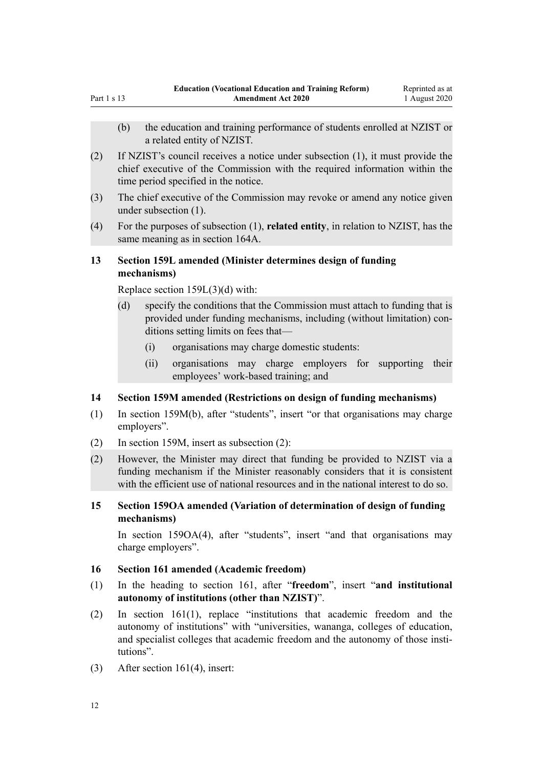(b) the education and training performance of students enrolled at NZIST or a related entity of NZIST.

(2) If NZIST's council receives a notice under subsection (1), it must provide the chief executive of the Commission with the required information within the time period specified in the notice.

(3) The chief executive of the Commission may revoke or amend any notice given under subsection (1).

(4) For the purposes of subsection (1), **related entity**, in relation to NZIST, has the same meaning as in section 164A.

### 13 Section 159L amended (Minister determines design of funding mechanisms)

Replace section 159L(3)(d) with:

(d) specify the conditions that the Commission must attach to funding that is provided under funding mechanisms, including (without limitation) conditions setting limits on fees that—

  (i) organisations may charge domestic students:

  (ii) organisations may charge employers for supporting their employees' work-based training; and

### 14 Section 159M amended (Restrictions on design of funding mechanisms)

(1) In section 159M(b), after "students", insert "or that organisations may charge employers".

(2) In section 159M, insert as subsection (2):

(2) However, the Minister may direct that funding be provided to NZIST via a funding mechanism if the Minister reasonably considers that it is consistent with the efficient use of national resources and in the national interest to do so.

### 15 Section 159OA amended (Variation of determination of design of funding mechanisms)

In section 159OA(4), after "students", insert "and that organisations may charge employers".

### 16 Section 161 amended (Academic freedom)

(1) In the heading to section 161, after "**freedom**", insert "**and institutional autonomy of institutions (other than NZIST)**".

(2) In section 161(1), replace "institutions that academic freedom and the autonomy of institutions" with "universities, wananga, colleges of education, and specialist colleges that academic freedom and the autonomy of those institutions".

(3) After section 161(4), insert: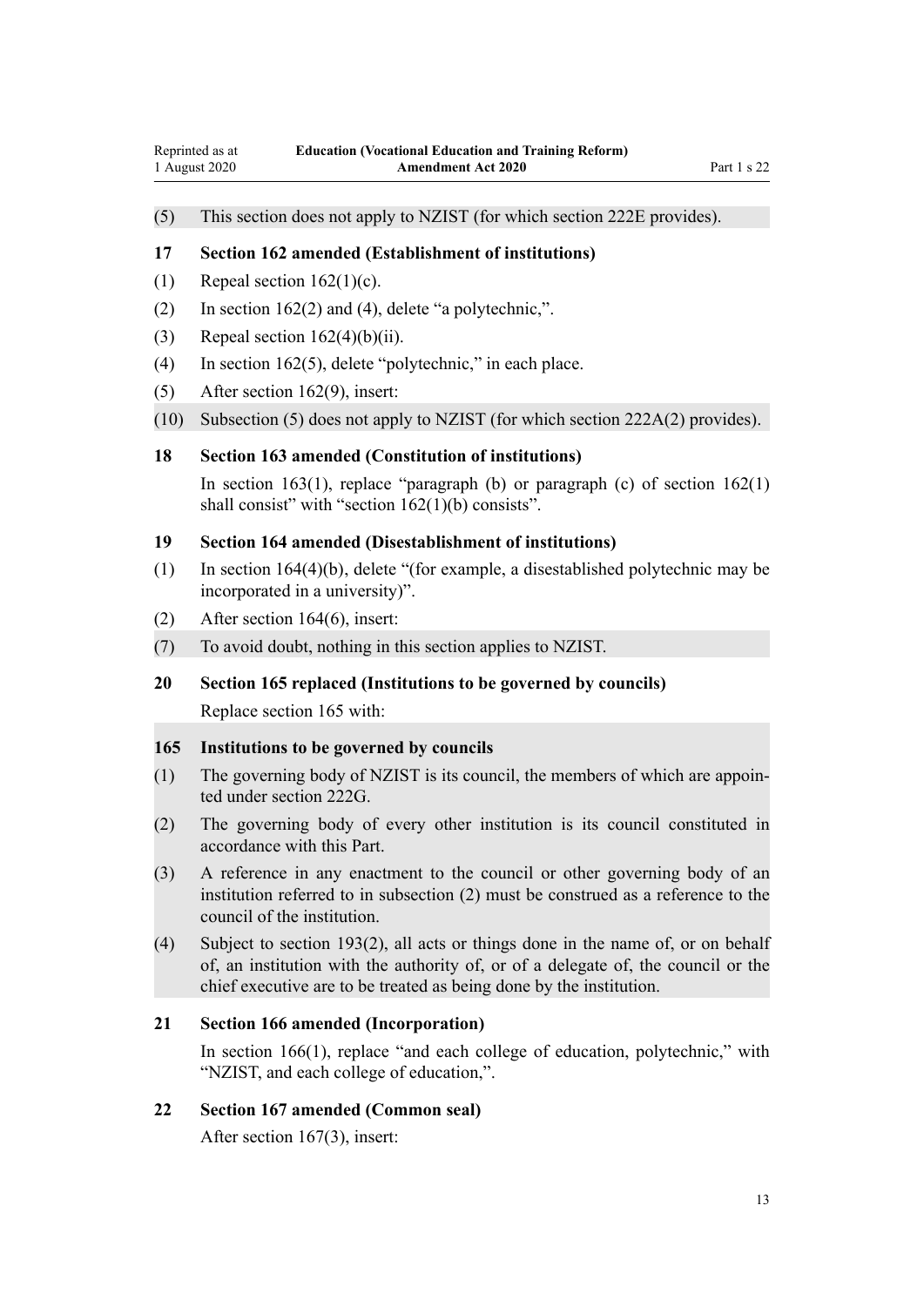(5) This section does not apply to NZIST (for which section 222E provides).

### 17 Section 162 amended (Establishment of institutions)

(1) Repeal section 162(1)(c).

(2) In section 162(2) and (4), delete "a polytechnic,".

(3) Repeal section 162(4)(b)(ii).

(4) In section 162(5), delete "polytechnic," in each place.

(5) After section 162(9), insert:

(10) Subsection (5) does not apply to NZIST (for which section 222A(2) provides).

### 18 Section 163 amended (Constitution of institutions)

In section 163(1), replace "paragraph (b) or paragraph (c) of section 162(1) shall consist" with "section 162(1)(b) consists".

### 19 Section 164 amended (Disestablishment of institutions)

(1) In section 164(4)(b), delete "(for example, a disestablished polytechnic may be incorporated in a university)".

(2) After section 164(6), insert:

(7) To avoid doubt, nothing in this section applies to NZIST.

### 20 Section 165 replaced (Institutions to be governed by councils)

Replace section 165 with:

### 165 Institutions to be governed by councils

(1) The governing body of NZIST is its council, the members of which are appointed under section 222G.

(2) The governing body of every other institution is its council constituted in accordance with this Part.

(3) A reference in any enactment to the council or other governing body of an institution referred to in subsection (2) must be construed as a reference to the council of the institution.

(4) Subject to section 193(2), all acts or things done in the name of, or on behalf of, an institution with the authority of, or of a delegate of, the council or the chief executive are to be treated as being done by the institution.

### 21 Section 166 amended (Incorporation)

In section 166(1), replace "and each college of education, polytechnic," with "NZIST, and each college of education,".

### 22 Section 167 amended (Common seal)

After section 167(3), insert: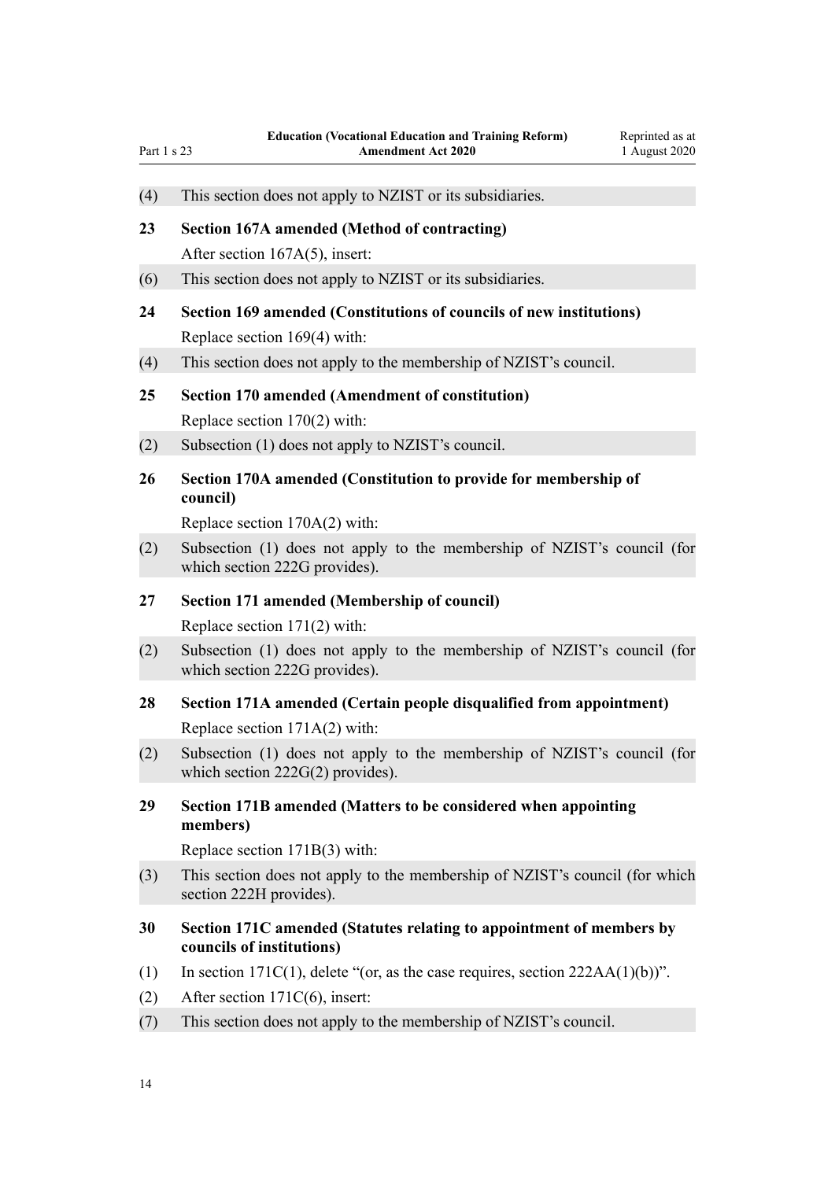(4) This section does not apply to NZIST or its subsidiaries.

**23 Section 167A amended (Method of contracting)**

After section 167A(5), insert:

(6) This section does not apply to NZIST or its subsidiaries.

**24 Section 169 amended (Constitutions of councils of new institutions)**

Replace section 169(4) with:

(4) This section does not apply to the membership of NZIST's council.

**25 Section 170 amended (Amendment of constitution)**

Replace section 170(2) with:

(2) Subsection (1) does not apply to NZIST's council.

**26 Section 170A amended (Constitution to provide for membership of council)**

Replace section 170A(2) with:

(2) Subsection (1) does not apply to the membership of NZIST's council (for which section 222G provides).

**27 Section 171 amended (Membership of council)**

Replace section 171(2) with:

(2) Subsection (1) does not apply to the membership of NZIST's council (for which section 222G provides).

**28 Section 171A amended (Certain people disqualified from appointment)**

Replace section 171A(2) with:

(2) Subsection (1) does not apply to the membership of NZIST's council (for which section 222G(2) provides).

**29 Section 171B amended (Matters to be considered when appointing members)**

Replace section 171B(3) with:

(3) This section does not apply to the membership of NZIST's council (for which section 222H provides).

**30 Section 171C amended (Statutes relating to appointment of members by councils of institutions)**

(1) In section 171C(1), delete "(or, as the case requires, section 222AA(1)(b))".

(2) After section 171C(6), insert:

(7) This section does not apply to the membership of NZIST's council.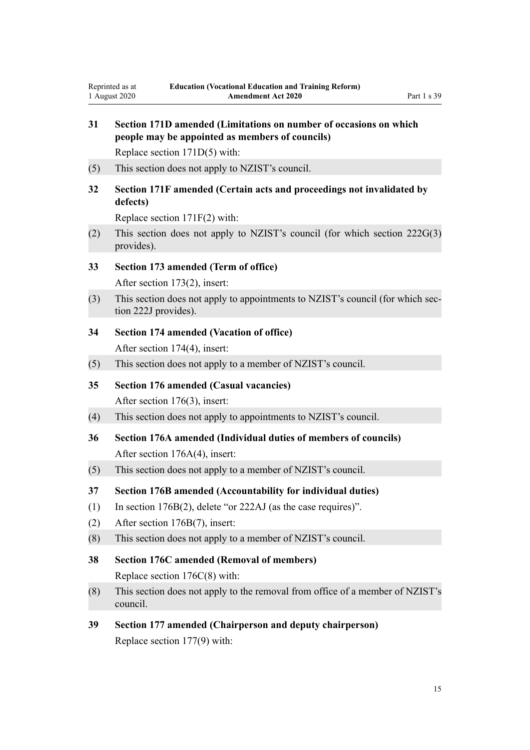### 31 Section 171D amended (Limitations on number of occasions on which people may be appointed as members of councils)

Replace section 171D(5) with:

(5) This section does not apply to NZIST's council.

### 32 Section 171F amended (Certain acts and proceedings not invalidated by defects)

Replace section 171F(2) with:

(2) This section does not apply to NZIST's council (for which section 222G(3) provides).

### 33 Section 173 amended (Term of office)

After section 173(2), insert:

(3) This section does not apply to appointments to NZIST's council (for which section 222J provides).

### 34 Section 174 amended (Vacation of office)

After section 174(4), insert:

(5) This section does not apply to a member of NZIST's council.

### 35 Section 176 amended (Casual vacancies)

After section 176(3), insert:

(4) This section does not apply to appointments to NZIST's council.

### 36 Section 176A amended (Individual duties of members of councils)

After section 176A(4), insert:

(5) This section does not apply to a member of NZIST's council.

### 37 Section 176B amended (Accountability for individual duties)

(1) In section 176B(2), delete "or 222AJ (as the case requires)".

(2) After section 176B(7), insert:

(8) This section does not apply to a member of NZIST's council.

### 38 Section 176C amended (Removal of members)

Replace section 176C(8) with:

(8) This section does not apply to the removal from office of a member of NZIST's council.

### 39 Section 177 amended (Chairperson and deputy chairperson)

Replace section 177(9) with: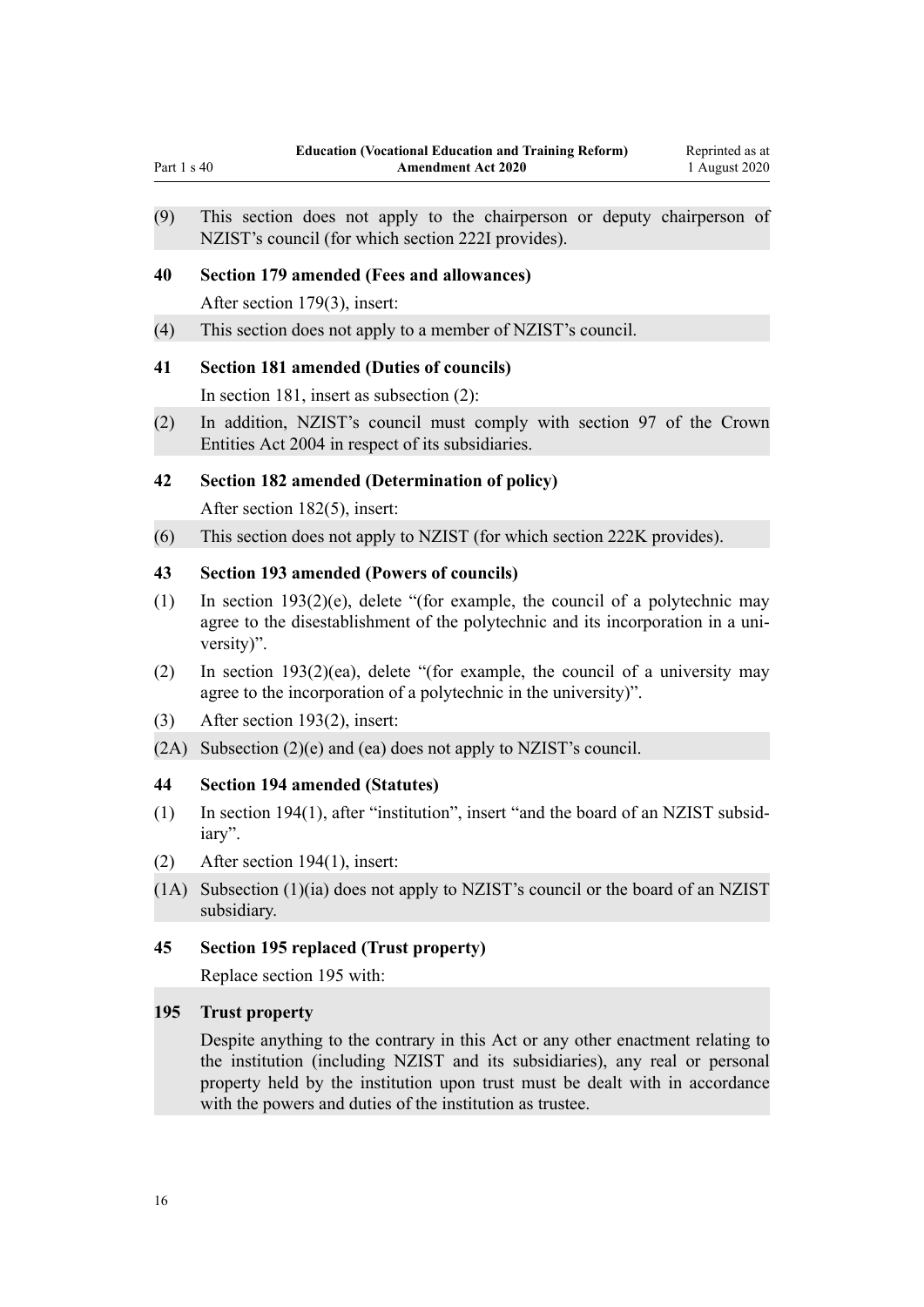(9) This section does not apply to the chairperson or deputy chairperson of NZIST's council (for which section 222I provides).

### 40 Section 179 amended (Fees and allowances)

After section 179(3), insert:

(4) This section does not apply to a member of NZIST's council.

### 41 Section 181 amended (Duties of councils)

In section 181, insert as subsection (2):

(2) In addition, NZIST's council must comply with section 97 of the Crown Entities Act 2004 in respect of its subsidiaries.

### 42 Section 182 amended (Determination of policy)

After section 182(5), insert:

(6) This section does not apply to NZIST (for which section 222K provides).

### 43 Section 193 amended (Powers of councils)

(1) In section 193(2)(e), delete "(for example, the council of a polytechnic may agree to the disestablishment of the polytechnic and its incorporation in a university)".

(2) In section 193(2)(ea), delete "(for example, the council of a university may agree to the incorporation of a polytechnic in the university)".

(3) After section 193(2), insert:

(2A) Subsection (2)(e) and (ea) does not apply to NZIST's council.

### 44 Section 194 amended (Statutes)

(1) In section 194(1), after "institution", insert "and the board of an NZIST subsidiary".

(2) After section 194(1), insert:

(1A) Subsection (1)(ia) does not apply to NZIST's council or the board of an NZIST subsidiary.

### 45 Section 195 replaced (Trust property)

Replace section 195 with:

### 195 Trust property

Despite anything to the contrary in this Act or any other enactment relating to the institution (including NZIST and its subsidiaries), any real or personal property held by the institution upon trust must be dealt with in accordance with the powers and duties of the institution as trustee.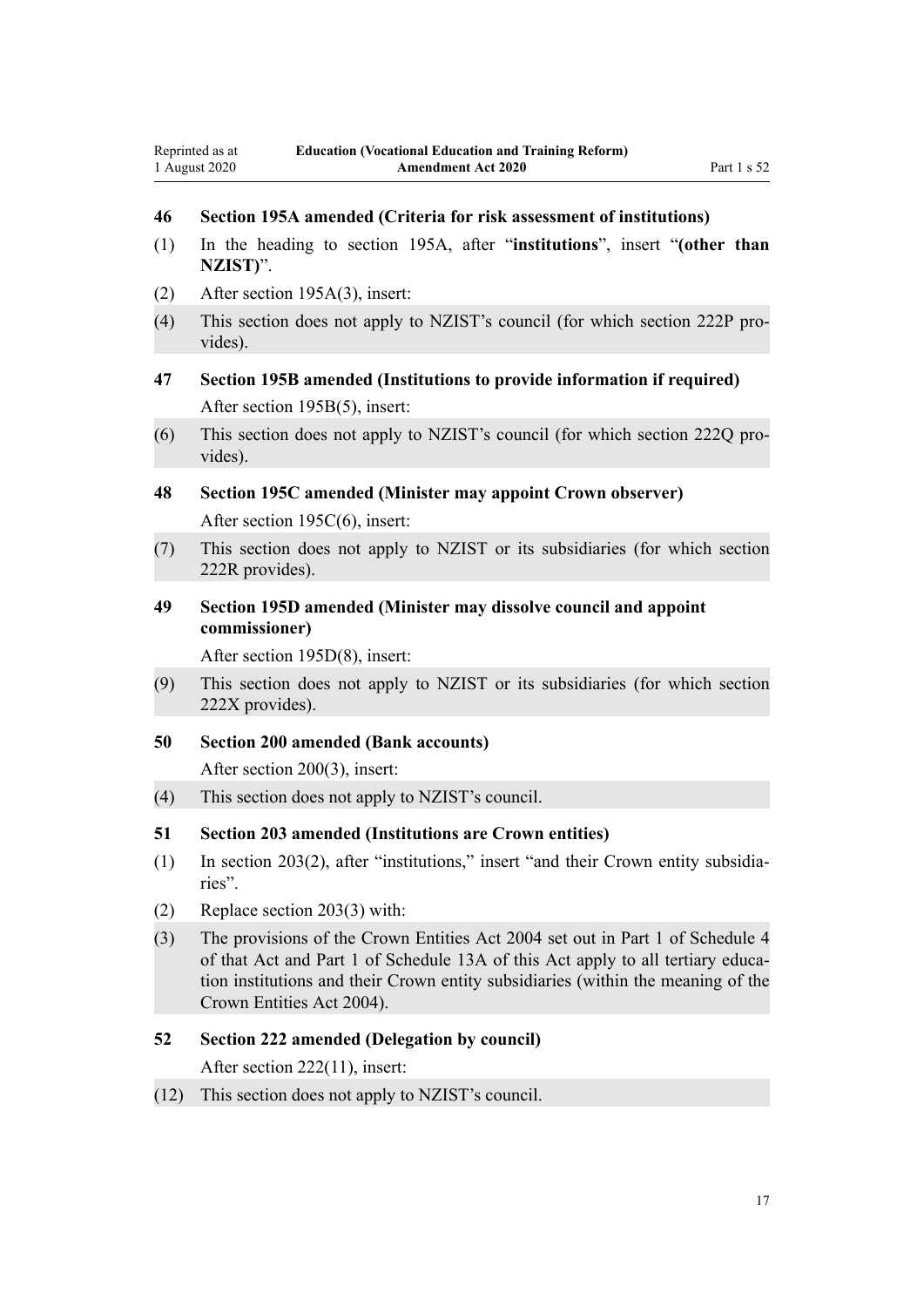### 46 Section 195A amended (Criteria for risk assessment of institutions)

(1) In the heading to section 195A, after "**institutions**", insert "**(other than NZIST)**".

(2) After section 195A(3), insert:

(4) This section does not apply to NZIST's council (for which section 222P provides).

### 47 Section 195B amended (Institutions to provide information if required)

After section 195B(5), insert:

(6) This section does not apply to NZIST's council (for which section 222Q provides).

### 48 Section 195C amended (Minister may appoint Crown observer)

After section 195C(6), insert:

(7) This section does not apply to NZIST or its subsidiaries (for which section 222R provides).

### 49 Section 195D amended (Minister may dissolve council and appoint commissioner)

After section 195D(8), insert:

(9) This section does not apply to NZIST or its subsidiaries (for which section 222X provides).

### 50 Section 200 amended (Bank accounts)

After section 200(3), insert:

(4) This section does not apply to NZIST's council.

### 51 Section 203 amended (Institutions are Crown entities)

(1) In section 203(2), after "institutions," insert "and their Crown entity subsidiaries".

(2) Replace section 203(3) with:

(3) The provisions of the Crown Entities Act 2004 set out in Part 1 of Schedule 4 of that Act and Part 1 of Schedule 13A of this Act apply to all tertiary education institutions and their Crown entity subsidiaries (within the meaning of the Crown Entities Act 2004).

### 52 Section 222 amended (Delegation by council)

After section 222(11), insert:

(12) This section does not apply to NZIST's council.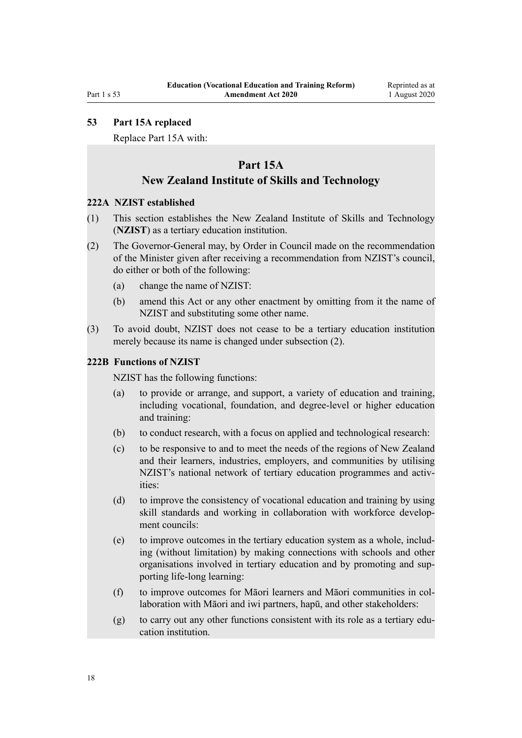### 53 Part 15A replaced

Replace Part 15A with:

## Part 15A
## New Zealand Institute of Skills and Technology

### 222A NZIST established

(1) This section establishes the New Zealand Institute of Skills and Technology (**NZIST**) as a tertiary education institution.

(2) The Governor-General may, by Order in Council made on the recommendation of the Minister given after receiving a recommendation from NZIST's council, do either or both of the following:

(a) change the name of NZIST:

(b) amend this Act or any other enactment by omitting from it the name of NZIST and substituting some other name.

(3) To avoid doubt, NZIST does not cease to be a tertiary education institution merely because its name is changed under subsection (2).

### 222B Functions of NZIST

NZIST has the following functions:

(a) to provide or arrange, and support, a variety of education and training, including vocational, foundation, and degree-level or higher education and training:

(b) to conduct research, with a focus on applied and technological research:

(c) to be responsive to and to meet the needs of the regions of New Zealand and their learners, industries, employers, and communities by utilising NZIST's national network of tertiary education programmes and activities:

(d) to improve the consistency of vocational education and training by using skill standards and working in collaboration with workforce development councils:

(e) to improve outcomes in the tertiary education system as a whole, including (without limitation) by making connections with schools and other organisations involved in tertiary education and by promoting and supporting life-long learning:

(f) to improve outcomes for Māori learners and Māori communities in collaboration with Māori and iwi partners, hapū, and other stakeholders:

(g) to carry out any other functions consistent with its role as a tertiary education institution.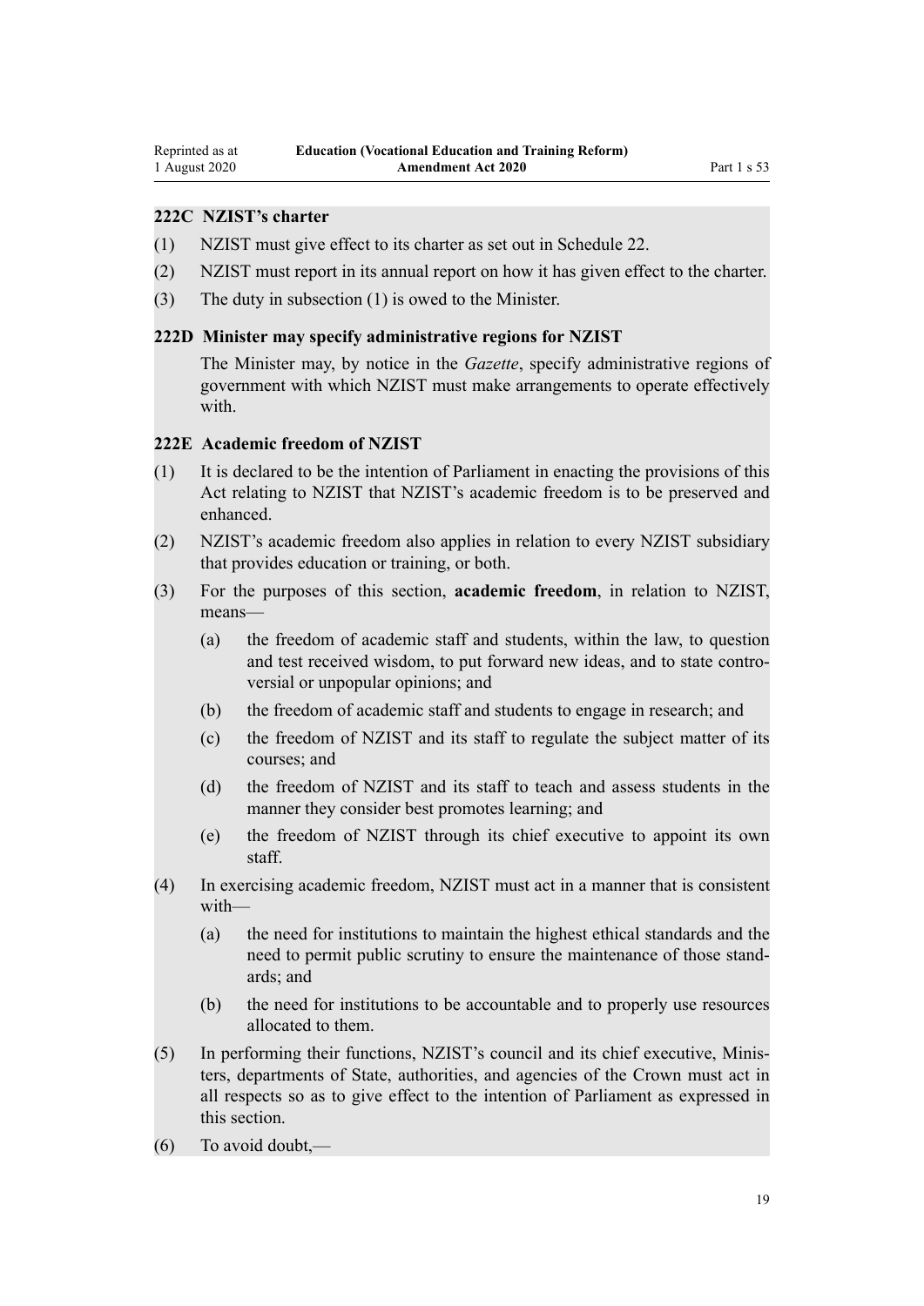### 222C NZIST's charter

(1) NZIST must give effect to its charter as set out in Schedule 22.

(2) NZIST must report in its annual report on how it has given effect to the charter.

(3) The duty in subsection (1) is owed to the Minister.

### 222D Minister may specify administrative regions for NZIST

The Minister may, by notice in the *Gazette*, specify administrative regions of government with which NZIST must make arrangements to operate effectively with.

### 222E Academic freedom of NZIST

(1) It is declared to be the intention of Parliament in enacting the provisions of this Act relating to NZIST that NZIST's academic freedom is to be preserved and enhanced.

(2) NZIST's academic freedom also applies in relation to every NZIST subsidiary that provides education or training, or both.

(3) For the purposes of this section, **academic freedom**, in relation to NZIST, means—

- (a) the freedom of academic staff and students, within the law, to question and test received wisdom, to put forward new ideas, and to state controversial or unpopular opinions; and
- (b) the freedom of academic staff and students to engage in research; and
- (c) the freedom of NZIST and its staff to regulate the subject matter of its courses; and
- (d) the freedom of NZIST and its staff to teach and assess students in the manner they consider best promotes learning; and
- (e) the freedom of NZIST through its chief executive to appoint its own staff.

(4) In exercising academic freedom, NZIST must act in a manner that is consistent with—

- (a) the need for institutions to maintain the highest ethical standards and the need to permit public scrutiny to ensure the maintenance of those standards; and
- (b) the need for institutions to be accountable and to properly use resources allocated to them.

(5) In performing their functions, NZIST's council and its chief executive, Ministers, departments of State, authorities, and agencies of the Crown must act in all respects so as to give effect to the intention of Parliament as expressed in this section.

(6) To avoid doubt,—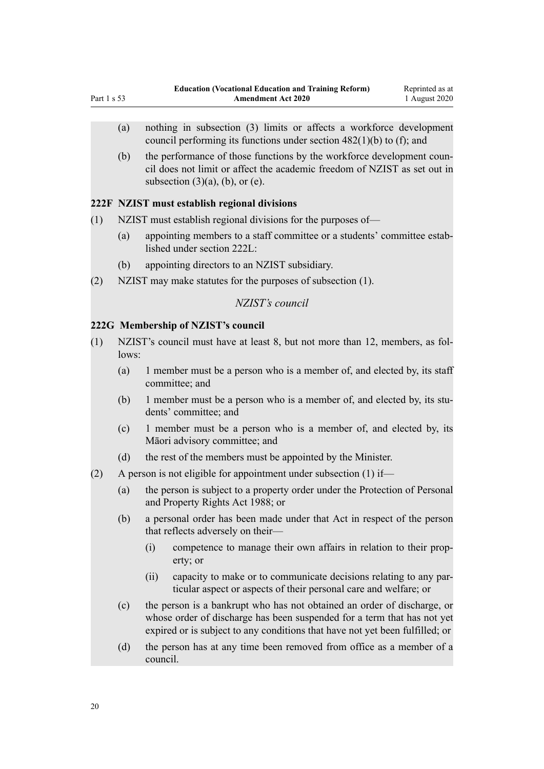(a) nothing in subsection (3) limits or affects a workforce development council performing its functions under section 482(1)(b) to (f); and

(b) the performance of those functions by the workforce development council does not limit or affect the academic freedom of NZIST as set out in subsection (3)(a), (b), or (e).

### 222F NZIST must establish regional divisions

(1) NZIST must establish regional divisions for the purposes of—

(a) appointing members to a staff committee or a students' committee established under section 222L:

(b) appointing directors to an NZIST subsidiary.

(2) NZIST may make statutes for the purposes of subsection (1).

*NZIST's council*

### 222G Membership of NZIST's council

(1) NZIST's council must have at least 8, but not more than 12, members, as follows:

(a) 1 member must be a person who is a member of, and elected by, its staff committee; and

(b) 1 member must be a person who is a member of, and elected by, its students' committee; and

(c) 1 member must be a person who is a member of, and elected by, its Māori advisory committee; and

(d) the rest of the members must be appointed by the Minister.

(2) A person is not eligible for appointment under subsection (1) if—

(a) the person is subject to a property order under the Protection of Personal and Property Rights Act 1988; or

(b) a personal order has been made under that Act in respect of the person that reflects adversely on their—

(i) competence to manage their own affairs in relation to their property; or

(ii) capacity to make or to communicate decisions relating to any particular aspect or aspects of their personal care and welfare; or

(c) the person is a bankrupt who has not obtained an order of discharge, or whose order of discharge has been suspended for a term that has not yet expired or is subject to any conditions that have not yet been fulfilled; or

(d) the person has at any time been removed from office as a member of a council.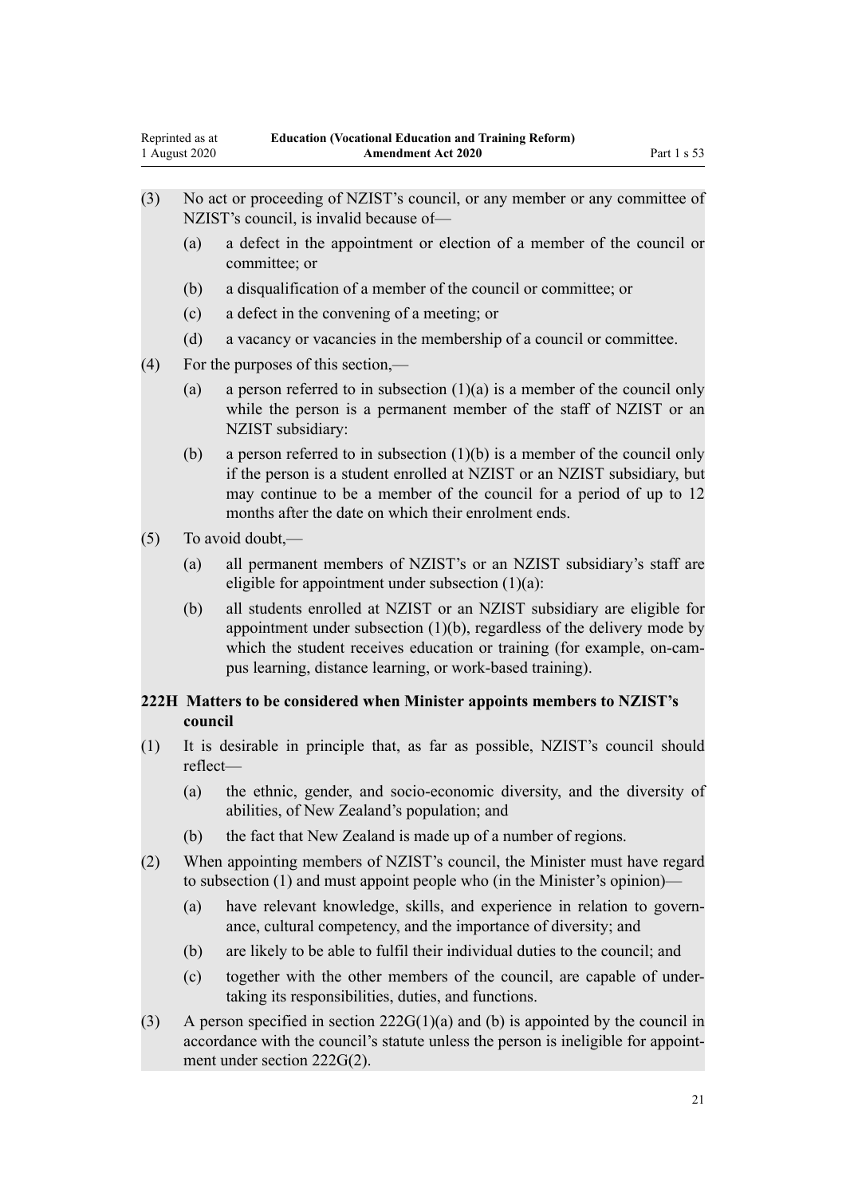(3) No act or proceeding of NZIST's council, or any member or any committee of NZIST's council, is invalid because of—

(a) a defect in the appointment or election of a member of the council or committee; or

(b) a disqualification of a member of the council or committee; or

(c) a defect in the convening of a meeting; or

(d) a vacancy or vacancies in the membership of a council or committee.

(4) For the purposes of this section,—

(a) a person referred to in subsection (1)(a) is a member of the council only while the person is a permanent member of the staff of NZIST or an NZIST subsidiary:

(b) a person referred to in subsection (1)(b) is a member of the council only if the person is a student enrolled at NZIST or an NZIST subsidiary, but may continue to be a member of the council for a period of up to 12 months after the date on which their enrolment ends.

(5) To avoid doubt,—

(a) all permanent members of NZIST's or an NZIST subsidiary's staff are eligible for appointment under subsection (1)(a):

(b) all students enrolled at NZIST or an NZIST subsidiary are eligible for appointment under subsection (1)(b), regardless of the delivery mode by which the student receives education or training (for example, on-campus learning, distance learning, or work-based training).

### 222H Matters to be considered when Minister appoints members to NZIST's council

(1) It is desirable in principle that, as far as possible, NZIST's council should reflect—

(a) the ethnic, gender, and socio-economic diversity, and the diversity of abilities, of New Zealand's population; and

(b) the fact that New Zealand is made up of a number of regions.

(2) When appointing members of NZIST's council, the Minister must have regard to subsection (1) and must appoint people who (in the Minister's opinion)—

(a) have relevant knowledge, skills, and experience in relation to governance, cultural competency, and the importance of diversity; and

(b) are likely to be able to fulfil their individual duties to the council; and

(c) together with the other members of the council, are capable of undertaking its responsibilities, duties, and functions.

(3) A person specified in section 222G(1)(a) and (b) is appointed by the council in accordance with the council's statute unless the person is ineligible for appointment under section 222G(2).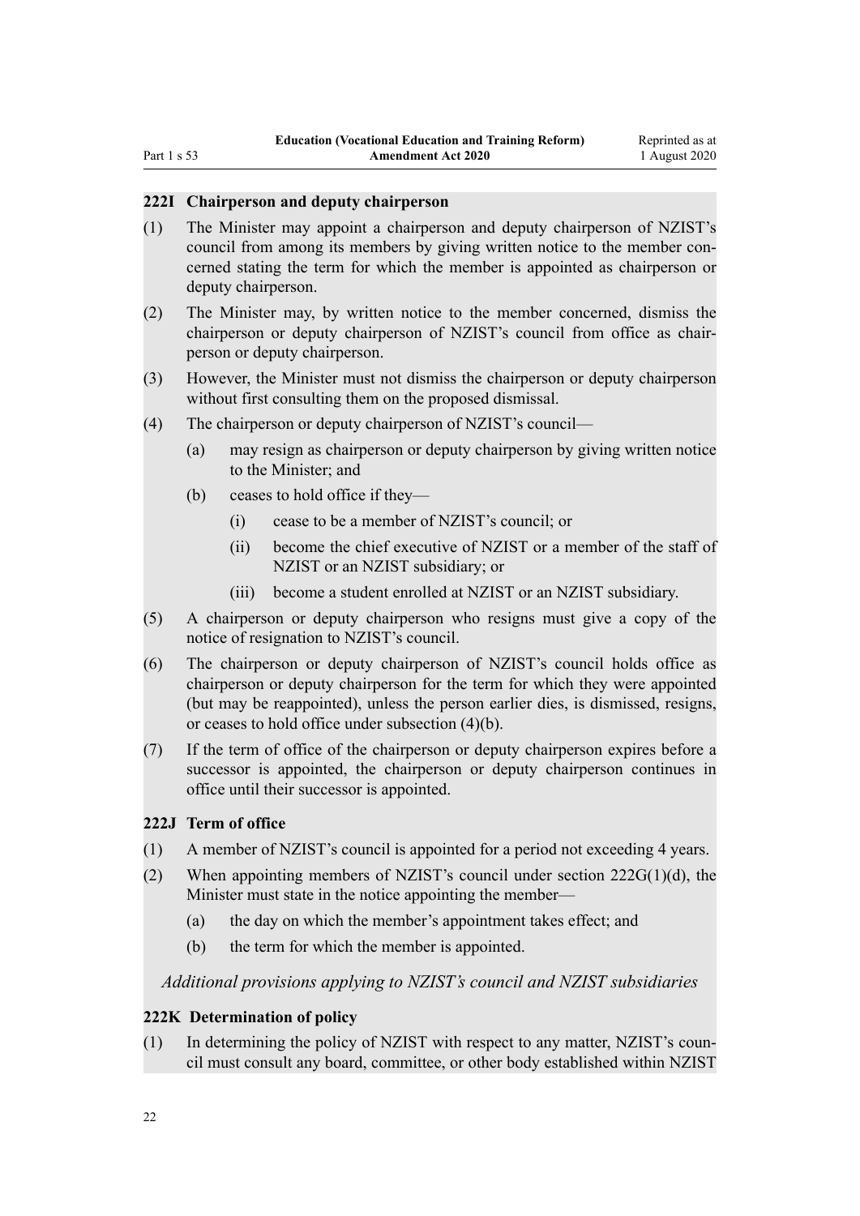### 222I Chairperson and deputy chairperson

(1) The Minister may appoint a chairperson and deputy chairperson of NZIST's council from among its members by giving written notice to the member concerned stating the term for which the member is appointed as chairperson or deputy chairperson.

(2) The Minister may, by written notice to the member concerned, dismiss the chairperson or deputy chairperson of NZIST's council from office as chairperson or deputy chairperson.

(3) However, the Minister must not dismiss the chairperson or deputy chairperson without first consulting them on the proposed dismissal.

(4) The chairperson or deputy chairperson of NZIST's council—

- (a) may resign as chairperson or deputy chairperson by giving written notice to the Minister; and
- (b) ceases to hold office if they—
  - (i) cease to be a member of NZIST's council; or
  - (ii) become the chief executive of NZIST or a member of the staff of NZIST or an NZIST subsidiary; or
  - (iii) become a student enrolled at NZIST or an NZIST subsidiary.

(5) A chairperson or deputy chairperson who resigns must give a copy of the notice of resignation to NZIST's council.

(6) The chairperson or deputy chairperson of NZIST's council holds office as chairperson or deputy chairperson for the term for which they were appointed (but may be reappointed), unless the person earlier dies, is dismissed, resigns, or ceases to hold office under subsection (4)(b).

(7) If the term of office of the chairperson or deputy chairperson expires before a successor is appointed, the chairperson or deputy chairperson continues in office until their successor is appointed.

### 222J Term of office

(1) A member of NZIST's council is appointed for a period not exceeding 4 years.

(2) When appointing members of NZIST's council under section 222G(1)(d), the Minister must state in the notice appointing the member—

- (a) the day on which the member's appointment takes effect; and
- (b) the term for which the member is appointed.

*Additional provisions applying to NZIST's council and NZIST subsidiaries*

### 222K Determination of policy

(1) In determining the policy of NZIST with respect to any matter, NZIST's council must consult any board, committee, or other body established within NZIST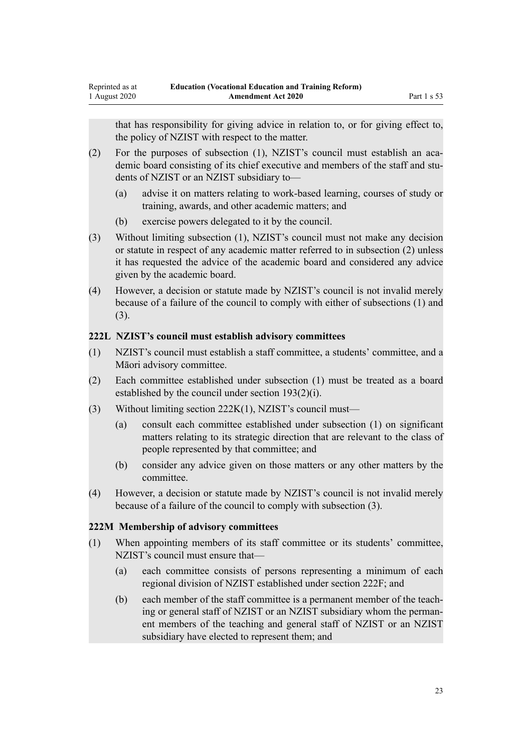that has responsibility for giving advice in relation to, or for giving effect to, the policy of NZIST with respect to the matter.

(2) For the purposes of subsection (1), NZIST's council must establish an academic board consisting of its chief executive and members of the staff and students of NZIST or an NZIST subsidiary to—

(a) advise it on matters relating to work-based learning, courses of study or training, awards, and other academic matters; and

(b) exercise powers delegated to it by the council.

(3) Without limiting subsection (1), NZIST's council must not make any decision or statute in respect of any academic matter referred to in subsection (2) unless it has requested the advice of the academic board and considered any advice given by the academic board.

(4) However, a decision or statute made by NZIST's council is not invalid merely because of a failure of the council to comply with either of subsections (1) and (3).

### 222L NZIST's council must establish advisory committees

(1) NZIST's council must establish a staff committee, a students' committee, and a Māori advisory committee.

(2) Each committee established under subsection (1) must be treated as a board established by the council under section 193(2)(i).

(3) Without limiting section 222K(1), NZIST's council must—

(a) consult each committee established under subsection (1) on significant matters relating to its strategic direction that are relevant to the class of people represented by that committee; and

(b) consider any advice given on those matters or any other matters by the committee.

(4) However, a decision or statute made by NZIST's council is not invalid merely because of a failure of the council to comply with subsection (3).

### 222M Membership of advisory committees

(1) When appointing members of its staff committee or its students' committee, NZIST's council must ensure that—

(a) each committee consists of persons representing a minimum of each regional division of NZIST established under section 222F; and

(b) each member of the staff committee is a permanent member of the teaching or general staff of NZIST or an NZIST subsidiary whom the permanent members of the teaching and general staff of NZIST or an NZIST subsidiary have elected to represent them; and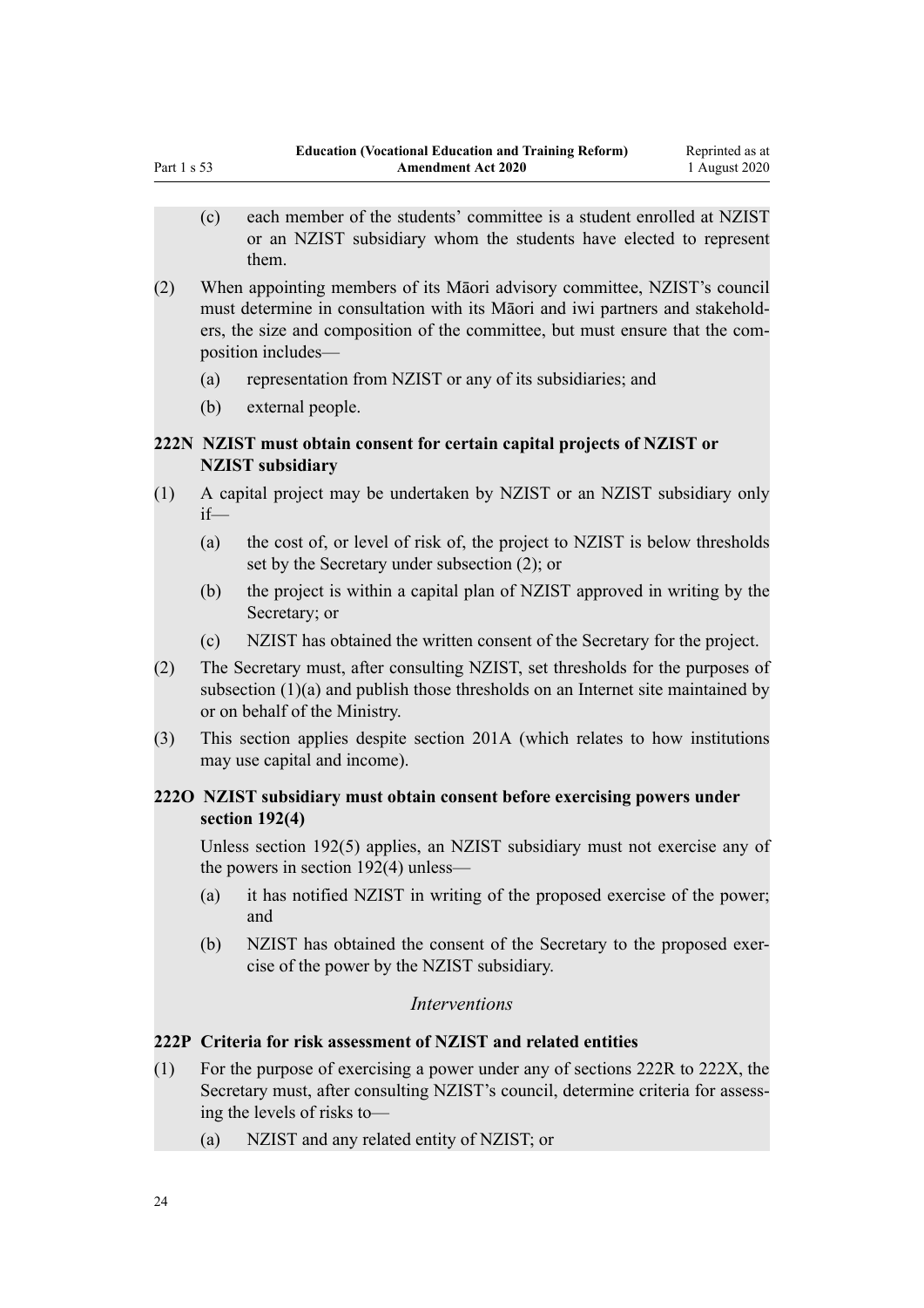(c) each member of the students' committee is a student enrolled at NZIST or an NZIST subsidiary whom the students have elected to represent them.

(2) When appointing members of its Māori advisory committee, NZIST's council must determine in consultation with its Māori and iwi partners and stakeholders, the size and composition of the committee, but must ensure that the composition includes—

(a) representation from NZIST or any of its subsidiaries; and

(b) external people.

### 222N NZIST must obtain consent for certain capital projects of NZIST or NZIST subsidiary

(1) A capital project may be undertaken by NZIST or an NZIST subsidiary only if—

(a) the cost of, or level of risk of, the project to NZIST is below thresholds set by the Secretary under subsection (2); or

(b) the project is within a capital plan of NZIST approved in writing by the Secretary; or

(c) NZIST has obtained the written consent of the Secretary for the project.

(2) The Secretary must, after consulting NZIST, set thresholds for the purposes of subsection (1)(a) and publish those thresholds on an Internet site maintained by or on behalf of the Ministry.

(3) This section applies despite section 201A (which relates to how institutions may use capital and income).

### 222O NZIST subsidiary must obtain consent before exercising powers under section 192(4)

Unless section 192(5) applies, an NZIST subsidiary must not exercise any of the powers in section 192(4) unless—

(a) it has notified NZIST in writing of the proposed exercise of the power; and

(b) NZIST has obtained the consent of the Secretary to the proposed exercise of the power by the NZIST subsidiary.

*Interventions*

### 222P Criteria for risk assessment of NZIST and related entities

(1) For the purpose of exercising a power under any of sections 222R to 222X, the Secretary must, after consulting NZIST's council, determine criteria for assessing the levels of risks to—

(a) NZIST and any related entity of NZIST; or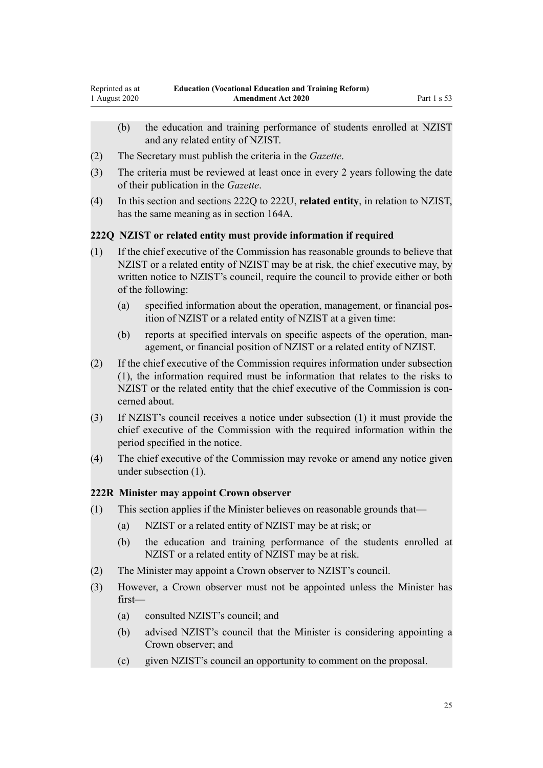(b) the education and training performance of students enrolled at NZIST and any related entity of NZIST.

(2) The Secretary must publish the criteria in the *Gazette*.

(3) The criteria must be reviewed at least once in every 2 years following the date of their publication in the *Gazette*.

(4) In this section and sections 222Q to 222U, **related entity**, in relation to NZIST, has the same meaning as in section 164A.

### 222Q NZIST or related entity must provide information if required

(1) If the chief executive of the Commission has reasonable grounds to believe that NZIST or a related entity of NZIST may be at risk, the chief executive may, by written notice to NZIST's council, require the council to provide either or both of the following:

(a) specified information about the operation, management, or financial position of NZIST or a related entity of NZIST at a given time:

(b) reports at specified intervals on specific aspects of the operation, management, or financial position of NZIST or a related entity of NZIST.

(2) If the chief executive of the Commission requires information under subsection (1), the information required must be information that relates to the risks to NZIST or the related entity that the chief executive of the Commission is concerned about.

(3) If NZIST's council receives a notice under subsection (1) it must provide the chief executive of the Commission with the required information within the period specified in the notice.

(4) The chief executive of the Commission may revoke or amend any notice given under subsection (1).

### 222R Minister may appoint Crown observer

(1) This section applies if the Minister believes on reasonable grounds that—

(a) NZIST or a related entity of NZIST may be at risk; or

(b) the education and training performance of the students enrolled at NZIST or a related entity of NZIST may be at risk.

(2) The Minister may appoint a Crown observer to NZIST's council.

(3) However, a Crown observer must not be appointed unless the Minister has first—

(a) consulted NZIST's council; and

(b) advised NZIST's council that the Minister is considering appointing a Crown observer; and

(c) given NZIST's council an opportunity to comment on the proposal.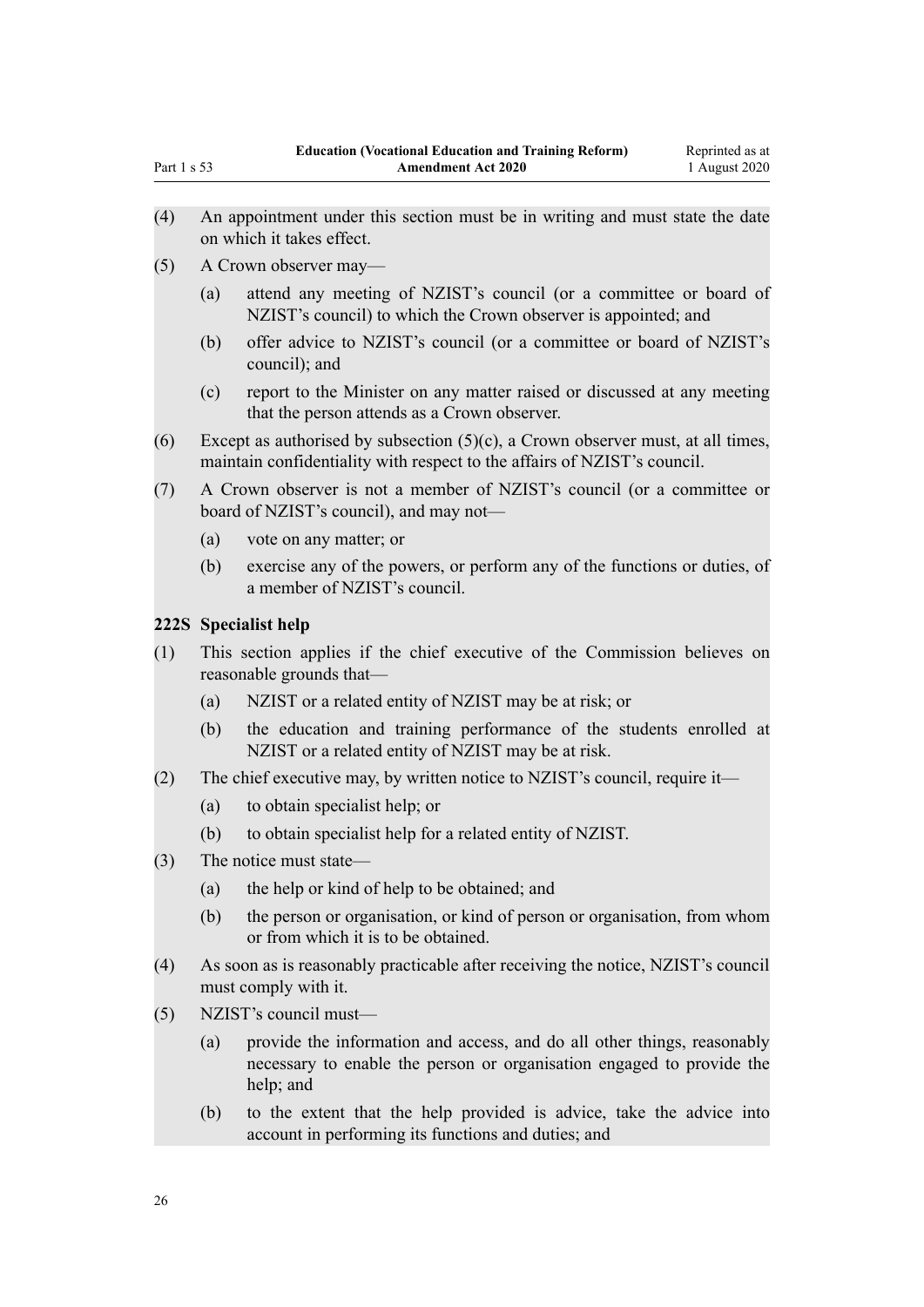(4) An appointment under this section must be in writing and must state the date on which it takes effect.

(5) A Crown observer may—

(a) attend any meeting of NZIST's council (or a committee or board of NZIST's council) to which the Crown observer is appointed; and

(b) offer advice to NZIST's council (or a committee or board of NZIST's council); and

(c) report to the Minister on any matter raised or discussed at any meeting that the person attends as a Crown observer.

(6) Except as authorised by subsection (5)(c), a Crown observer must, at all times, maintain confidentiality with respect to the affairs of NZIST's council.

(7) A Crown observer is not a member of NZIST's council (or a committee or board of NZIST's council), and may not—

(a) vote on any matter; or

(b) exercise any of the powers, or perform any of the functions or duties, of a member of NZIST's council.

### 222S Specialist help

(1) This section applies if the chief executive of the Commission believes on reasonable grounds that—

(a) NZIST or a related entity of NZIST may be at risk; or

(b) the education and training performance of the students enrolled at NZIST or a related entity of NZIST may be at risk.

(2) The chief executive may, by written notice to NZIST's council, require it—

(a) to obtain specialist help; or

(b) to obtain specialist help for a related entity of NZIST.

(3) The notice must state—

(a) the help or kind of help to be obtained; and

(b) the person or organisation, or kind of person or organisation, from whom or from which it is to be obtained.

(4) As soon as is reasonably practicable after receiving the notice, NZIST's council must comply with it.

(5) NZIST's council must—

(a) provide the information and access, and do all other things, reasonably necessary to enable the person or organisation engaged to provide the help; and

(b) to the extent that the help provided is advice, take the advice into account in performing its functions and duties; and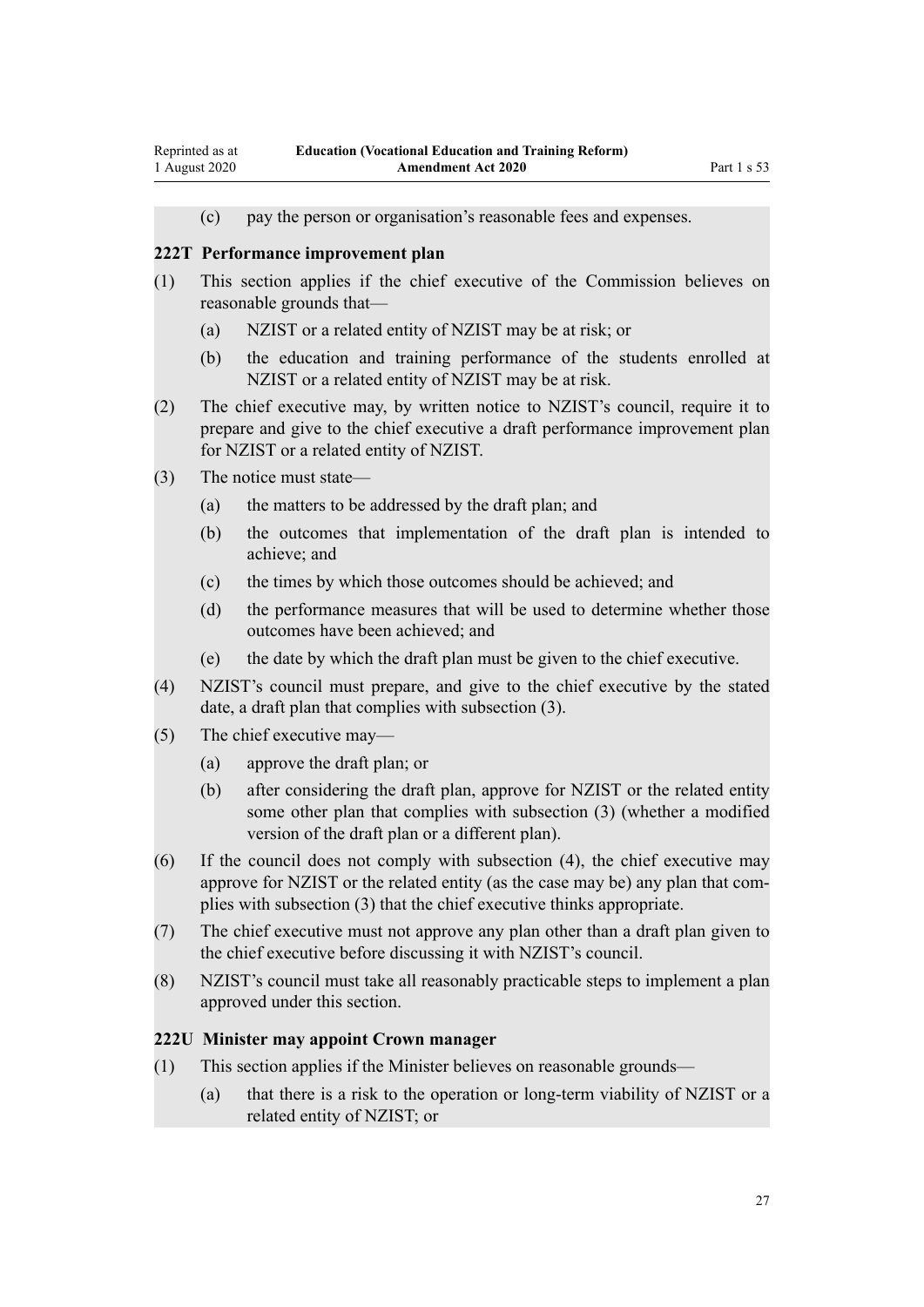(c) pay the person or organisation's reasonable fees and expenses.

**222T Performance improvement plan**

(1) This section applies if the chief executive of the Commission believes on reasonable grounds that—

(a) NZIST or a related entity of NZIST may be at risk; or

(b) the education and training performance of the students enrolled at NZIST or a related entity of NZIST may be at risk.

(2) The chief executive may, by written notice to NZIST's council, require it to prepare and give to the chief executive a draft performance improvement plan for NZIST or a related entity of NZIST.

(3) The notice must state—

(a) the matters to be addressed by the draft plan; and

(b) the outcomes that implementation of the draft plan is intended to achieve; and

(c) the times by which those outcomes should be achieved; and

(d) the performance measures that will be used to determine whether those outcomes have been achieved; and

(e) the date by which the draft plan must be given to the chief executive.

(4) NZIST's council must prepare, and give to the chief executive by the stated date, a draft plan that complies with subsection (3).

(5) The chief executive may—

(a) approve the draft plan; or

(b) after considering the draft plan, approve for NZIST or the related entity some other plan that complies with subsection (3) (whether a modified version of the draft plan or a different plan).

(6) If the council does not comply with subsection (4), the chief executive may approve for NZIST or the related entity (as the case may be) any plan that complies with subsection (3) that the chief executive thinks appropriate.

(7) The chief executive must not approve any plan other than a draft plan given to the chief executive before discussing it with NZIST's council.

(8) NZIST's council must take all reasonably practicable steps to implement a plan approved under this section.

**222U Minister may appoint Crown manager**

(1) This section applies if the Minister believes on reasonable grounds—

(a) that there is a risk to the operation or long-term viability of NZIST or a related entity of NZIST; or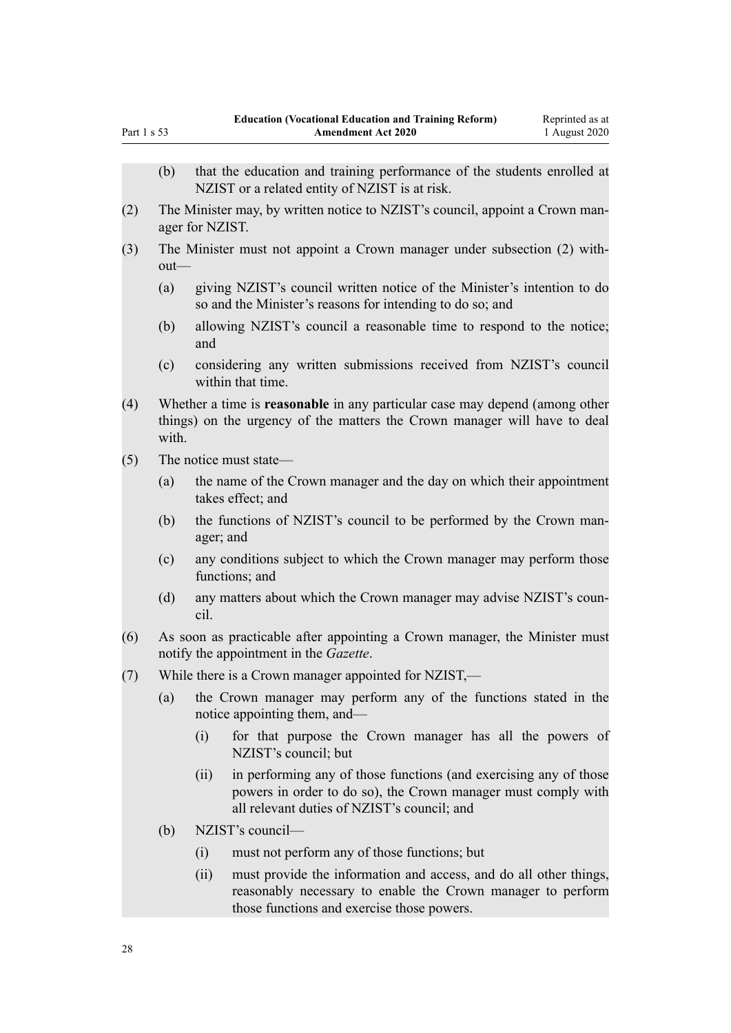(b) that the education and training performance of the students enrolled at NZIST or a related entity of NZIST is at risk.

(2) The Minister may, by written notice to NZIST's council, appoint a Crown manager for NZIST.

(3) The Minister must not appoint a Crown manager under subsection (2) without—

(a) giving NZIST's council written notice of the Minister's intention to do so and the Minister's reasons for intending to do so; and

(b) allowing NZIST's council a reasonable time to respond to the notice; and

(c) considering any written submissions received from NZIST's council within that time.

(4) Whether a time is **reasonable** in any particular case may depend (among other things) on the urgency of the matters the Crown manager will have to deal with.

(5) The notice must state—

(a) the name of the Crown manager and the day on which their appointment takes effect; and

(b) the functions of NZIST's council to be performed by the Crown manager; and

(c) any conditions subject to which the Crown manager may perform those functions; and

(d) any matters about which the Crown manager may advise NZIST's council.

(6) As soon as practicable after appointing a Crown manager, the Minister must notify the appointment in the *Gazette*.

(7) While there is a Crown manager appointed for NZIST,—

(a) the Crown manager may perform any of the functions stated in the notice appointing them, and—

(i) for that purpose the Crown manager has all the powers of NZIST's council; but

(ii) in performing any of those functions (and exercising any of those powers in order to do so), the Crown manager must comply with all relevant duties of NZIST's council; and

(b) NZIST's council—

(i) must not perform any of those functions; but

(ii) must provide the information and access, and do all other things, reasonably necessary to enable the Crown manager to perform those functions and exercise those powers.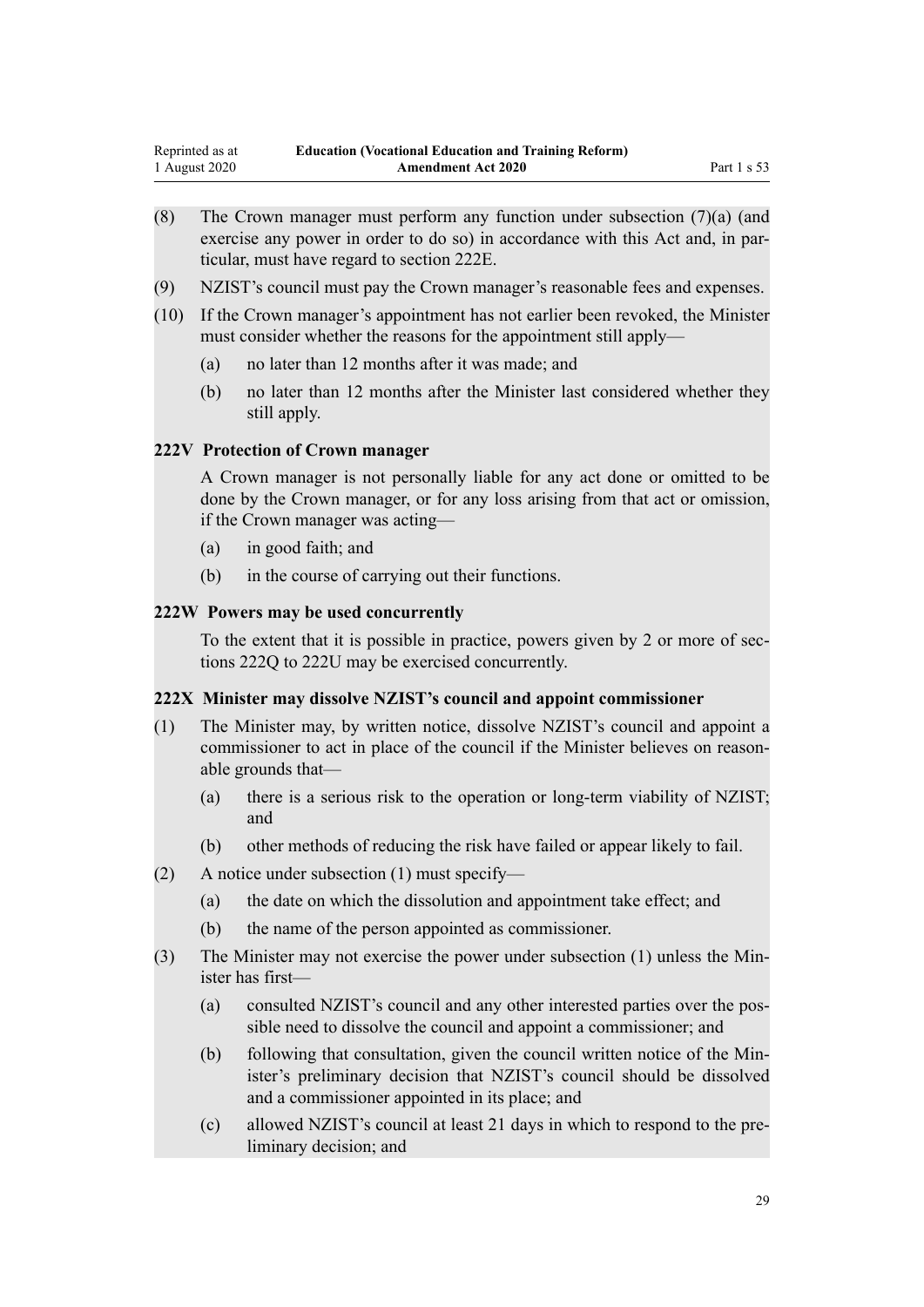(8) The Crown manager must perform any function under subsection (7)(a) (and exercise any power in order to do so) in accordance with this Act and, in particular, must have regard to section 222E.

(9) NZIST's council must pay the Crown manager's reasonable fees and expenses.

(10) If the Crown manager's appointment has not earlier been revoked, the Minister must consider whether the reasons for the appointment still apply—

- (a) no later than 12 months after it was made; and
- (b) no later than 12 months after the Minister last considered whether they still apply.

### 222V Protection of Crown manager

A Crown manager is not personally liable for any act done or omitted to be done by the Crown manager, or for any loss arising from that act or omission, if the Crown manager was acting—

- (a) in good faith; and
- (b) in the course of carrying out their functions.

### 222W Powers may be used concurrently

To the extent that it is possible in practice, powers given by 2 or more of sections 222Q to 222U may be exercised concurrently.

### 222X Minister may dissolve NZIST's council and appoint commissioner

(1) The Minister may, by written notice, dissolve NZIST's council and appoint a commissioner to act in place of the council if the Minister believes on reasonable grounds that—

- (a) there is a serious risk to the operation or long-term viability of NZIST; and
- (b) other methods of reducing the risk have failed or appear likely to fail.

(2) A notice under subsection (1) must specify—

- (a) the date on which the dissolution and appointment take effect; and
- (b) the name of the person appointed as commissioner.

(3) The Minister may not exercise the power under subsection (1) unless the Minister has first—

- (a) consulted NZIST's council and any other interested parties over the possible need to dissolve the council and appoint a commissioner; and
- (b) following that consultation, given the council written notice of the Minister's preliminary decision that NZIST's council should be dissolved and a commissioner appointed in its place; and
- (c) allowed NZIST's council at least 21 days in which to respond to the preliminary decision; and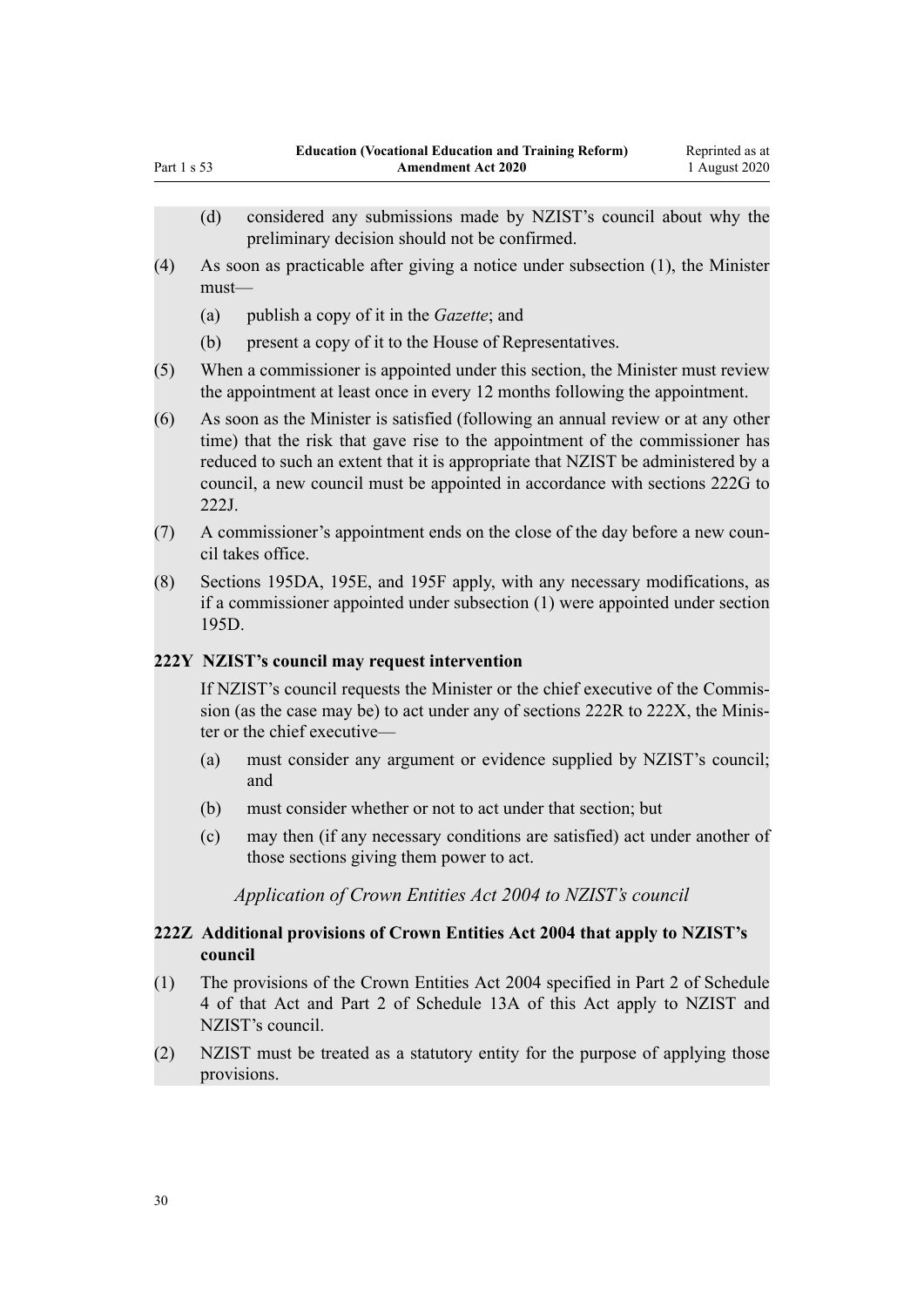(d) considered any submissions made by NZIST's council about why the preliminary decision should not be confirmed.

(4) As soon as practicable after giving a notice under subsection (1), the Minister must—

(a) publish a copy of it in the *Gazette*; and

(b) present a copy of it to the House of Representatives.

(5) When a commissioner is appointed under this section, the Minister must review the appointment at least once in every 12 months following the appointment.

(6) As soon as the Minister is satisfied (following an annual review or at any other time) that the risk that gave rise to the appointment of the commissioner has reduced to such an extent that it is appropriate that NZIST be administered by a council, a new council must be appointed in accordance with sections 222G to 222J.

(7) A commissioner's appointment ends on the close of the day before a new council takes office.

(8) Sections 195DA, 195E, and 195F apply, with any necessary modifications, as if a commissioner appointed under subsection (1) were appointed under section 195D.

### 222Y NZIST's council may request intervention

If NZIST's council requests the Minister or the chief executive of the Commission (as the case may be) to act under any of sections 222R to 222X, the Minister or the chief executive—

(a) must consider any argument or evidence supplied by NZIST's council; and

(b) must consider whether or not to act under that section; but

(c) may then (if any necessary conditions are satisfied) act under another of those sections giving them power to act.

*Application of Crown Entities Act 2004 to NZIST's council*

### 222Z Additional provisions of Crown Entities Act 2004 that apply to NZIST's council

(1) The provisions of the Crown Entities Act 2004 specified in Part 2 of Schedule 4 of that Act and Part 2 of Schedule 13A of this Act apply to NZIST and NZIST's council.

(2) NZIST must be treated as a statutory entity for the purpose of applying those provisions.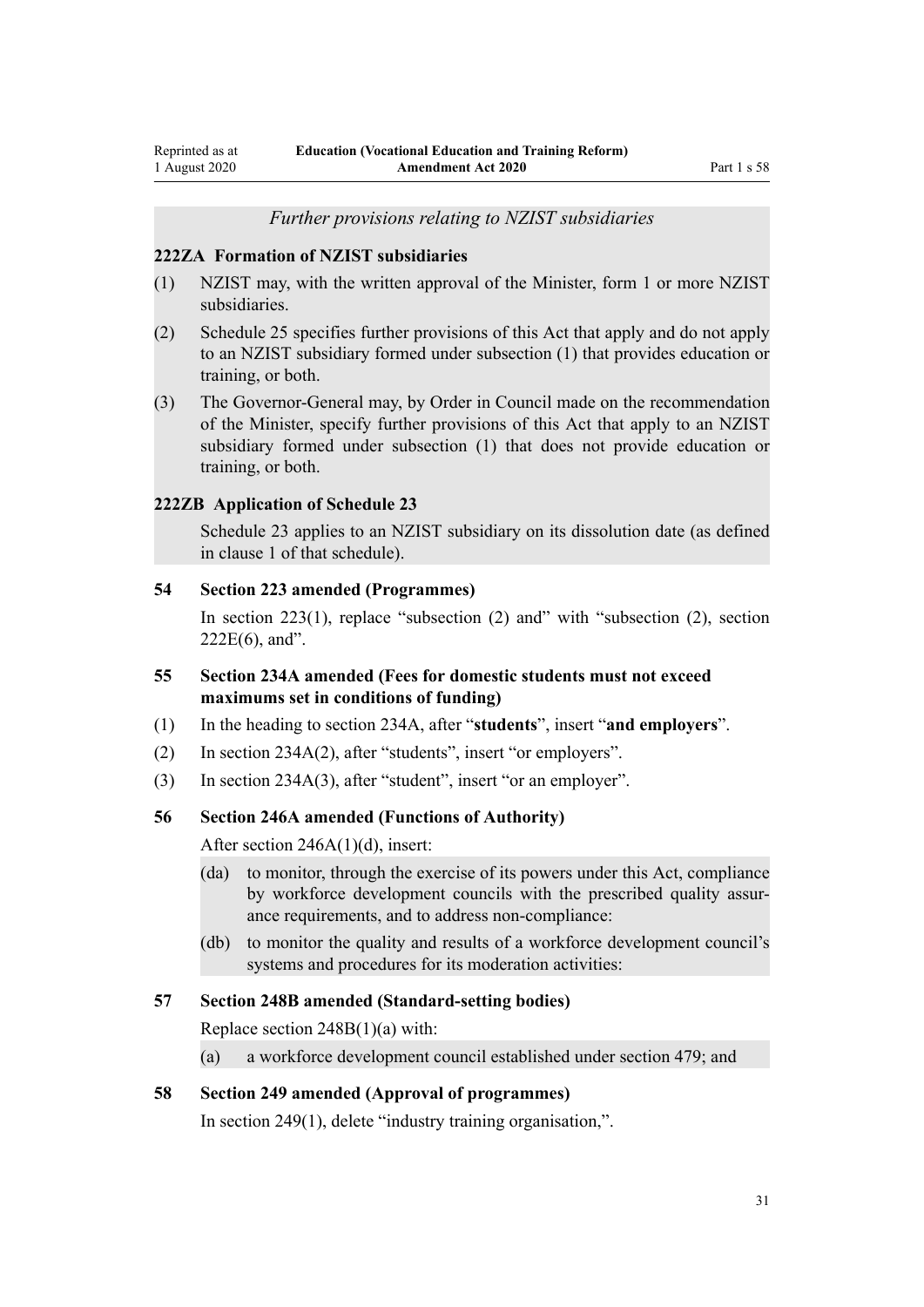*Further provisions relating to NZIST subsidiaries*

**222ZA Formation of NZIST subsidiaries**

(1) NZIST may, with the written approval of the Minister, form 1 or more NZIST subsidiaries.

(2) Schedule 25 specifies further provisions of this Act that apply and do not apply to an NZIST subsidiary formed under subsection (1) that provides education or training, or both.

(3) The Governor-General may, by Order in Council made on the recommendation of the Minister, specify further provisions of this Act that apply to an NZIST subsidiary formed under subsection (1) that does not provide education or training, or both.

**222ZB Application of Schedule 23**

Schedule 23 applies to an NZIST subsidiary on its dissolution date (as defined in clause 1 of that schedule).

**54 Section 223 amended (Programmes)**

In section 223(1), replace "subsection (2) and" with "subsection (2), section 222E(6), and".

**55 Section 234A amended (Fees for domestic students must not exceed maximums set in conditions of funding)**

(1) In the heading to section 234A, after "**students**", insert "**and employers**".

(2) In section 234A(2), after "students", insert "or employers".

(3) In section 234A(3), after "student", insert "or an employer".

**56 Section 246A amended (Functions of Authority)**

After section 246A(1)(d), insert:

(da) to monitor, through the exercise of its powers under this Act, compliance by workforce development councils with the prescribed quality assurance requirements, and to address non-compliance:

(db) to monitor the quality and results of a workforce development council's systems and procedures for its moderation activities:

**57 Section 248B amended (Standard-setting bodies)**

Replace section 248B(1)(a) with:

(a) a workforce development council established under section 479; and

**58 Section 249 amended (Approval of programmes)**

In section 249(1), delete "industry training organisation,".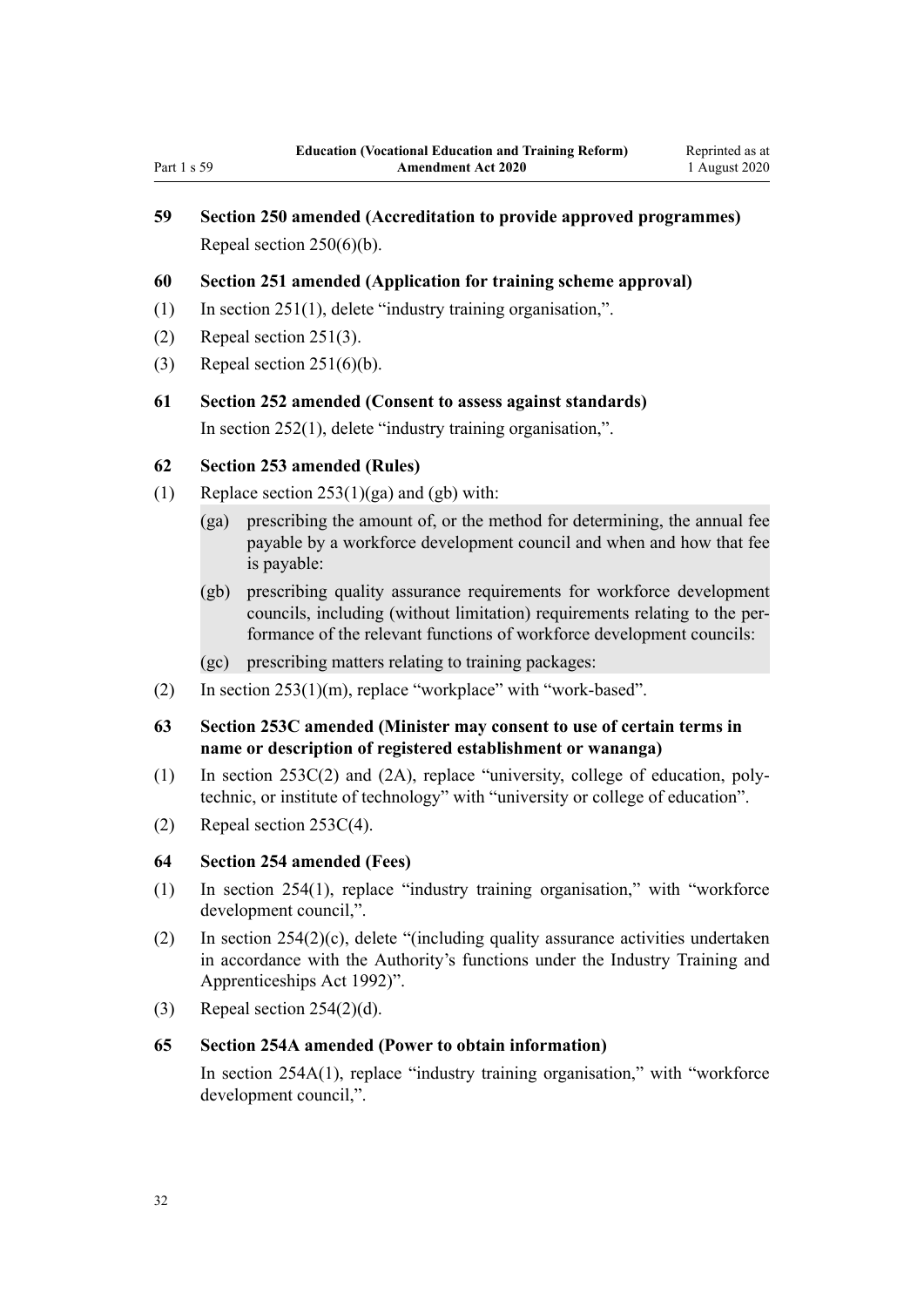### 59 Section 250 amended (Accreditation to provide approved programmes)

Repeal section 250(6)(b).

### 60 Section 251 amended (Application for training scheme approval)

(1) In section 251(1), delete "industry training organisation,".

(2) Repeal section 251(3).

(3) Repeal section 251(6)(b).

### 61 Section 252 amended (Consent to assess against standards)

In section 252(1), delete "industry training organisation,".

### 62 Section 253 amended (Rules)

(1) Replace section 253(1)(ga) and (gb) with:

> (ga) prescribing the amount of, or the method for determining, the annual fee payable by a workforce development council and when and how that fee is payable:
>
> (gb) prescribing quality assurance requirements for workforce development councils, including (without limitation) requirements relating to the performance of the relevant functions of workforce development councils:
>
> (gc) prescribing matters relating to training packages:

(2) In section 253(1)(m), replace "workplace" with "work-based".

### 63 Section 253C amended (Minister may consent to use of certain terms in name or description of registered establishment or wananga)

(1) In section 253C(2) and (2A), replace "university, college of education, polytechnic, or institute of technology" with "university or college of education".

(2) Repeal section 253C(4).

### 64 Section 254 amended (Fees)

(1) In section 254(1), replace "industry training organisation," with "workforce development council,".

(2) In section 254(2)(c), delete "(including quality assurance activities undertaken in accordance with the Authority's functions under the Industry Training and Apprenticeships Act 1992)".

(3) Repeal section 254(2)(d).

### 65 Section 254A amended (Power to obtain information)

In section 254A(1), replace "industry training organisation," with "workforce development council,".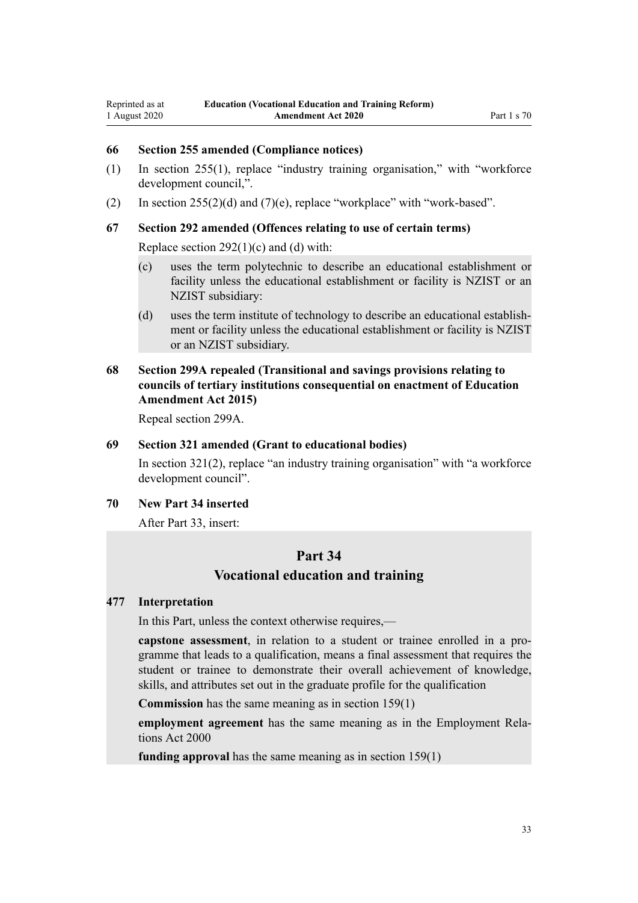### 66 Section 255 amended (Compliance notices)

(1) In section 255(1), replace "industry training organisation," with "workforce development council,".

(2) In section 255(2)(d) and (7)(e), replace "workplace" with "work-based".

### 67 Section 292 amended (Offences relating to use of certain terms)

Replace section 292(1)(c) and (d) with:

> (c) uses the term polytechnic to describe an educational establishment or facility unless the educational establishment or facility is NZIST or an NZIST subsidiary:
>
> (d) uses the term institute of technology to describe an educational establishment or facility unless the educational establishment or facility is NZIST or an NZIST subsidiary.

### 68 Section 299A repealed (Transitional and savings provisions relating to councils of tertiary institutions consequential on enactment of Education Amendment Act 2015)

Repeal section 299A.

### 69 Section 321 amended (Grant to educational bodies)

In section 321(2), replace "an industry training organisation" with "a workforce development council".

### 70 New Part 34 inserted

After Part 33, insert:

> ## Part 34
> ## Vocational education and training
>
> ### 477 Interpretation
>
> In this Part, unless the context otherwise requires,—
>
> **capstone assessment**, in relation to a student or trainee enrolled in a programme that leads to a qualification, means a final assessment that requires the student or trainee to demonstrate their overall achievement of knowledge, skills, and attributes set out in the graduate profile for the qualification
>
> **Commission** has the same meaning as in section 159(1)
>
> **employment agreement** has the same meaning as in the Employment Relations Act 2000
>
> **funding approval** has the same meaning as in section 159(1)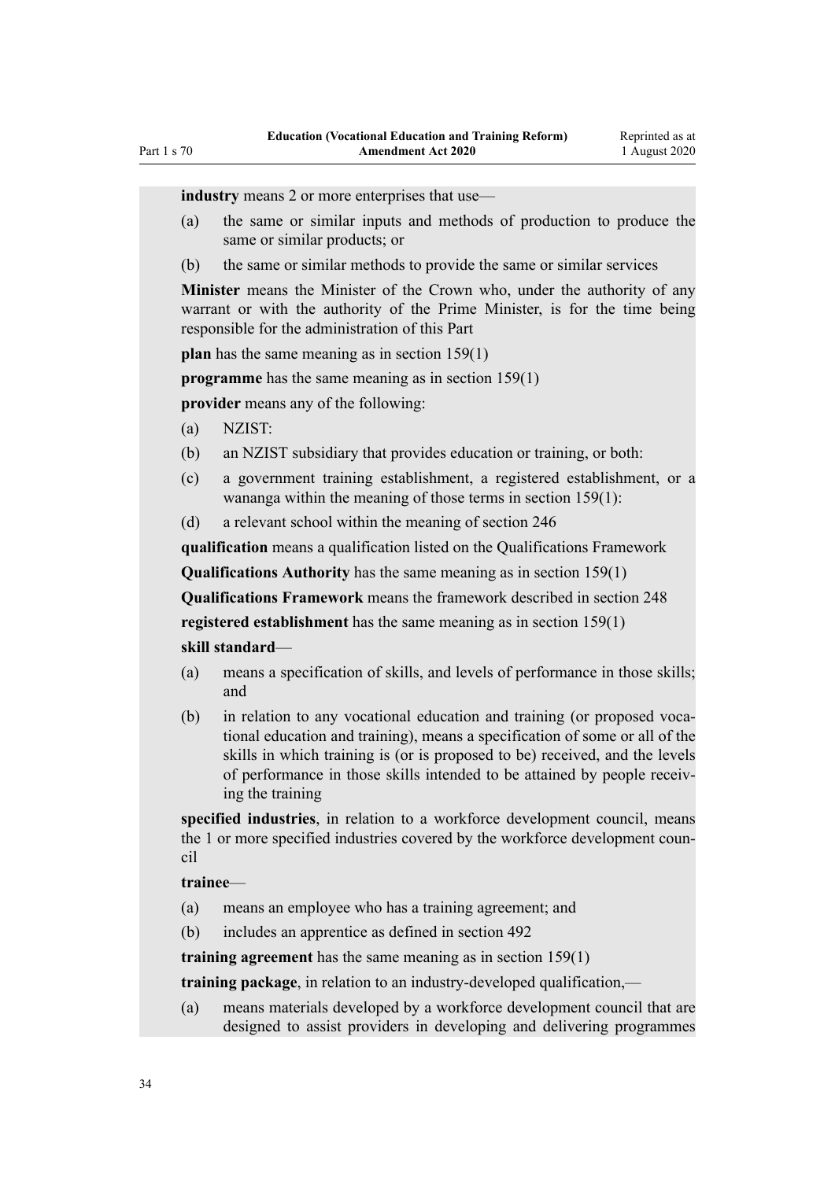**industry** means 2 or more enterprises that use—

(a) the same or similar inputs and methods of production to produce the same or similar products; or

(b) the same or similar methods to provide the same or similar services

**Minister** means the Minister of the Crown who, under the authority of any warrant or with the authority of the Prime Minister, is for the time being responsible for the administration of this Part

**plan** has the same meaning as in section 159(1)

**programme** has the same meaning as in section 159(1)

**provider** means any of the following:

(a) NZIST:

(b) an NZIST subsidiary that provides education or training, or both:

(c) a government training establishment, a registered establishment, or a wananga within the meaning of those terms in section 159(1):

(d) a relevant school within the meaning of section 246

**qualification** means a qualification listed on the Qualifications Framework

**Qualifications Authority** has the same meaning as in section 159(1)

**Qualifications Framework** means the framework described in section 248

**registered establishment** has the same meaning as in section 159(1)

**skill standard**—

(a) means a specification of skills, and levels of performance in those skills; and

(b) in relation to any vocational education and training (or proposed vocational education and training), means a specification of some or all of the skills in which training is (or is proposed to be) received, and the levels of performance in those skills intended to be attained by people receiving the training

**specified industries**, in relation to a workforce development council, means the 1 or more specified industries covered by the workforce development council

**trainee**—

(a) means an employee who has a training agreement; and

(b) includes an apprentice as defined in section 492

**training agreement** has the same meaning as in section 159(1)

**training package**, in relation to an industry-developed qualification,—

(a) means materials developed by a workforce development council that are designed to assist providers in developing and delivering programmes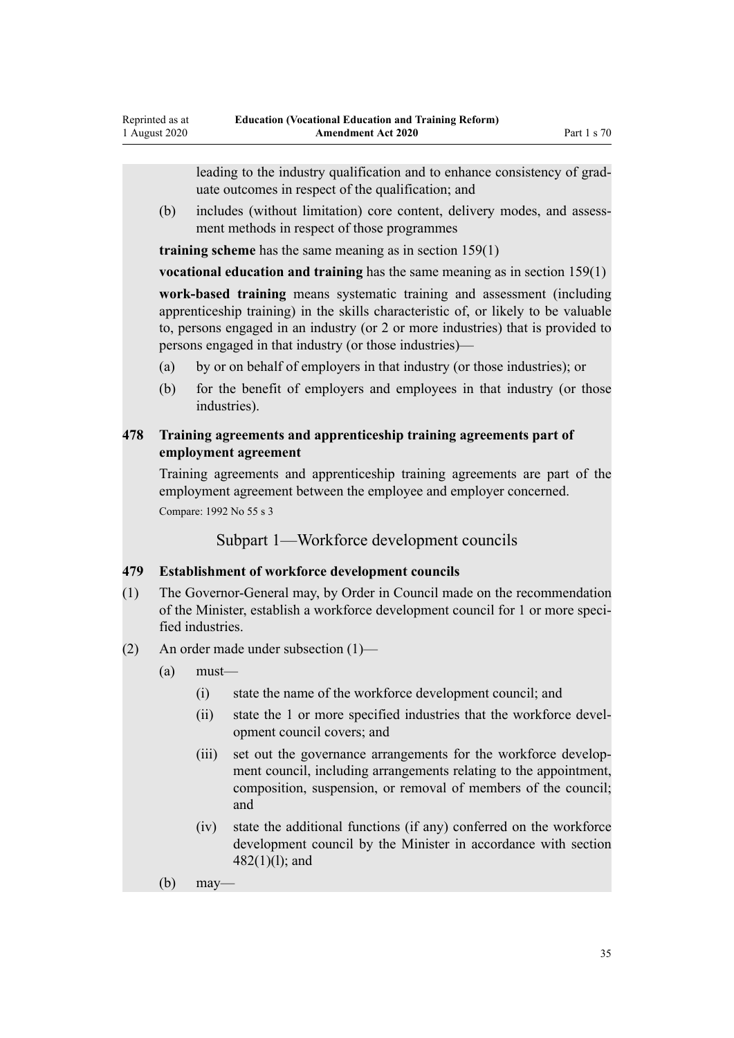leading to the industry qualification and to enhance consistency of graduate outcomes in respect of the qualification; and

(b) includes (without limitation) core content, delivery modes, and assessment methods in respect of those programmes

**training scheme** has the same meaning as in section 159(1)

**vocational education and training** has the same meaning as in section 159(1)

**work-based training** means systematic training and assessment (including apprenticeship training) in the skills characteristic of, or likely to be valuable to, persons engaged in an industry (or 2 or more industries) that is provided to persons engaged in that industry (or those industries)—

(a) by or on behalf of employers in that industry (or those industries); or

(b) for the benefit of employers and employees in that industry (or those industries).

**478 Training agreements and apprenticeship training agreements part of employment agreement**

Training agreements and apprenticeship training agreements are part of the employment agreement between the employee and employer concerned.

Compare: 1992 No 55 s 3

## Subpart 1—Workforce development councils

**479 Establishment of workforce development councils**

(1) The Governor-General may, by Order in Council made on the recommendation of the Minister, establish a workforce development council for 1 or more specified industries.

(2) An order made under subsection (1)—

(a) must—

(i) state the name of the workforce development council; and

(ii) state the 1 or more specified industries that the workforce development council covers; and

(iii) set out the governance arrangements for the workforce development council, including arrangements relating to the appointment, composition, suspension, or removal of members of the council; and

(iv) state the additional functions (if any) conferred on the workforce development council by the Minister in accordance with section 482(1)(l); and

(b) may—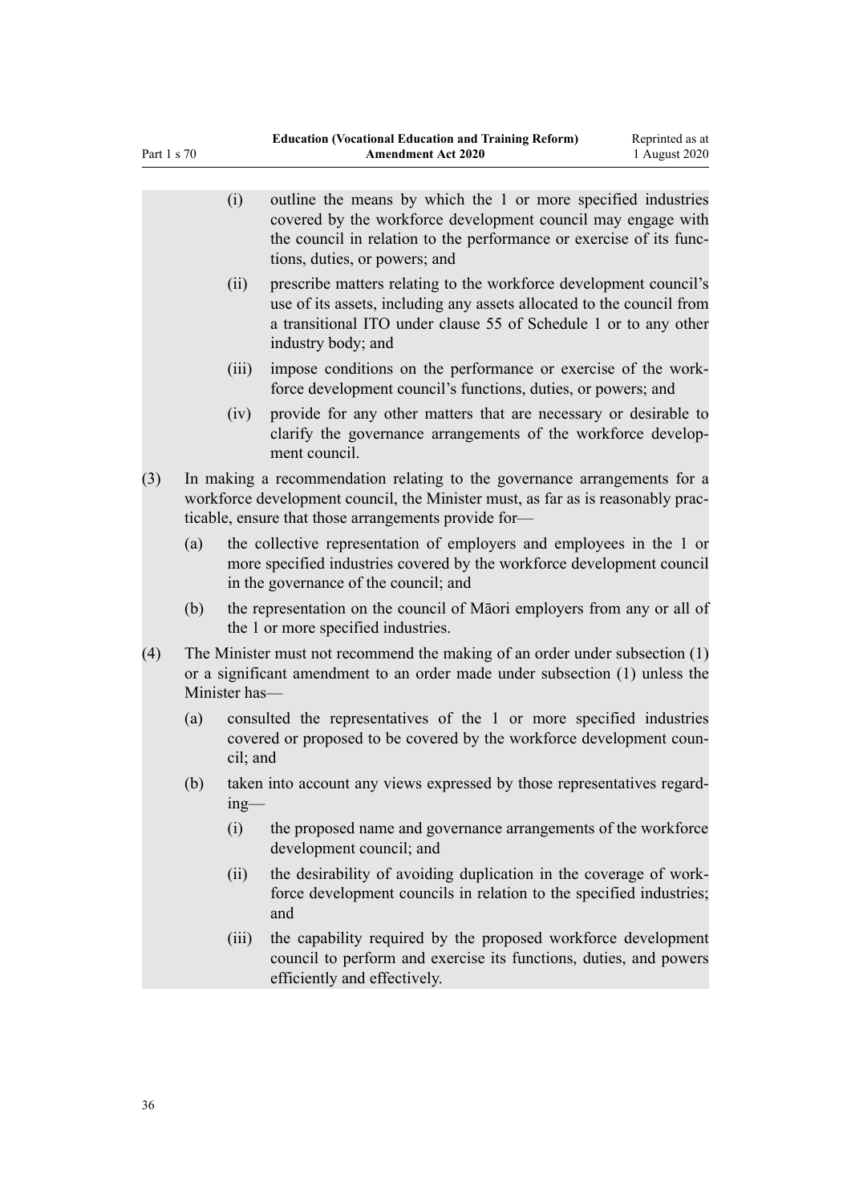(i) outline the means by which the 1 or more specified industries covered by the workforce development council may engage with the council in relation to the performance or exercise of its functions, duties, or powers; and

(ii) prescribe matters relating to the workforce development council's use of its assets, including any assets allocated to the council from a transitional ITO under clause 55 of Schedule 1 or to any other industry body; and

(iii) impose conditions on the performance or exercise of the workforce development council's functions, duties, or powers; and

(iv) provide for any other matters that are necessary or desirable to clarify the governance arrangements of the workforce development council.

(3) In making a recommendation relating to the governance arrangements for a workforce development council, the Minister must, as far as is reasonably practicable, ensure that those arrangements provide for—

(a) the collective representation of employers and employees in the 1 or more specified industries covered by the workforce development council in the governance of the council; and

(b) the representation on the council of Māori employers from any or all of the 1 or more specified industries.

(4) The Minister must not recommend the making of an order under subsection (1) or a significant amendment to an order made under subsection (1) unless the Minister has—

(a) consulted the representatives of the 1 or more specified industries covered or proposed to be covered by the workforce development council; and

(b) taken into account any views expressed by those representatives regarding—

(i) the proposed name and governance arrangements of the workforce development council; and

(ii) the desirability of avoiding duplication in the coverage of workforce development councils in relation to the specified industries; and

(iii) the capability required by the proposed workforce development council to perform and exercise its functions, duties, and powers efficiently and effectively.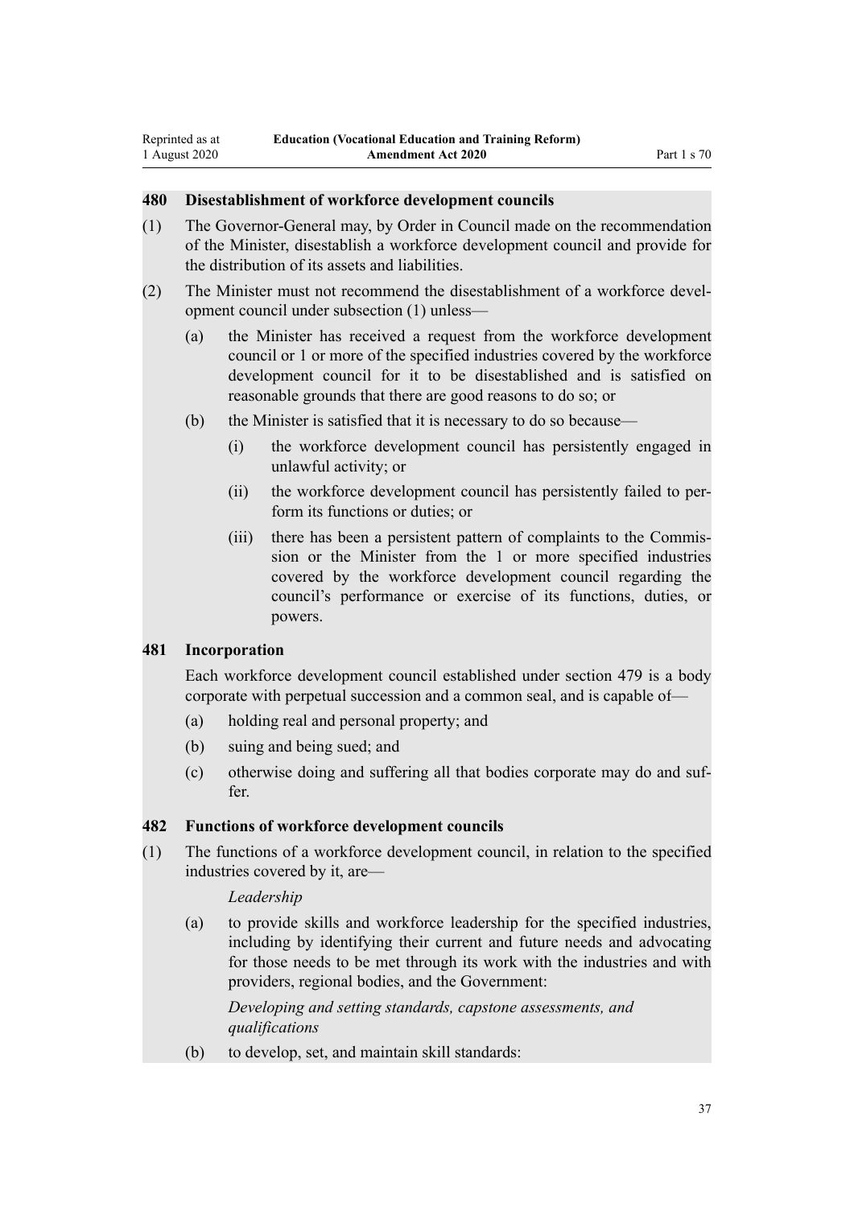### 480 Disestablishment of workforce development councils

(1) The Governor-General may, by Order in Council made on the recommendation of the Minister, disestablish a workforce development council and provide for the distribution of its assets and liabilities.

(2) The Minister must not recommend the disestablishment of a workforce development council under subsection (1) unless—

- (a) the Minister has received a request from the workforce development council or 1 or more of the specified industries covered by the workforce development council for it to be disestablished and is satisfied on reasonable grounds that there are good reasons to do so; or
- (b) the Minister is satisfied that it is necessary to do so because—
  - (i) the workforce development council has persistently engaged in unlawful activity; or
  - (ii) the workforce development council has persistently failed to perform its functions or duties; or
  - (iii) there has been a persistent pattern of complaints to the Commission or the Minister from the 1 or more specified industries covered by the workforce development council regarding the council's performance or exercise of its functions, duties, or powers.

### 481 Incorporation

Each workforce development council established under section 479 is a body corporate with perpetual succession and a common seal, and is capable of—

- (a) holding real and personal property; and
- (b) suing and being sued; and
- (c) otherwise doing and suffering all that bodies corporate may do and suffer.

### 482 Functions of workforce development councils

(1) The functions of a workforce development council, in relation to the specified industries covered by it, are—

*Leadership*

- (a) to provide skills and workforce leadership for the specified industries, including by identifying their current and future needs and advocating for those needs to be met through its work with the industries and with providers, regional bodies, and the Government:

*Developing and setting standards, capstone assessments, and qualifications*

- (b) to develop, set, and maintain skill standards: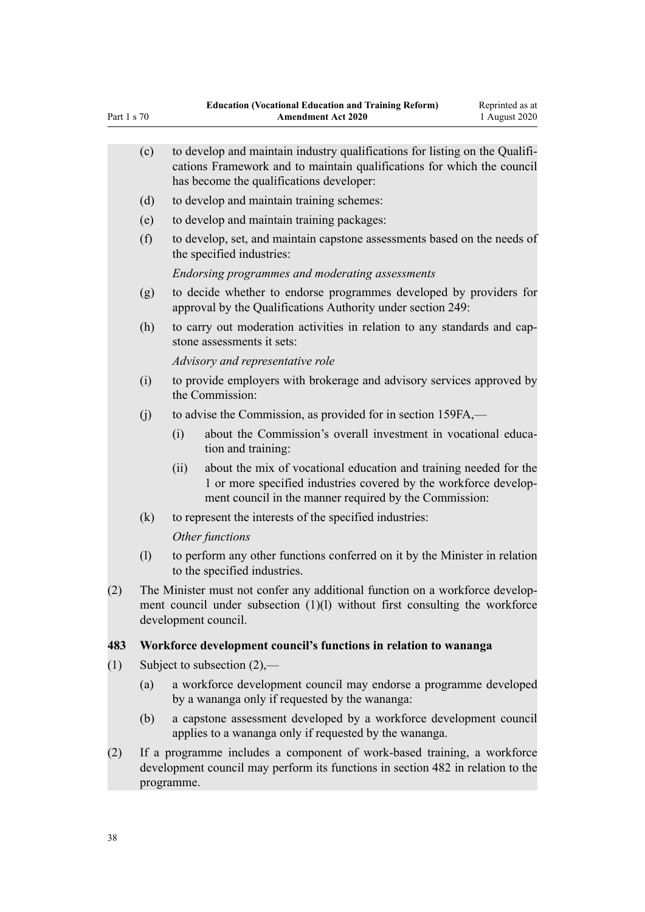(c) to develop and maintain industry qualifications for listing on the Qualifications Framework and to maintain qualifications for which the council has become the qualifications developer:

(d) to develop and maintain training schemes:

(e) to develop and maintain training packages:

(f) to develop, set, and maintain capstone assessments based on the needs of the specified industries:

*Endorsing programmes and moderating assessments*

(g) to decide whether to endorse programmes developed by providers for approval by the Qualifications Authority under section 249:

(h) to carry out moderation activities in relation to any standards and capstone assessments it sets:

*Advisory and representative role*

(i) to provide employers with brokerage and advisory services approved by the Commission:

(j) to advise the Commission, as provided for in section 159FA,—

(i) about the Commission's overall investment in vocational education and training:

(ii) about the mix of vocational education and training needed for the 1 or more specified industries covered by the workforce development council in the manner required by the Commission:

(k) to represent the interests of the specified industries:

*Other functions*

(l) to perform any other functions conferred on it by the Minister in relation to the specified industries.

(2) The Minister must not confer any additional function on a workforce development council under subsection (1)(l) without first consulting the workforce development council.

**483 Workforce development council's functions in relation to wananga**

(1) Subject to subsection (2),—

(a) a workforce development council may endorse a programme developed by a wananga only if requested by the wananga:

(b) a capstone assessment developed by a workforce development council applies to a wananga only if requested by the wananga.

(2) If a programme includes a component of work-based training, a workforce development council may perform its functions in section 482 in relation to the programme.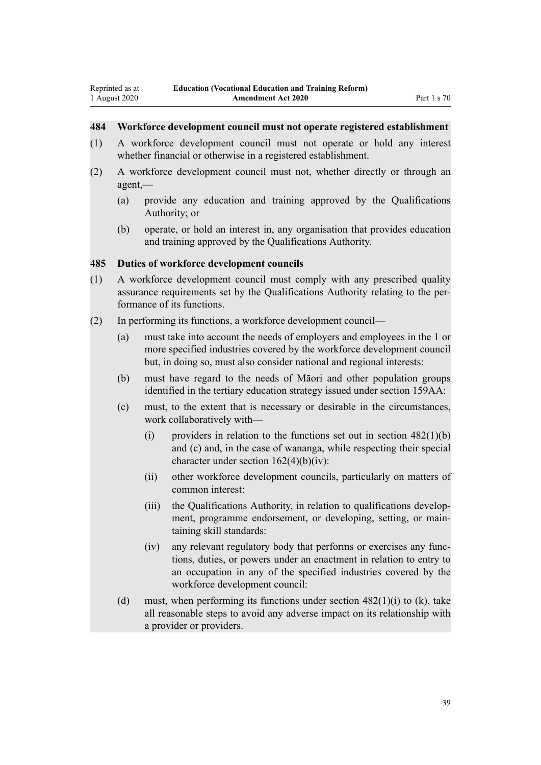### 484 Workforce development council must not operate registered establishment

(1) A workforce development council must not operate or hold any interest whether financial or otherwise in a registered establishment.

(2) A workforce development council must not, whether directly or through an agent,—

  (a) provide any education and training approved by the Qualifications Authority; or

  (b) operate, or hold an interest in, any organisation that provides education and training approved by the Qualifications Authority.

### 485 Duties of workforce development councils

(1) A workforce development council must comply with any prescribed quality assurance requirements set by the Qualifications Authority relating to the performance of its functions.

(2) In performing its functions, a workforce development council—

  (a) must take into account the needs of employers and employees in the 1 or more specified industries covered by the workforce development council but, in doing so, must also consider national and regional interests:

  (b) must have regard to the needs of Māori and other population groups identified in the tertiary education strategy issued under section 159AA:

  (c) must, to the extent that is necessary or desirable in the circumstances, work collaboratively with—

    (i) providers in relation to the functions set out in section 482(1)(b) and (c) and, in the case of wananga, while respecting their special character under section 162(4)(b)(iv):

    (ii) other workforce development councils, particularly on matters of common interest:

    (iii) the Qualifications Authority, in relation to qualifications development, programme endorsement, or developing, setting, or maintaining skill standards:

    (iv) any relevant regulatory body that performs or exercises any functions, duties, or powers under an enactment in relation to entry to an occupation in any of the specified industries covered by the workforce development council:

  (d) must, when performing its functions under section 482(1)(i) to (k), take all reasonable steps to avoid any adverse impact on its relationship with a provider or providers.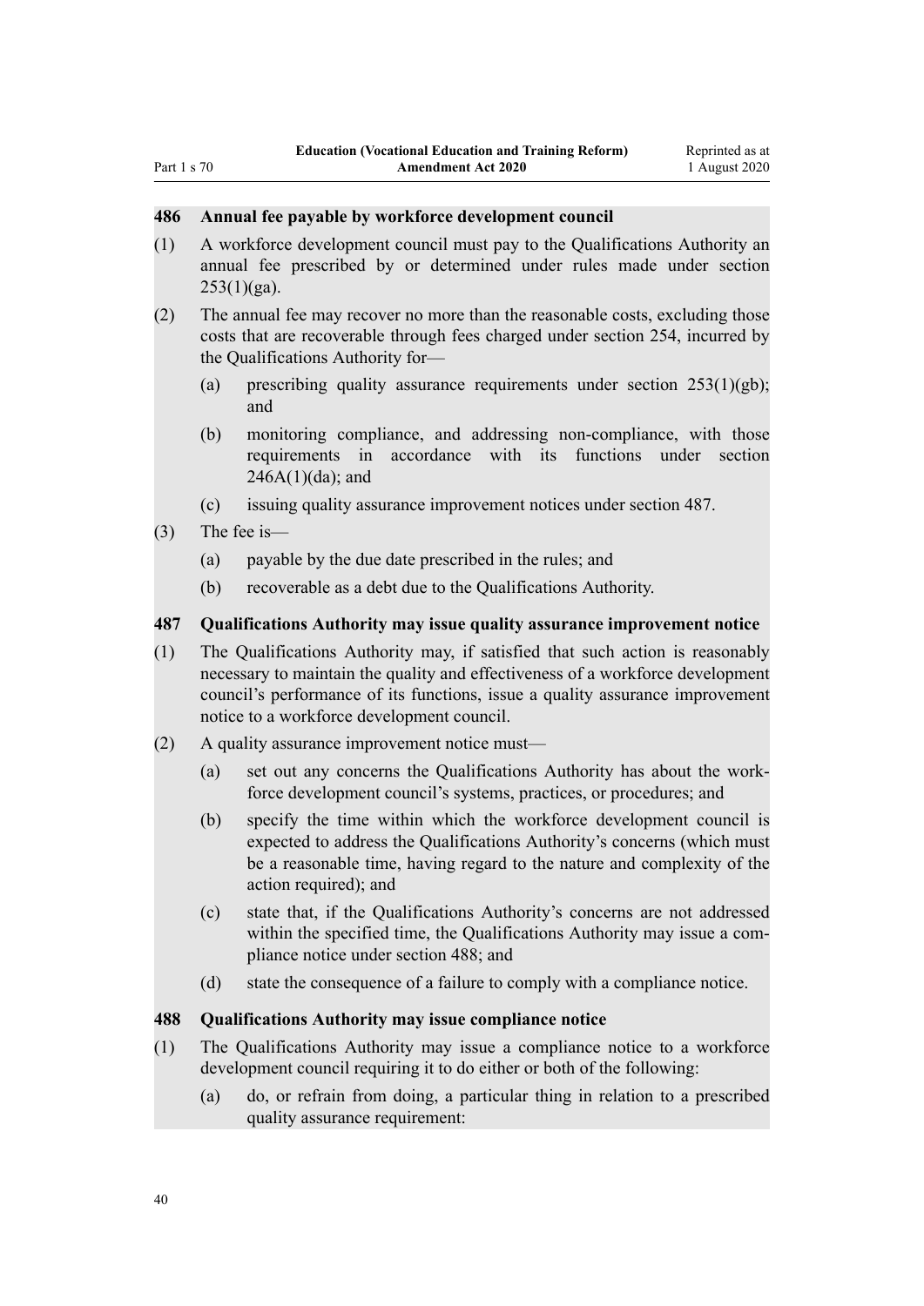### 486 Annual fee payable by workforce development council

(1) A workforce development council must pay to the Qualifications Authority an annual fee prescribed by or determined under rules made under section 253(1)(ga).

(2) The annual fee may recover no more than the reasonable costs, excluding those costs that are recoverable through fees charged under section 254, incurred by the Qualifications Authority for—

  (a) prescribing quality assurance requirements under section 253(1)(gb); and

  (b) monitoring compliance, and addressing non-compliance, with those requirements in accordance with its functions under section 246A(1)(da); and

  (c) issuing quality assurance improvement notices under section 487.

(3) The fee is—

  (a) payable by the due date prescribed in the rules; and

  (b) recoverable as a debt due to the Qualifications Authority.

### 487 Qualifications Authority may issue quality assurance improvement notice

(1) The Qualifications Authority may, if satisfied that such action is reasonably necessary to maintain the quality and effectiveness of a workforce development council's performance of its functions, issue a quality assurance improvement notice to a workforce development council.

(2) A quality assurance improvement notice must—

  (a) set out any concerns the Qualifications Authority has about the workforce development council's systems, practices, or procedures; and

  (b) specify the time within which the workforce development council is expected to address the Qualifications Authority's concerns (which must be a reasonable time, having regard to the nature and complexity of the action required); and

  (c) state that, if the Qualifications Authority's concerns are not addressed within the specified time, the Qualifications Authority may issue a compliance notice under section 488; and

  (d) state the consequence of a failure to comply with a compliance notice.

### 488 Qualifications Authority may issue compliance notice

(1) The Qualifications Authority may issue a compliance notice to a workforce development council requiring it to do either or both of the following:

  (a) do, or refrain from doing, a particular thing in relation to a prescribed quality assurance requirement: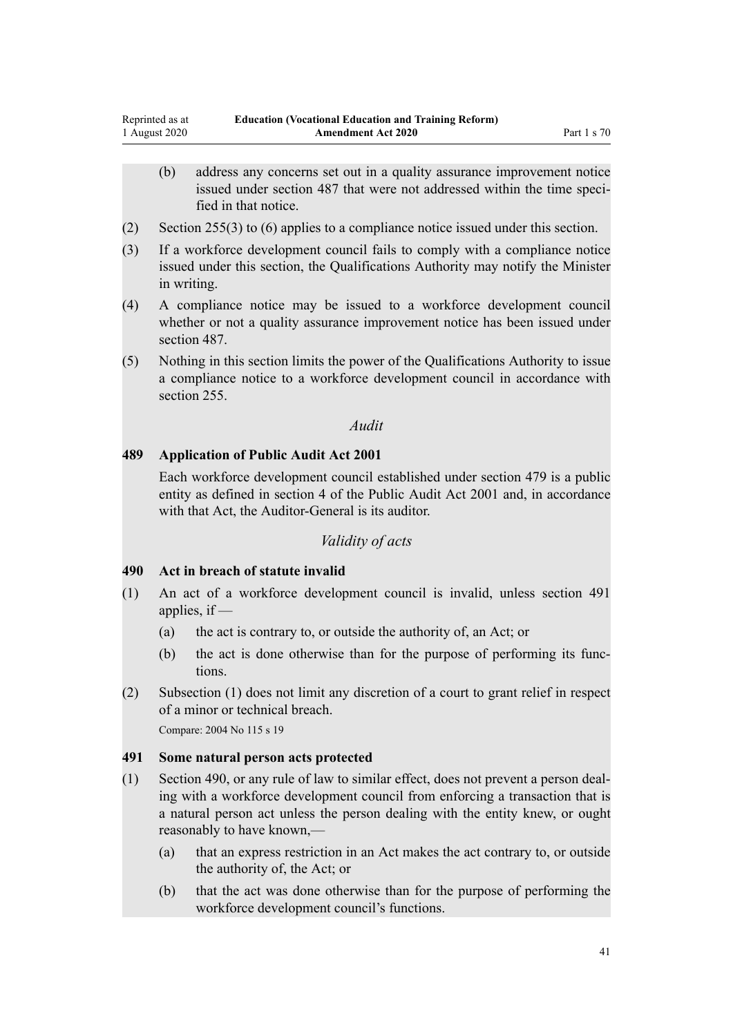(b) address any concerns set out in a quality assurance improvement notice issued under section 487 that were not addressed within the time specified in that notice.

(2) Section 255(3) to (6) applies to a compliance notice issued under this section.

(3) If a workforce development council fails to comply with a compliance notice issued under this section, the Qualifications Authority may notify the Minister in writing.

(4) A compliance notice may be issued to a workforce development council whether or not a quality assurance improvement notice has been issued under section 487.

(5) Nothing in this section limits the power of the Qualifications Authority to issue a compliance notice to a workforce development council in accordance with section 255.

*Audit*

**489 Application of Public Audit Act 2001**

Each workforce development council established under section 479 is a public entity as defined in section 4 of the Public Audit Act 2001 and, in accordance with that Act, the Auditor-General is its auditor.

*Validity of acts*

**490 Act in breach of statute invalid**

(1) An act of a workforce development council is invalid, unless section 491 applies, if —

(a) the act is contrary to, or outside the authority of, an Act; or

(b) the act is done otherwise than for the purpose of performing its functions.

(2) Subsection (1) does not limit any discretion of a court to grant relief in respect of a minor or technical breach.

Compare: 2004 No 115 s 19

**491 Some natural person acts protected**

(1) Section 490, or any rule of law to similar effect, does not prevent a person dealing with a workforce development council from enforcing a transaction that is a natural person act unless the person dealing with the entity knew, or ought reasonably to have known,—

(a) that an express restriction in an Act makes the act contrary to, or outside the authority of, the Act; or

(b) that the act was done otherwise than for the purpose of performing the workforce development council's functions.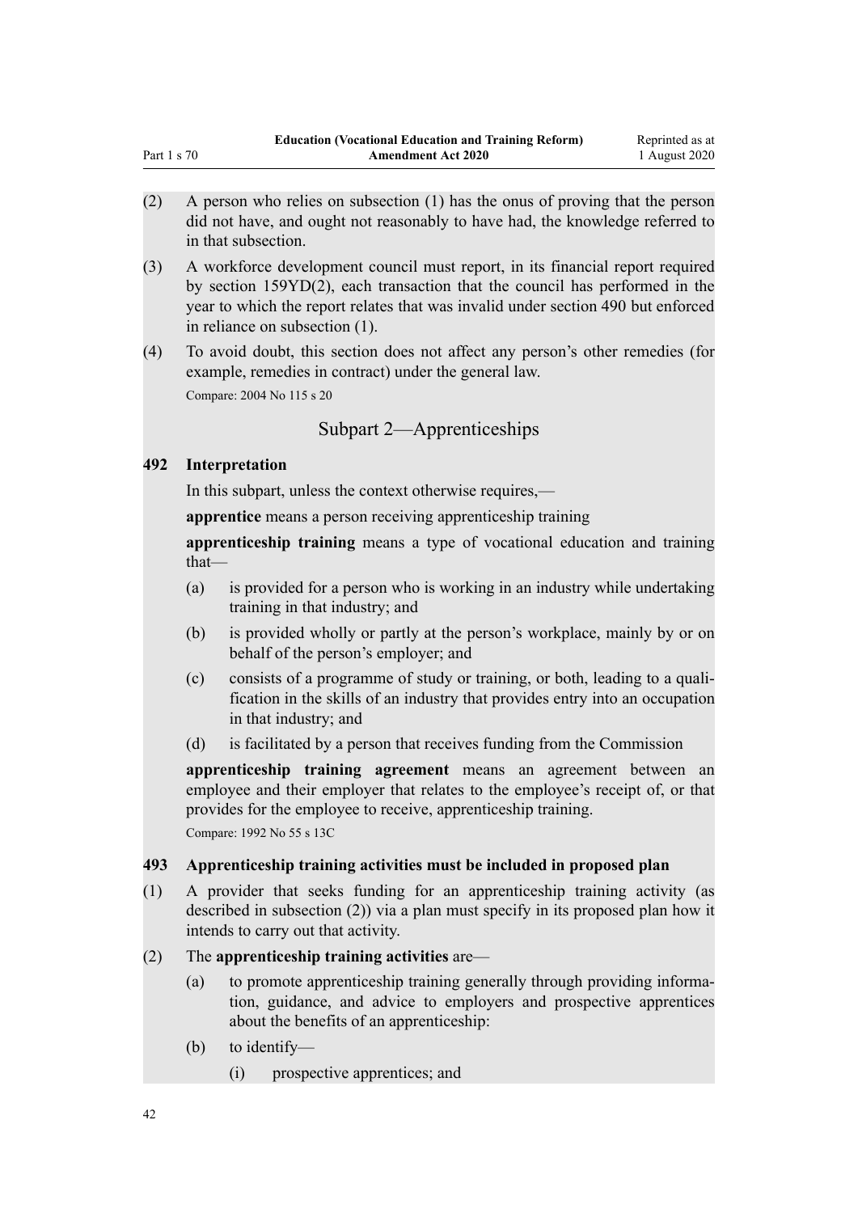(2) A person who relies on subsection (1) has the onus of proving that the person did not have, and ought not reasonably to have had, the knowledge referred to in that subsection.

(3) A workforce development council must report, in its financial report required by section 159YD(2), each transaction that the council has performed in the year to which the report relates that was invalid under section 490 but enforced in reliance on subsection (1).

(4) To avoid doubt, this section does not affect any person's other remedies (for example, remedies in contract) under the general law.

Compare: 2004 No 115 s 20

## Subpart 2—Apprenticeships

### 492 Interpretation

In this subpart, unless the context otherwise requires,—

**apprentice** means a person receiving apprenticeship training

**apprenticeship training** means a type of vocational education and training that—

- (a) is provided for a person who is working in an industry while undertaking training in that industry; and
- (b) is provided wholly or partly at the person's workplace, mainly by or on behalf of the person's employer; and
- (c) consists of a programme of study or training, or both, leading to a qualification in the skills of an industry that provides entry into an occupation in that industry; and
- (d) is facilitated by a person that receives funding from the Commission

**apprenticeship training agreement** means an agreement between an employee and their employer that relates to the employee's receipt of, or that provides for the employee to receive, apprenticeship training.

Compare: 1992 No 55 s 13C

### 493 Apprenticeship training activities must be included in proposed plan

(1) A provider that seeks funding for an apprenticeship training activity (as described in subsection (2)) via a plan must specify in its proposed plan how it intends to carry out that activity.

(2) The **apprenticeship training activities** are—

- (a) to promote apprenticeship training generally through providing information, guidance, and advice to employers and prospective apprentices about the benefits of an apprenticeship:
- (b) to identify—
  - (i) prospective apprentices; and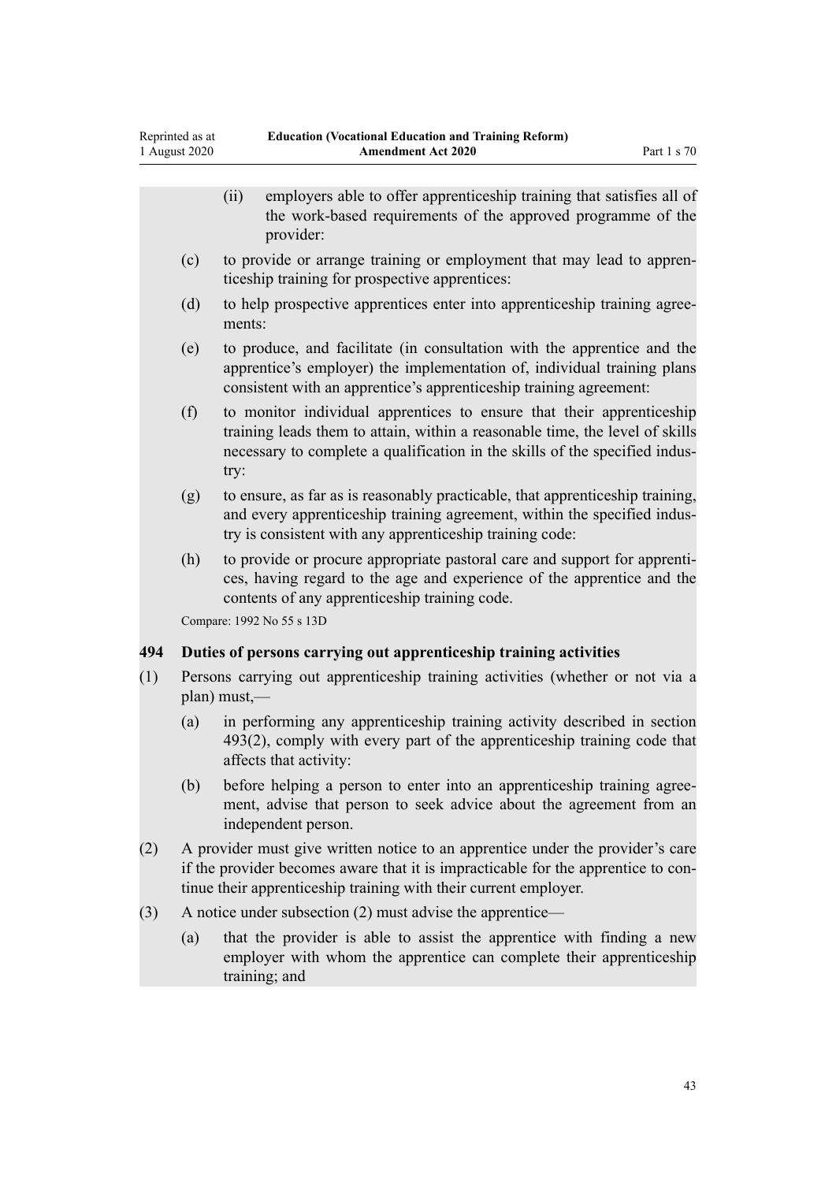(ii) employers able to offer apprenticeship training that satisfies all of the work-based requirements of the approved programme of the provider:

(c) to provide or arrange training or employment that may lead to apprenticeship training for prospective apprentices:

(d) to help prospective apprentices enter into apprenticeship training agreements:

(e) to produce, and facilitate (in consultation with the apprentice and the apprentice's employer) the implementation of, individual training plans consistent with an apprentice's apprenticeship training agreement:

(f) to monitor individual apprentices to ensure that their apprenticeship training leads them to attain, within a reasonable time, the level of skills necessary to complete a qualification in the skills of the specified industry:

(g) to ensure, as far as is reasonably practicable, that apprenticeship training, and every apprenticeship training agreement, within the specified industry is consistent with any apprenticeship training code:

(h) to provide or procure appropriate pastoral care and support for apprentices, having regard to the age and experience of the apprentice and the contents of any apprenticeship training code.

Compare: 1992 No 55 s 13D

### 494 Duties of persons carrying out apprenticeship training activities

(1) Persons carrying out apprenticeship training activities (whether or not via a plan) must,—

(a) in performing any apprenticeship training activity described in section 493(2), comply with every part of the apprenticeship training code that affects that activity:

(b) before helping a person to enter into an apprenticeship training agreement, advise that person to seek advice about the agreement from an independent person.

(2) A provider must give written notice to an apprentice under the provider's care if the provider becomes aware that it is impracticable for the apprentice to continue their apprenticeship training with their current employer.

(3) A notice under subsection (2) must advise the apprentice—

(a) that the provider is able to assist the apprentice with finding a new employer with whom the apprentice can complete their apprenticeship training; and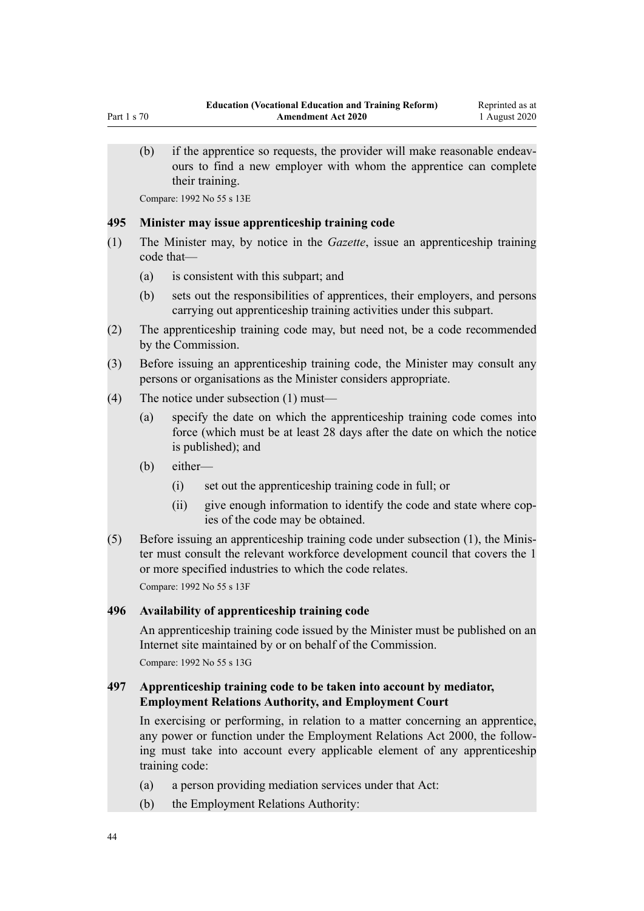(b) if the apprentice so requests, the provider will make reasonable endeavours to find a new employer with whom the apprentice can complete their training.

Compare: 1992 No 55 s 13E

### 495 Minister may issue apprenticeship training code

(1) The Minister may, by notice in the *Gazette*, issue an apprenticeship training code that—

(a) is consistent with this subpart; and

(b) sets out the responsibilities of apprentices, their employers, and persons carrying out apprenticeship training activities under this subpart.

(2) The apprenticeship training code may, but need not, be a code recommended by the Commission.

(3) Before issuing an apprenticeship training code, the Minister may consult any persons or organisations as the Minister considers appropriate.

(4) The notice under subsection (1) must—

(a) specify the date on which the apprenticeship training code comes into force (which must be at least 28 days after the date on which the notice is published); and

(b) either—

(i) set out the apprenticeship training code in full; or

(ii) give enough information to identify the code and state where copies of the code may be obtained.

(5) Before issuing an apprenticeship training code under subsection (1), the Minister must consult the relevant workforce development council that covers the 1 or more specified industries to which the code relates.

Compare: 1992 No 55 s 13F

### 496 Availability of apprenticeship training code

An apprenticeship training code issued by the Minister must be published on an Internet site maintained by or on behalf of the Commission.

Compare: 1992 No 55 s 13G

### 497 Apprenticeship training code to be taken into account by mediator, Employment Relations Authority, and Employment Court

In exercising or performing, in relation to a matter concerning an apprentice, any power or function under the Employment Relations Act 2000, the following must take into account every applicable element of any apprenticeship training code:

(a) a person providing mediation services under that Act:

(b) the Employment Relations Authority: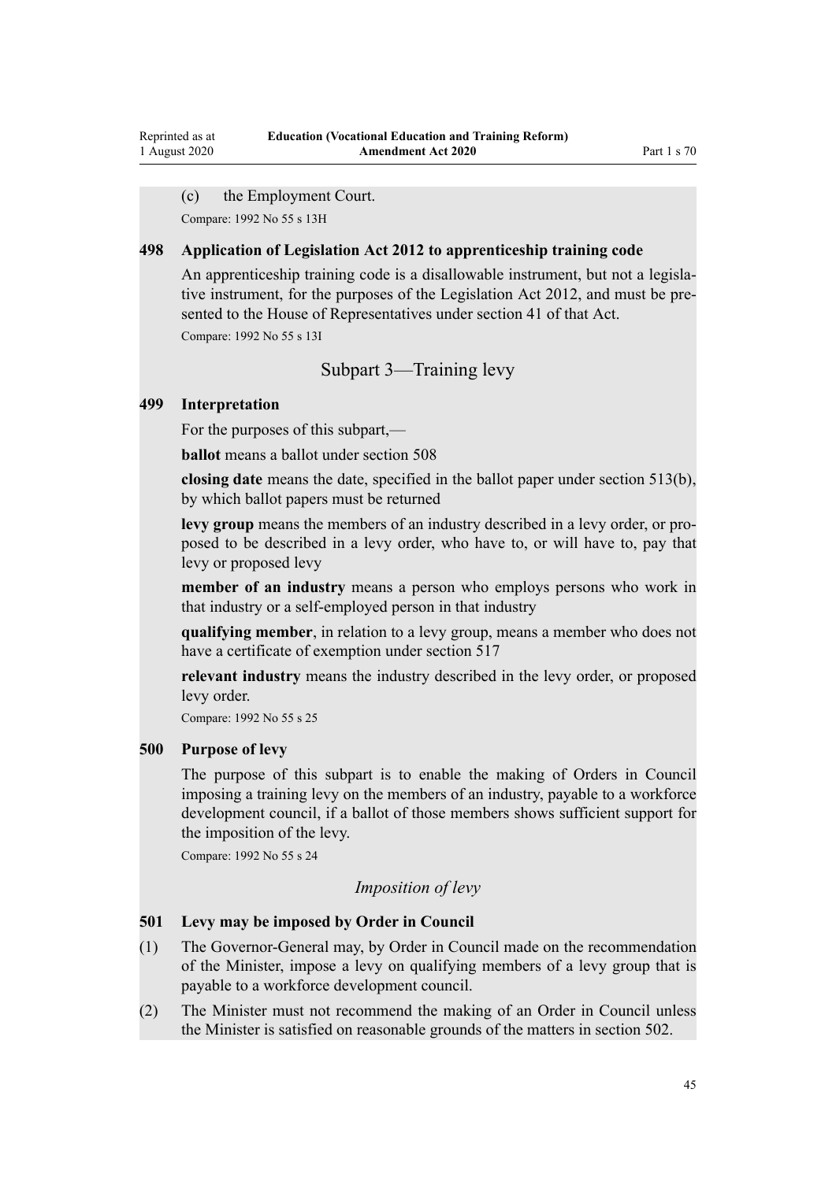(c) the Employment Court.

Compare: 1992 No 55 s 13H

### 498 Application of Legislation Act 2012 to apprenticeship training code

An apprenticeship training code is a disallowable instrument, but not a legislative instrument, for the purposes of the Legislation Act 2012, and must be presented to the House of Representatives under section 41 of that Act.

Compare: 1992 No 55 s 13I

## Subpart 3—Training levy

### 499 Interpretation

For the purposes of this subpart,—

**ballot** means a ballot under section 508

**closing date** means the date, specified in the ballot paper under section 513(b), by which ballot papers must be returned

**levy group** means the members of an industry described in a levy order, or proposed to be described in a levy order, who have to, or will have to, pay that levy or proposed levy

**member of an industry** means a person who employs persons who work in that industry or a self-employed person in that industry

**qualifying member**, in relation to a levy group, means a member who does not have a certificate of exemption under section 517

**relevant industry** means the industry described in the levy order, or proposed levy order.

Compare: 1992 No 55 s 25

### 500 Purpose of levy

The purpose of this subpart is to enable the making of Orders in Council imposing a training levy on the members of an industry, payable to a workforce development council, if a ballot of those members shows sufficient support for the imposition of the levy.

Compare: 1992 No 55 s 24

*Imposition of levy*

### 501 Levy may be imposed by Order in Council

(1) The Governor-General may, by Order in Council made on the recommendation of the Minister, impose a levy on qualifying members of a levy group that is payable to a workforce development council.

(2) The Minister must not recommend the making of an Order in Council unless the Minister is satisfied on reasonable grounds of the matters in section 502.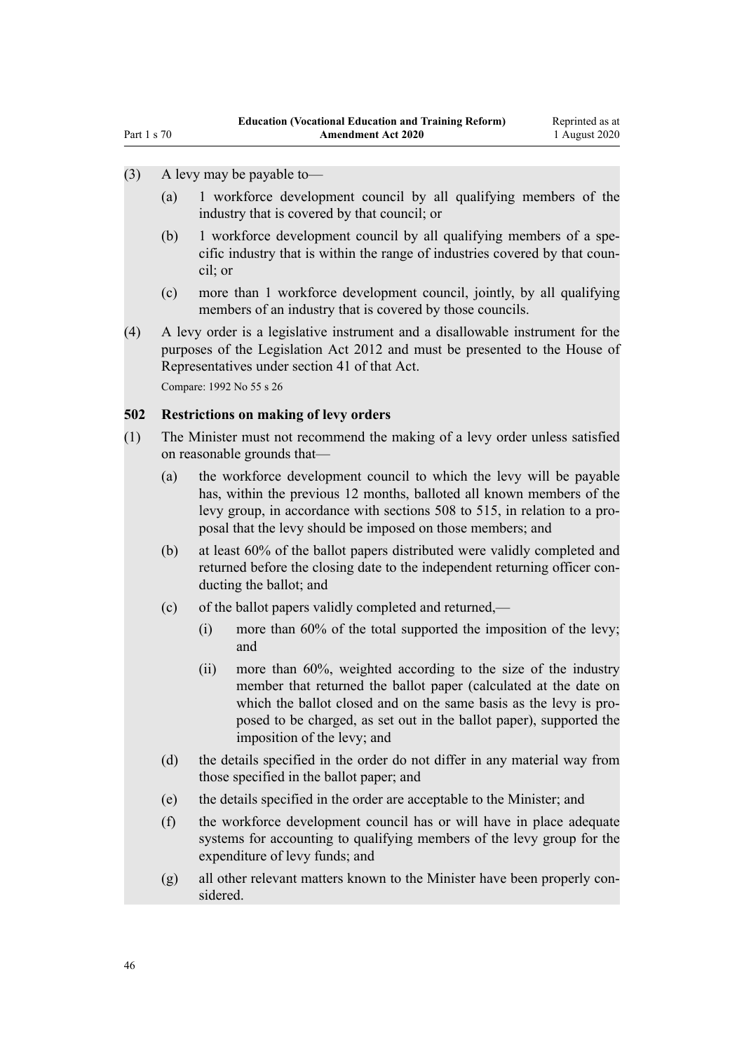(3) A levy may be payable to—

(a) 1 workforce development council by all qualifying members of the industry that is covered by that council; or

(b) 1 workforce development council by all qualifying members of a specific industry that is within the range of industries covered by that council; or

(c) more than 1 workforce development council, jointly, by all qualifying members of an industry that is covered by those councils.

(4) A levy order is a legislative instrument and a disallowable instrument for the purposes of the Legislation Act 2012 and must be presented to the House of Representatives under section 41 of that Act.

Compare: 1992 No 55 s 26

### 502 Restrictions on making of levy orders

(1) The Minister must not recommend the making of a levy order unless satisfied on reasonable grounds that—

(a) the workforce development council to which the levy will be payable has, within the previous 12 months, balloted all known members of the levy group, in accordance with sections 508 to 515, in relation to a proposal that the levy should be imposed on those members; and

(b) at least 60% of the ballot papers distributed were validly completed and returned before the closing date to the independent returning officer conducting the ballot; and

(c) of the ballot papers validly completed and returned,—

(i) more than 60% of the total supported the imposition of the levy; and

(ii) more than 60%, weighted according to the size of the industry member that returned the ballot paper (calculated at the date on which the ballot closed and on the same basis as the levy is proposed to be charged, as set out in the ballot paper), supported the imposition of the levy; and

(d) the details specified in the order do not differ in any material way from those specified in the ballot paper; and

(e) the details specified in the order are acceptable to the Minister; and

(f) the workforce development council has or will have in place adequate systems for accounting to qualifying members of the levy group for the expenditure of levy funds; and

(g) all other relevant matters known to the Minister have been properly considered.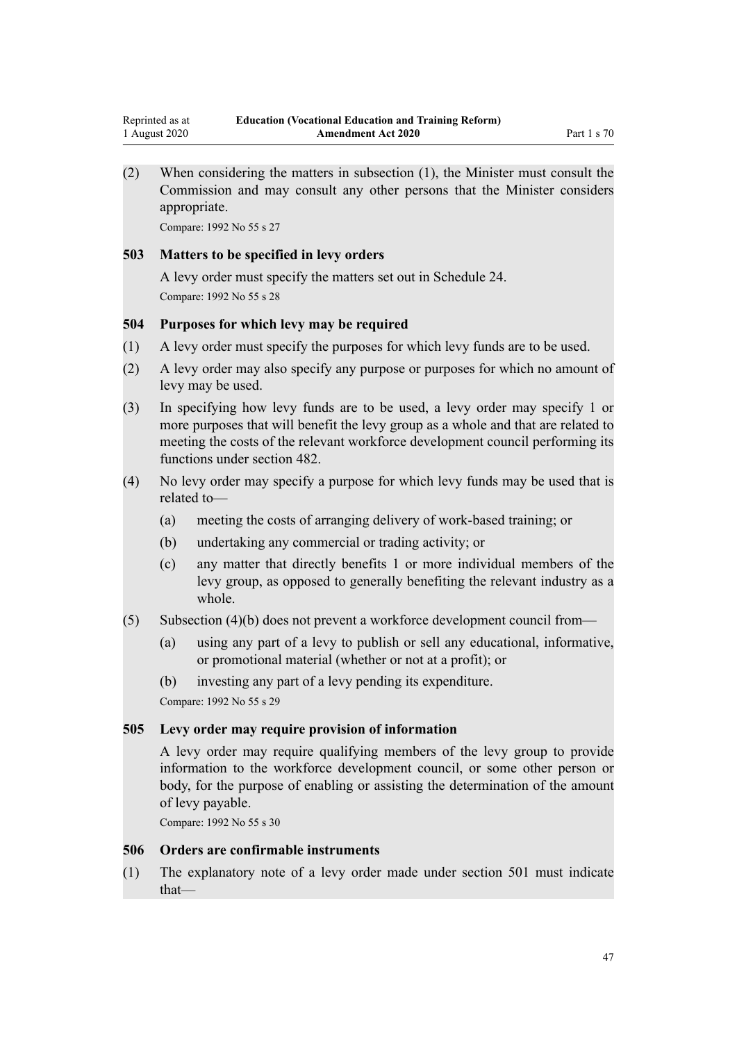(2) When considering the matters in subsection (1), the Minister must consult the Commission and may consult any other persons that the Minister considers appropriate.

Compare: 1992 No 55 s 27

### 503 Matters to be specified in levy orders

A levy order must specify the matters set out in Schedule 24.

Compare: 1992 No 55 s 28

### 504 Purposes for which levy may be required

(1) A levy order must specify the purposes for which levy funds are to be used.

(2) A levy order may also specify any purpose or purposes for which no amount of levy may be used.

(3) In specifying how levy funds are to be used, a levy order may specify 1 or more purposes that will benefit the levy group as a whole and that are related to meeting the costs of the relevant workforce development council performing its functions under section 482.

(4) No levy order may specify a purpose for which levy funds may be used that is related to—

- (a) meeting the costs of arranging delivery of work-based training; or
- (b) undertaking any commercial or trading activity; or
- (c) any matter that directly benefits 1 or more individual members of the levy group, as opposed to generally benefiting the relevant industry as a whole.

(5) Subsection (4)(b) does not prevent a workforce development council from—

- (a) using any part of a levy to publish or sell any educational, informative, or promotional material (whether or not at a profit); or
- (b) investing any part of a levy pending its expenditure.

Compare: 1992 No 55 s 29

### 505 Levy order may require provision of information

A levy order may require qualifying members of the levy group to provide information to the workforce development council, or some other person or body, for the purpose of enabling or assisting the determination of the amount of levy payable.

Compare: 1992 No 55 s 30

### 506 Orders are confirmable instruments

(1) The explanatory note of a levy order made under section 501 must indicate that—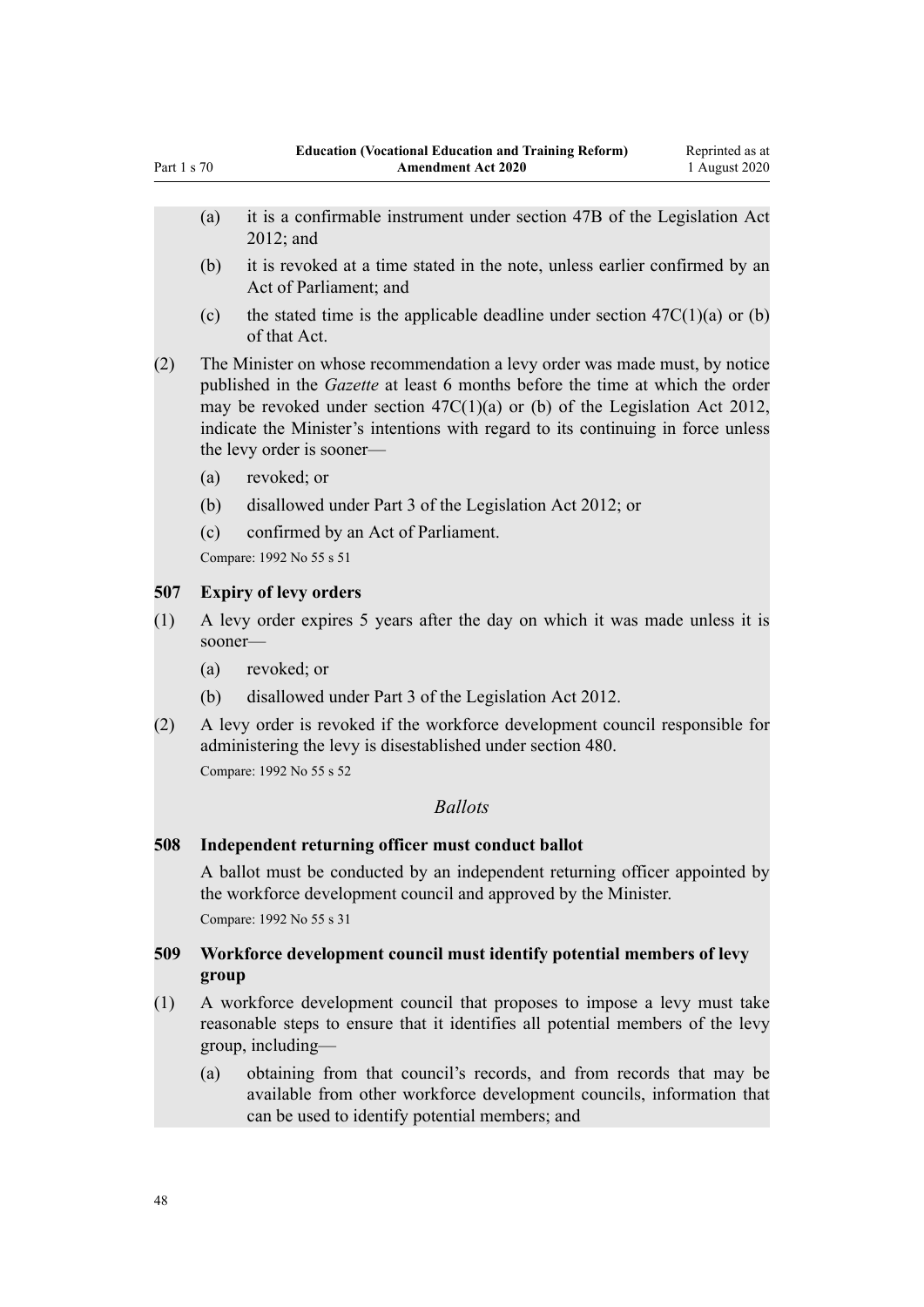(a) it is a confirmable instrument under section 47B of the Legislation Act 2012; and

(b) it is revoked at a time stated in the note, unless earlier confirmed by an Act of Parliament; and

(c) the stated time is the applicable deadline under section 47C(1)(a) or (b) of that Act.

(2) The Minister on whose recommendation a levy order was made must, by notice published in the *Gazette* at least 6 months before the time at which the order may be revoked under section 47C(1)(a) or (b) of the Legislation Act 2012, indicate the Minister's intentions with regard to its continuing in force unless the levy order is sooner—

(a) revoked; or

(b) disallowed under Part 3 of the Legislation Act 2012; or

(c) confirmed by an Act of Parliament.

Compare: 1992 No 55 s 51

### 507 Expiry of levy orders

(1) A levy order expires 5 years after the day on which it was made unless it is sooner—

(a) revoked; or

(b) disallowed under Part 3 of the Legislation Act 2012.

(2) A levy order is revoked if the workforce development council responsible for administering the levy is disestablished under section 480.

Compare: 1992 No 55 s 52

*Ballots*

### 508 Independent returning officer must conduct ballot

A ballot must be conducted by an independent returning officer appointed by the workforce development council and approved by the Minister.

Compare: 1992 No 55 s 31

### 509 Workforce development council must identify potential members of levy group

(1) A workforce development council that proposes to impose a levy must take reasonable steps to ensure that it identifies all potential members of the levy group, including—

(a) obtaining from that council's records, and from records that may be available from other workforce development councils, information that can be used to identify potential members; and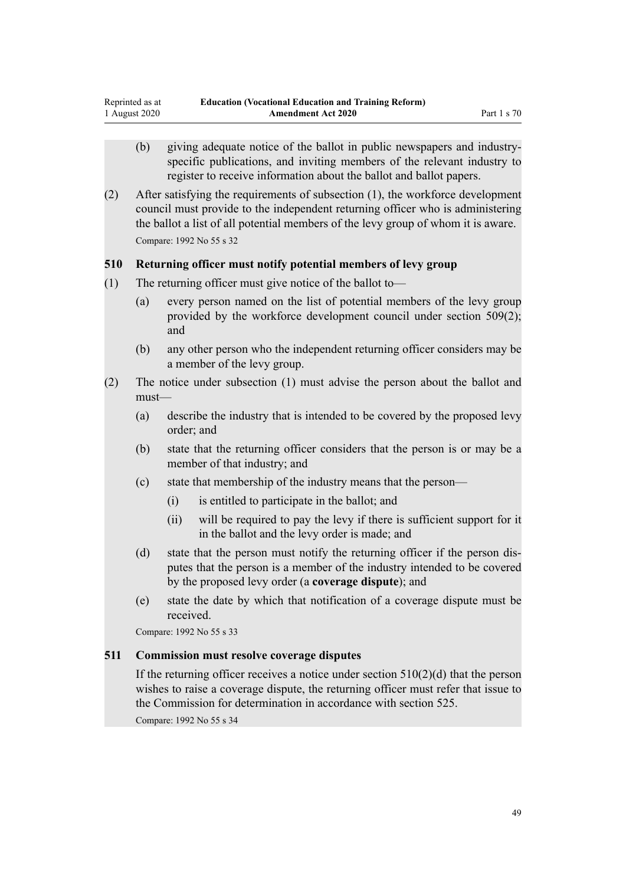(b) giving adequate notice of the ballot in public newspapers and industry-specific publications, and inviting members of the relevant industry to register to receive information about the ballot and ballot papers.

(2) After satisfying the requirements of subsection (1), the workforce development council must provide to the independent returning officer who is administering the ballot a list of all potential members of the levy group of whom it is aware.

Compare: 1992 No 55 s 32

### 510 Returning officer must notify potential members of levy group

(1) The returning officer must give notice of the ballot to—

(a) every person named on the list of potential members of the levy group provided by the workforce development council under section 509(2); and

(b) any other person who the independent returning officer considers may be a member of the levy group.

(2) The notice under subsection (1) must advise the person about the ballot and must—

(a) describe the industry that is intended to be covered by the proposed levy order; and

(b) state that the returning officer considers that the person is or may be a member of that industry; and

(c) state that membership of the industry means that the person—

(i) is entitled to participate in the ballot; and

(ii) will be required to pay the levy if there is sufficient support for it in the ballot and the levy order is made; and

(d) state that the person must notify the returning officer if the person disputes that the person is a member of the industry intended to be covered by the proposed levy order (a **coverage dispute**); and

(e) state the date by which that notification of a coverage dispute must be received.

Compare: 1992 No 55 s 33

### 511 Commission must resolve coverage disputes

If the returning officer receives a notice under section 510(2)(d) that the person wishes to raise a coverage dispute, the returning officer must refer that issue to the Commission for determination in accordance with section 525.

Compare: 1992 No 55 s 34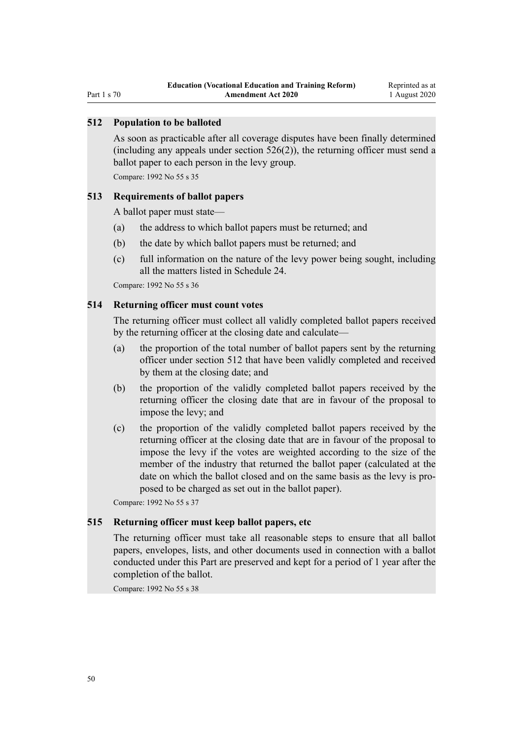### 512 Population to be balloted

As soon as practicable after all coverage disputes have been finally determined (including any appeals under section 526(2)), the returning officer must send a ballot paper to each person in the levy group.

Compare: 1992 No 55 s 35

### 513 Requirements of ballot papers

A ballot paper must state—

(a) the address to which ballot papers must be returned; and

(b) the date by which ballot papers must be returned; and

(c) full information on the nature of the levy power being sought, including all the matters listed in Schedule 24.

Compare: 1992 No 55 s 36

### 514 Returning officer must count votes

The returning officer must collect all validly completed ballot papers received by the returning officer at the closing date and calculate—

(a) the proportion of the total number of ballot papers sent by the returning officer under section 512 that have been validly completed and received by them at the closing date; and

(b) the proportion of the validly completed ballot papers received by the returning officer the closing date that are in favour of the proposal to impose the levy; and

(c) the proportion of the validly completed ballot papers received by the returning officer at the closing date that are in favour of the proposal to impose the levy if the votes are weighted according to the size of the member of the industry that returned the ballot paper (calculated at the date on which the ballot closed and on the same basis as the levy is proposed to be charged as set out in the ballot paper).

Compare: 1992 No 55 s 37

### 515 Returning officer must keep ballot papers, etc

The returning officer must take all reasonable steps to ensure that all ballot papers, envelopes, lists, and other documents used in connection with a ballot conducted under this Part are preserved and kept for a period of 1 year after the completion of the ballot.

Compare: 1992 No 55 s 38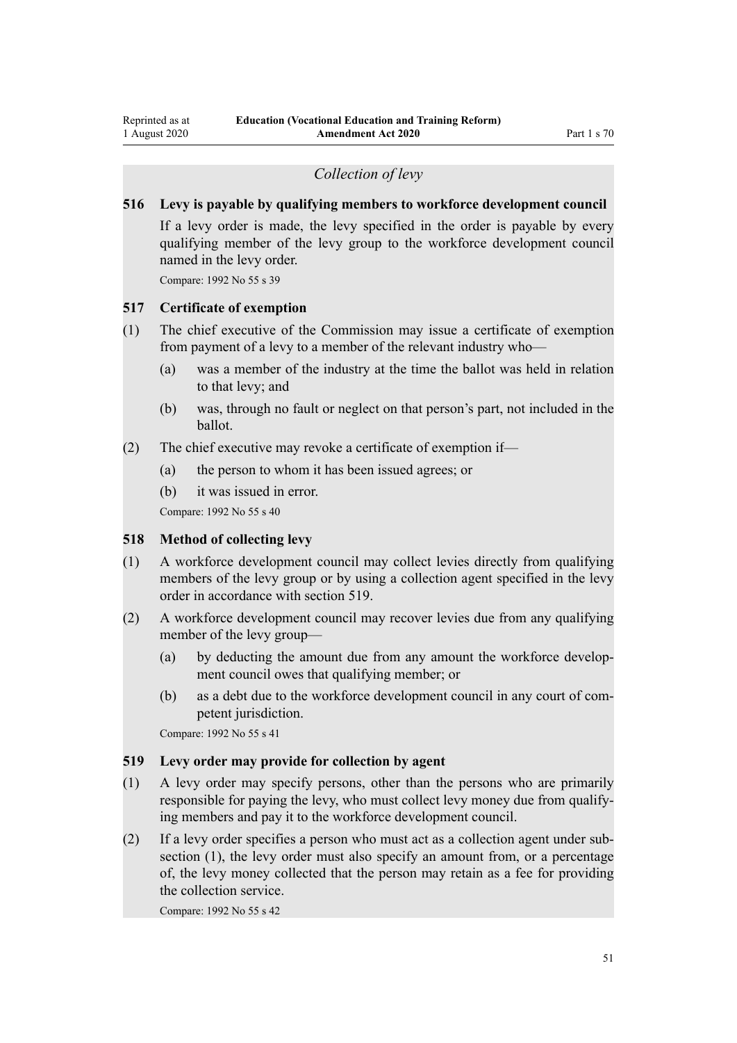*Collection of levy*

### 516 Levy is payable by qualifying members to workforce development council

If a levy order is made, the levy specified in the order is payable by every qualifying member of the levy group to the workforce development council named in the levy order.

Compare: 1992 No 55 s 39

### 517 Certificate of exemption

(1) The chief executive of the Commission may issue a certificate of exemption from payment of a levy to a member of the relevant industry who—

(a) was a member of the industry at the time the ballot was held in relation to that levy; and

(b) was, through no fault or neglect on that person's part, not included in the ballot.

(2) The chief executive may revoke a certificate of exemption if—

(a) the person to whom it has been issued agrees; or

(b) it was issued in error.

Compare: 1992 No 55 s 40

### 518 Method of collecting levy

(1) A workforce development council may collect levies directly from qualifying members of the levy group or by using a collection agent specified in the levy order in accordance with section 519.

(2) A workforce development council may recover levies due from any qualifying member of the levy group—

(a) by deducting the amount due from any amount the workforce development council owes that qualifying member; or

(b) as a debt due to the workforce development council in any court of competent jurisdiction.

Compare: 1992 No 55 s 41

### 519 Levy order may provide for collection by agent

(1) A levy order may specify persons, other than the persons who are primarily responsible for paying the levy, who must collect levy money due from qualifying members and pay it to the workforce development council.

(2) If a levy order specifies a person who must act as a collection agent under subsection (1), the levy order must also specify an amount from, or a percentage of, the levy money collected that the person may retain as a fee for providing the collection service.

Compare: 1992 No 55 s 42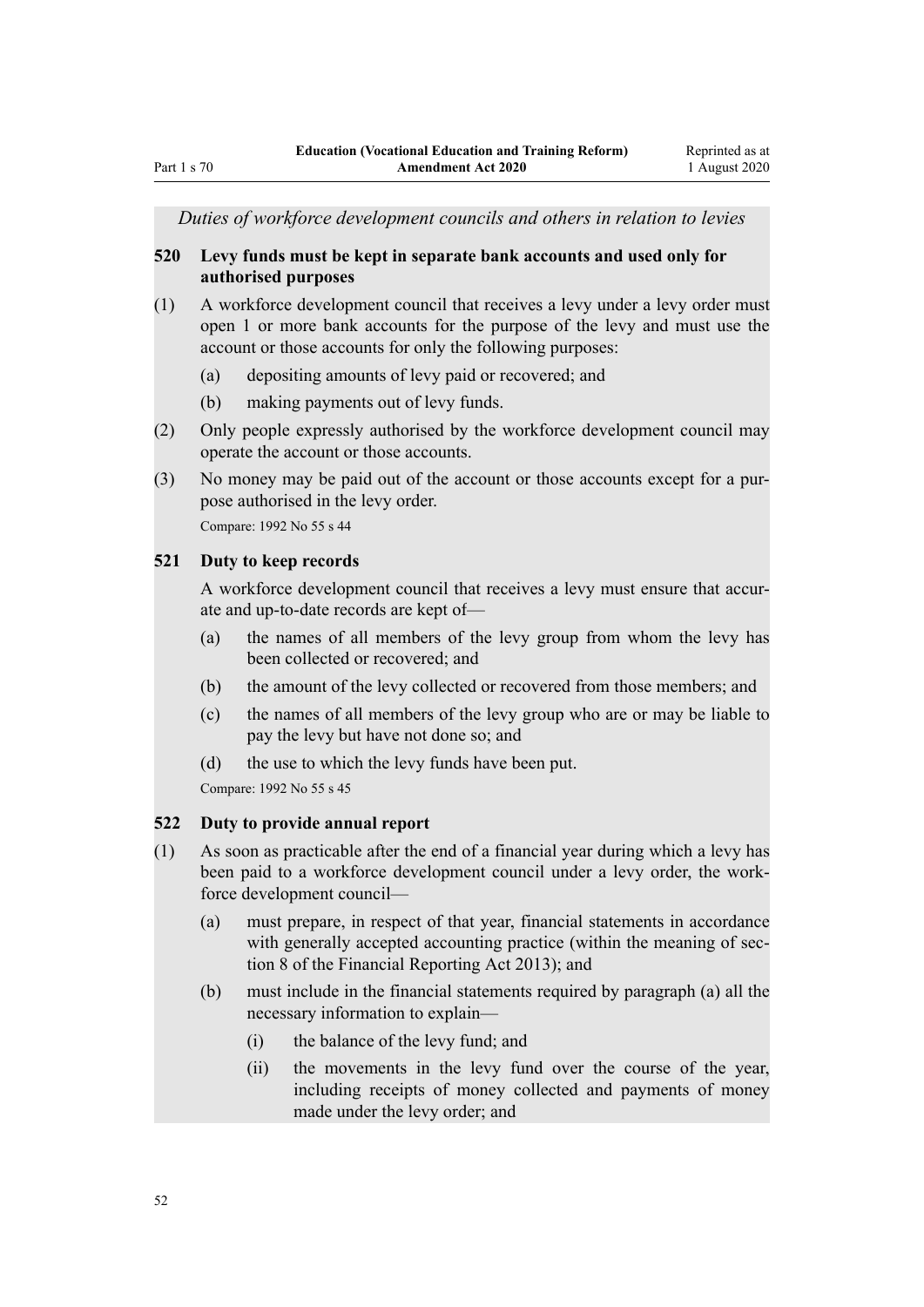*Duties of workforce development councils and others in relation to levies*

**520 Levy funds must be kept in separate bank accounts and used only for authorised purposes**

(1) A workforce development council that receives a levy under a levy order must open 1 or more bank accounts for the purpose of the levy and must use the account or those accounts for only the following purposes:

(a) depositing amounts of levy paid or recovered; and

(b) making payments out of levy funds.

(2) Only people expressly authorised by the workforce development council may operate the account or those accounts.

(3) No money may be paid out of the account or those accounts except for a purpose authorised in the levy order.

Compare: 1992 No 55 s 44

**521 Duty to keep records**

A workforce development council that receives a levy must ensure that accurate and up-to-date records are kept of—

(a) the names of all members of the levy group from whom the levy has been collected or recovered; and

(b) the amount of the levy collected or recovered from those members; and

(c) the names of all members of the levy group who are or may be liable to pay the levy but have not done so; and

(d) the use to which the levy funds have been put.

Compare: 1992 No 55 s 45

**522 Duty to provide annual report**

(1) As soon as practicable after the end of a financial year during which a levy has been paid to a workforce development council under a levy order, the workforce development council—

(a) must prepare, in respect of that year, financial statements in accordance with generally accepted accounting practice (within the meaning of section 8 of the Financial Reporting Act 2013); and

(b) must include in the financial statements required by paragraph (a) all the necessary information to explain—

(i) the balance of the levy fund; and

(ii) the movements in the levy fund over the course of the year, including receipts of money collected and payments of money made under the levy order; and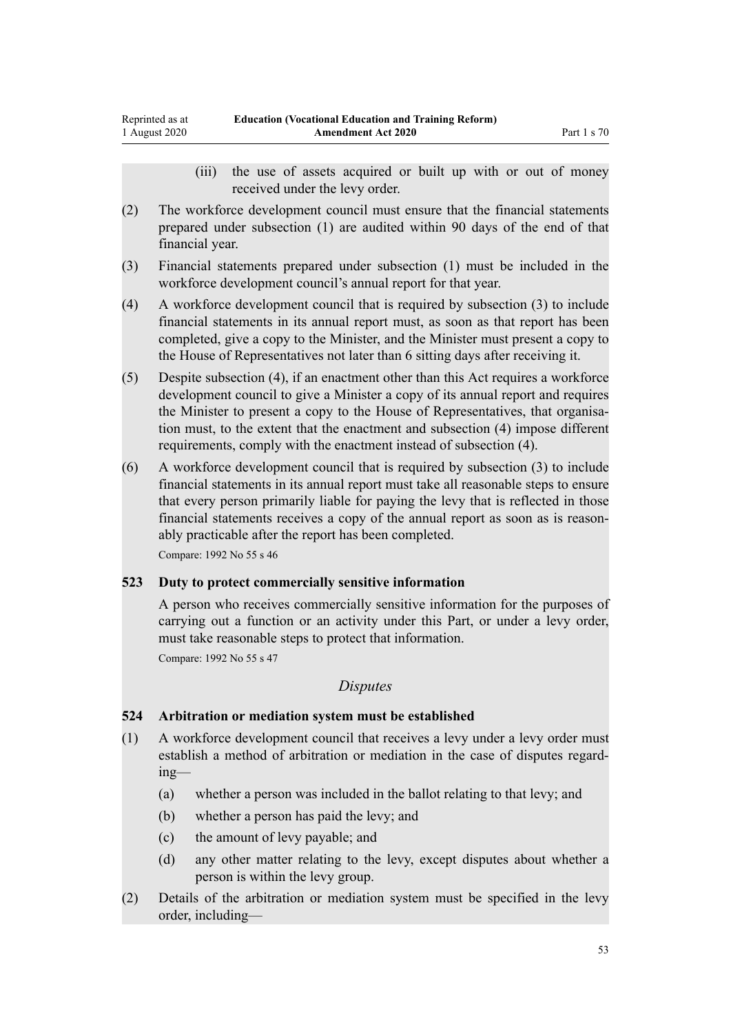(iii) the use of assets acquired or built up with or out of money received under the levy order.

(2) The workforce development council must ensure that the financial statements prepared under subsection (1) are audited within 90 days of the end of that financial year.

(3) Financial statements prepared under subsection (1) must be included in the workforce development council's annual report for that year.

(4) A workforce development council that is required by subsection (3) to include financial statements in its annual report must, as soon as that report has been completed, give a copy to the Minister, and the Minister must present a copy to the House of Representatives not later than 6 sitting days after receiving it.

(5) Despite subsection (4), if an enactment other than this Act requires a workforce development council to give a Minister a copy of its annual report and requires the Minister to present a copy to the House of Representatives, that organisation must, to the extent that the enactment and subsection (4) impose different requirements, comply with the enactment instead of subsection (4).

(6) A workforce development council that is required by subsection (3) to include financial statements in its annual report must take all reasonable steps to ensure that every person primarily liable for paying the levy that is reflected in those financial statements receives a copy of the annual report as soon as is reasonably practicable after the report has been completed.

Compare: 1992 No 55 s 46

### 523 Duty to protect commercially sensitive information

A person who receives commercially sensitive information for the purposes of carrying out a function or an activity under this Part, or under a levy order, must take reasonable steps to protect that information.

Compare: 1992 No 55 s 47

*Disputes*

### 524 Arbitration or mediation system must be established

(1) A workforce development council that receives a levy under a levy order must establish a method of arbitration or mediation in the case of disputes regarding—

(a) whether a person was included in the ballot relating to that levy; and

(b) whether a person has paid the levy; and

(c) the amount of levy payable; and

(d) any other matter relating to the levy, except disputes about whether a person is within the levy group.

(2) Details of the arbitration or mediation system must be specified in the levy order, including—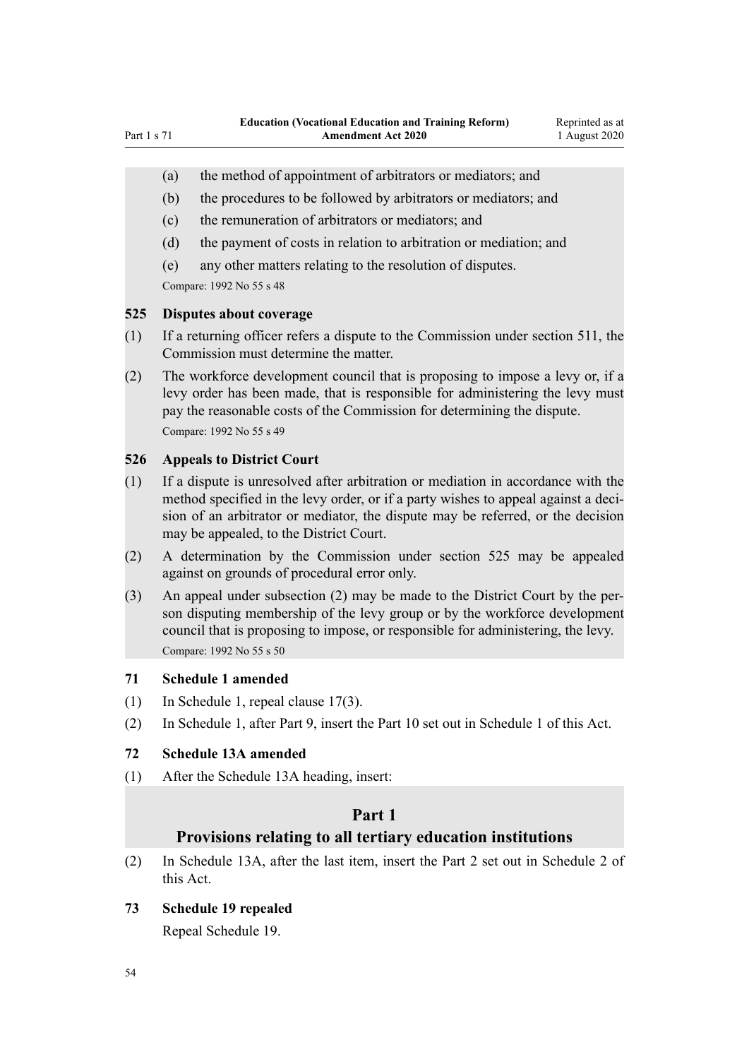(a) the method of appointment of arbitrators or mediators; and

(b) the procedures to be followed by arbitrators or mediators; and

(c) the remuneration of arbitrators or mediators; and

(d) the payment of costs in relation to arbitration or mediation; and

(e) any other matters relating to the resolution of disputes.

Compare: 1992 No 55 s 48

### 525 Disputes about coverage

(1) If a returning officer refers a dispute to the Commission under section 511, the Commission must determine the matter.

(2) The workforce development council that is proposing to impose a levy or, if a levy order has been made, that is responsible for administering the levy must pay the reasonable costs of the Commission for determining the dispute.

Compare: 1992 No 55 s 49

### 526 Appeals to District Court

(1) If a dispute is unresolved after arbitration or mediation in accordance with the method specified in the levy order, or if a party wishes to appeal against a decision of an arbitrator or mediator, the dispute may be referred, or the decision may be appealed, to the District Court.

(2) A determination by the Commission under section 525 may be appealed against on grounds of procedural error only.

(3) An appeal under subsection (2) may be made to the District Court by the person disputing membership of the levy group or by the workforce development council that is proposing to impose, or responsible for administering, the levy.

Compare: 1992 No 55 s 50

### 71 Schedule 1 amended

(1) In Schedule 1, repeal clause 17(3).

(2) In Schedule 1, after Part 9, insert the Part 10 set out in Schedule 1 of this Act.

### 72 Schedule 13A amended

(1) After the Schedule 13A heading, insert:

## Part 1
## Provisions relating to all tertiary education institutions

(2) In Schedule 13A, after the last item, insert the Part 2 set out in Schedule 2 of this Act.

### 73 Schedule 19 repealed

Repeal Schedule 19.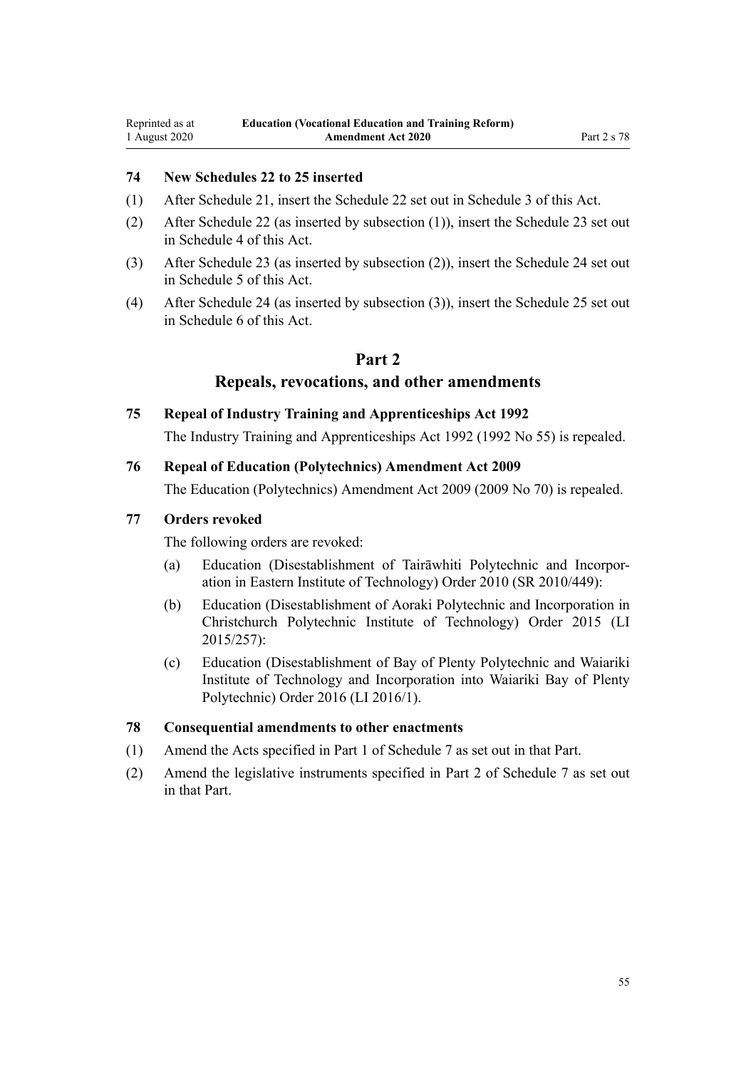### 74 New Schedules 22 to 25 inserted

(1) After Schedule 21, insert the Schedule 22 set out in Schedule 3 of this Act.

(2) After Schedule 22 (as inserted by subsection (1)), insert the Schedule 23 set out in Schedule 4 of this Act.

(3) After Schedule 23 (as inserted by subsection (2)), insert the Schedule 24 set out in Schedule 5 of this Act.

(4) After Schedule 24 (as inserted by subsection (3)), insert the Schedule 25 set out in Schedule 6 of this Act.

## Part 2
## Repeals, revocations, and other amendments

### 75 Repeal of Industry Training and Apprenticeships Act 1992

The Industry Training and Apprenticeships Act 1992 (1992 No 55) is repealed.

### 76 Repeal of Education (Polytechnics) Amendment Act 2009

The Education (Polytechnics) Amendment Act 2009 (2009 No 70) is repealed.

### 77 Orders revoked

The following orders are revoked:

(a) Education (Disestablishment of Tairāwhiti Polytechnic and Incorporation in Eastern Institute of Technology) Order 2010 (SR 2010/449):

(b) Education (Disestablishment of Aoraki Polytechnic and Incorporation in Christchurch Polytechnic Institute of Technology) Order 2015 (LI 2015/257):

(c) Education (Disestablishment of Bay of Plenty Polytechnic and Waiariki Institute of Technology and Incorporation into Waiariki Bay of Plenty Polytechnic) Order 2016 (LI 2016/1).

### 78 Consequential amendments to other enactments

(1) Amend the Acts specified in Part 1 of Schedule 7 as set out in that Part.

(2) Amend the legislative instruments specified in Part 2 of Schedule 7 as set out in that Part.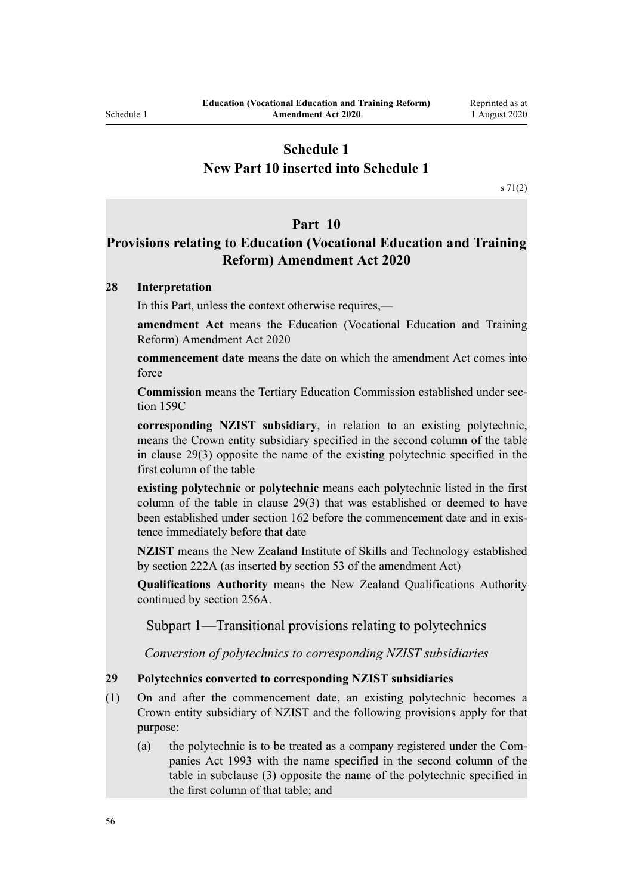# Schedule 1
## New Part 10 inserted into Schedule 1

s 71(2)

## Part 10
## Provisions relating to Education (Vocational Education and Training Reform) Amendment Act 2020

**28 Interpretation**

In this Part, unless the context otherwise requires,—

**amendment Act** means the Education (Vocational Education and Training Reform) Amendment Act 2020

**commencement date** means the date on which the amendment Act comes into force

**Commission** means the Tertiary Education Commission established under section 159C

**corresponding NZIST subsidiary**, in relation to an existing polytechnic, means the Crown entity subsidiary specified in the second column of the table in clause 29(3) opposite the name of the existing polytechnic specified in the first column of the table

**existing polytechnic** or **polytechnic** means each polytechnic listed in the first column of the table in clause 29(3) that was established or deemed to have been established under section 162 before the commencement date and in existence immediately before that date

**NZIST** means the New Zealand Institute of Skills and Technology established by section 222A (as inserted by section 53 of the amendment Act)

**Qualifications Authority** means the New Zealand Qualifications Authority continued by section 256A.

### Subpart 1—Transitional provisions relating to polytechnics

*Conversion of polytechnics to corresponding NZIST subsidiaries*

**29 Polytechnics converted to corresponding NZIST subsidiaries**

(1) On and after the commencement date, an existing polytechnic becomes a Crown entity subsidiary of NZIST and the following provisions apply for that purpose:

(a) the polytechnic is to be treated as a company registered under the Companies Act 1993 with the name specified in the second column of the table in subclause (3) opposite the name of the polytechnic specified in the first column of that table; and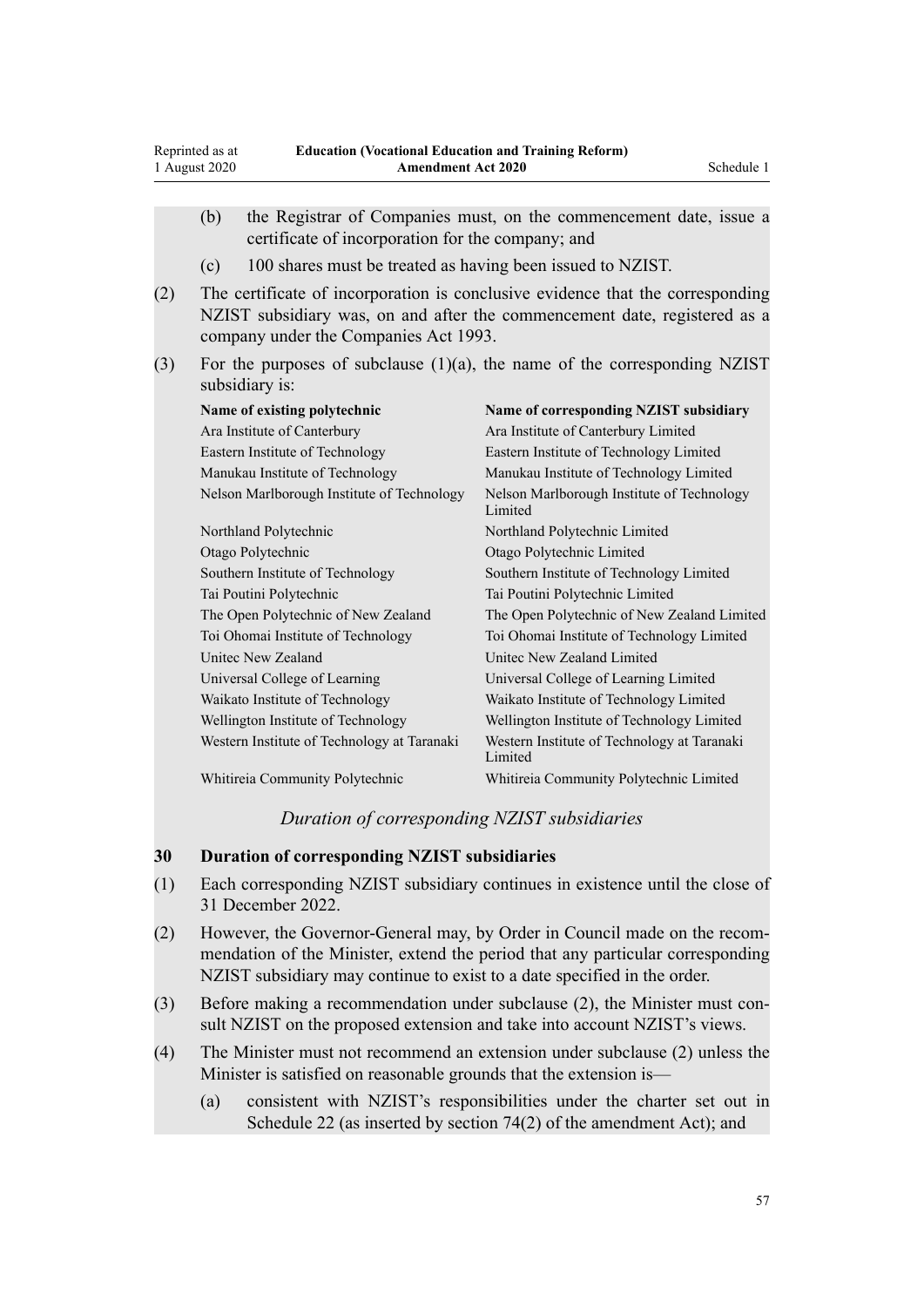(b) the Registrar of Companies must, on the commencement date, issue a certificate of incorporation for the company; and

(c) 100 shares must be treated as having been issued to NZIST.

(2) The certificate of incorporation is conclusive evidence that the corresponding NZIST subsidiary was, on and after the commencement date, registered as a company under the Companies Act 1993.

(3) For the purposes of subclause (1)(a), the name of the corresponding NZIST subsidiary is:

| Name of existing polytechnic | Name of corresponding NZIST subsidiary |
|---|---|
| Ara Institute of Canterbury | Ara Institute of Canterbury Limited |
| Eastern Institute of Technology | Eastern Institute of Technology Limited |
| Manukau Institute of Technology | Manukau Institute of Technology Limited |
| Nelson Marlborough Institute of Technology | Nelson Marlborough Institute of Technology Limited |
| Northland Polytechnic | Northland Polytechnic Limited |
| Otago Polytechnic | Otago Polytechnic Limited |
| Southern Institute of Technology | Southern Institute of Technology Limited |
| Tai Poutini Polytechnic | Tai Poutini Polytechnic Limited |
| The Open Polytechnic of New Zealand | The Open Polytechnic of New Zealand Limited |
| Toi Ohomai Institute of Technology | Toi Ohomai Institute of Technology Limited |
| Unitec New Zealand | Unitec New Zealand Limited |
| Universal College of Learning | Universal College of Learning Limited |
| Waikato Institute of Technology | Waikato Institute of Technology Limited |
| Wellington Institute of Technology | Wellington Institute of Technology Limited |
| Western Institute of Technology at Taranaki | Western Institute of Technology at Taranaki Limited |
| Whitireia Community Polytechnic | Whitireia Community Polytechnic Limited |

*Duration of corresponding NZIST subsidiaries*

### 30 Duration of corresponding NZIST subsidiaries

(1) Each corresponding NZIST subsidiary continues in existence until the close of 31 December 2022.

(2) However, the Governor-General may, by Order in Council made on the recommendation of the Minister, extend the period that any particular corresponding NZIST subsidiary may continue to exist to a date specified in the order.

(3) Before making a recommendation under subclause (2), the Minister must consult NZIST on the proposed extension and take into account NZIST's views.

(4) The Minister must not recommend an extension under subclause (2) unless the Minister is satisfied on reasonable grounds that the extension is—

(a) consistent with NZIST's responsibilities under the charter set out in Schedule 22 (as inserted by section 74(2) of the amendment Act); and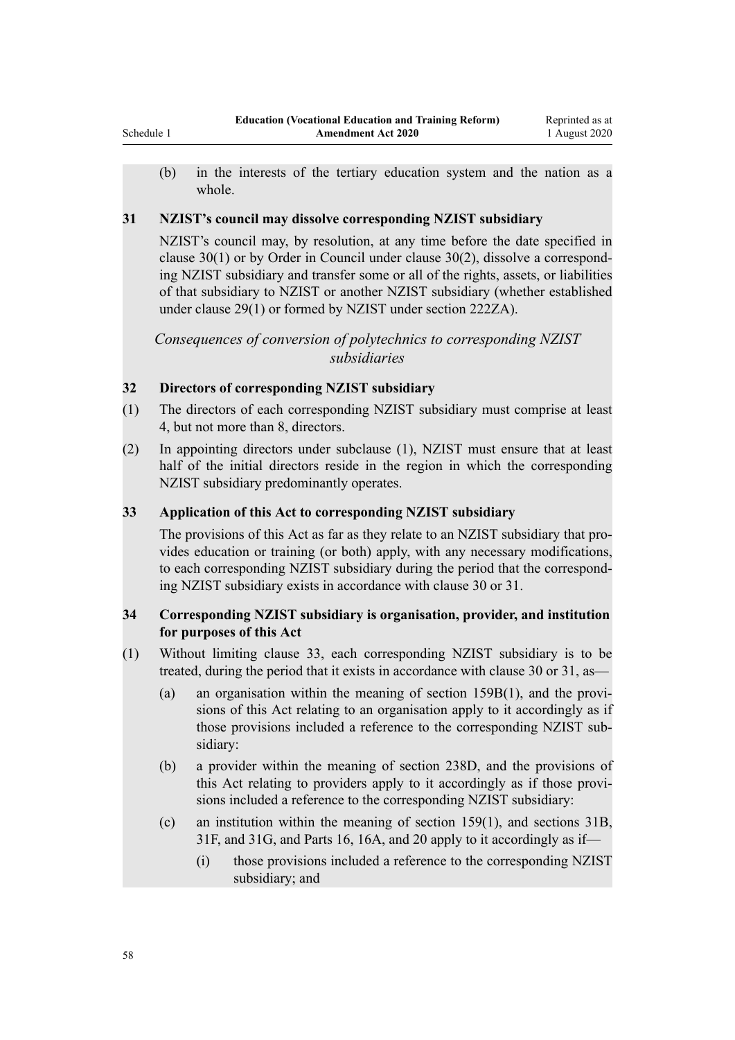(b) in the interests of the tertiary education system and the nation as a whole.

**31 NZIST's council may dissolve corresponding NZIST subsidiary**

NZIST's council may, by resolution, at any time before the date specified in clause 30(1) or by Order in Council under clause 30(2), dissolve a corresponding NZIST subsidiary and transfer some or all of the rights, assets, or liabilities of that subsidiary to NZIST or another NZIST subsidiary (whether established under clause 29(1) or formed by NZIST under section 222ZA).

*Consequences of conversion of polytechnics to corresponding NZIST subsidiaries*

**32 Directors of corresponding NZIST subsidiary**

(1) The directors of each corresponding NZIST subsidiary must comprise at least 4, but not more than 8, directors.

(2) In appointing directors under subclause (1), NZIST must ensure that at least half of the initial directors reside in the region in which the corresponding NZIST subsidiary predominantly operates.

**33 Application of this Act to corresponding NZIST subsidiary**

The provisions of this Act as far as they relate to an NZIST subsidiary that provides education or training (or both) apply, with any necessary modifications, to each corresponding NZIST subsidiary during the period that the corresponding NZIST subsidiary exists in accordance with clause 30 or 31.

**34 Corresponding NZIST subsidiary is organisation, provider, and institution for purposes of this Act**

(1) Without limiting clause 33, each corresponding NZIST subsidiary is to be treated, during the period that it exists in accordance with clause 30 or 31, as—

(a) an organisation within the meaning of section 159B(1), and the provisions of this Act relating to an organisation apply to it accordingly as if those provisions included a reference to the corresponding NZIST subsidiary:

(b) a provider within the meaning of section 238D, and the provisions of this Act relating to providers apply to it accordingly as if those provisions included a reference to the corresponding NZIST subsidiary:

(c) an institution within the meaning of section 159(1), and sections 31B, 31F, and 31G, and Parts 16, 16A, and 20 apply to it accordingly as if—

(i) those provisions included a reference to the corresponding NZIST subsidiary; and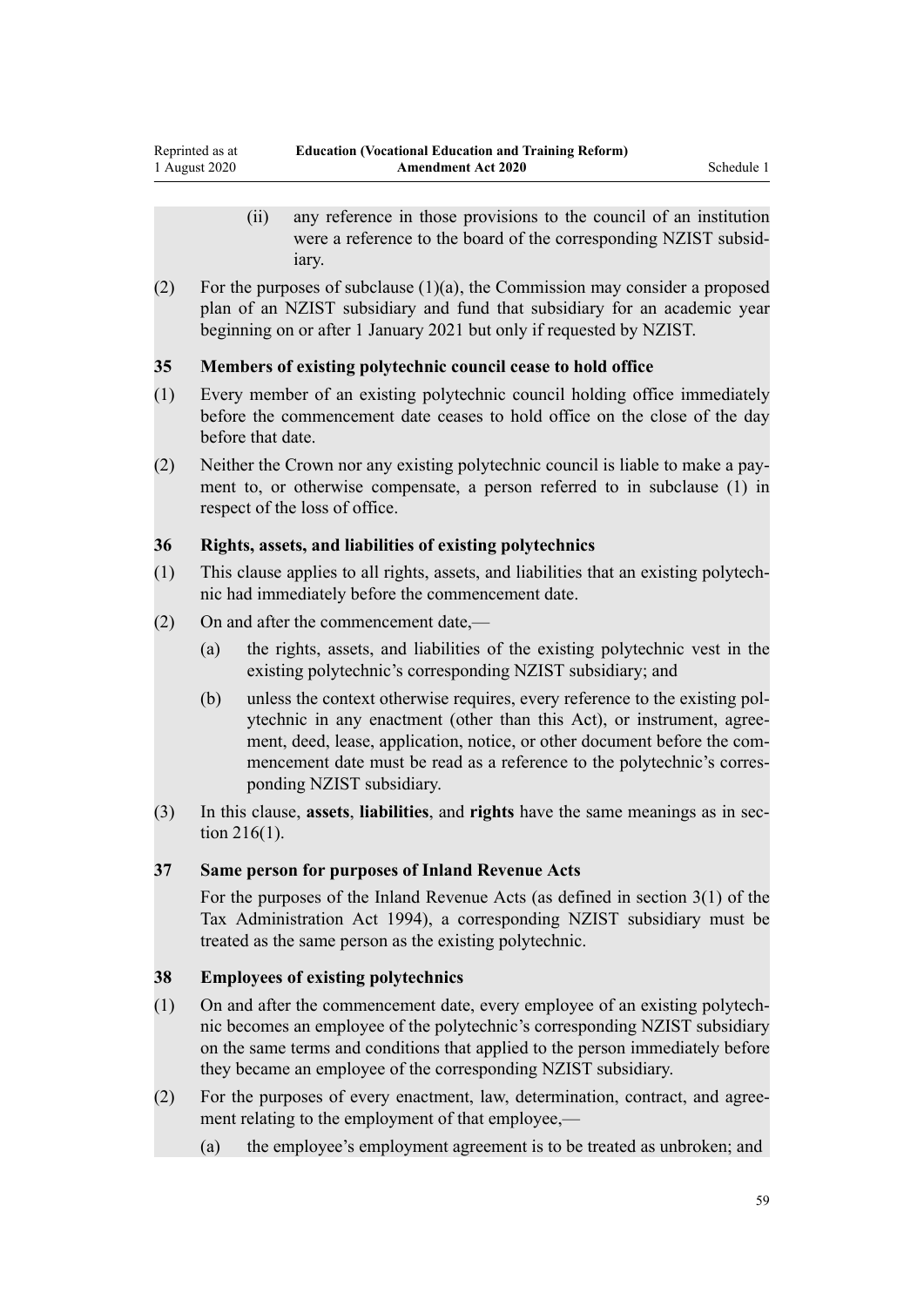(ii) any reference in those provisions to the council of an institution were a reference to the board of the corresponding NZIST subsidiary.

(2) For the purposes of subclause (1)(a), the Commission may consider a proposed plan of an NZIST subsidiary and fund that subsidiary for an academic year beginning on or after 1 January 2021 but only if requested by NZIST.

### 35 Members of existing polytechnic council cease to hold office

(1) Every member of an existing polytechnic council holding office immediately before the commencement date ceases to hold office on the close of the day before that date.

(2) Neither the Crown nor any existing polytechnic council is liable to make a payment to, or otherwise compensate, a person referred to in subclause (1) in respect of the loss of office.

### 36 Rights, assets, and liabilities of existing polytechnics

(1) This clause applies to all rights, assets, and liabilities that an existing polytechnic had immediately before the commencement date.

(2) On and after the commencement date,—

(a) the rights, assets, and liabilities of the existing polytechnic vest in the existing polytechnic's corresponding NZIST subsidiary; and

(b) unless the context otherwise requires, every reference to the existing polytechnic in any enactment (other than this Act), or instrument, agreement, deed, lease, application, notice, or other document before the commencement date must be read as a reference to the polytechnic's corresponding NZIST subsidiary.

(3) In this clause, **assets**, **liabilities**, and **rights** have the same meanings as in section 216(1).

### 37 Same person for purposes of Inland Revenue Acts

For the purposes of the Inland Revenue Acts (as defined in section 3(1) of the Tax Administration Act 1994), a corresponding NZIST subsidiary must be treated as the same person as the existing polytechnic.

### 38 Employees of existing polytechnics

(1) On and after the commencement date, every employee of an existing polytechnic becomes an employee of the polytechnic's corresponding NZIST subsidiary on the same terms and conditions that applied to the person immediately before they became an employee of the corresponding NZIST subsidiary.

(2) For the purposes of every enactment, law, determination, contract, and agreement relating to the employment of that employee,—

(a) the employee's employment agreement is to be treated as unbroken; and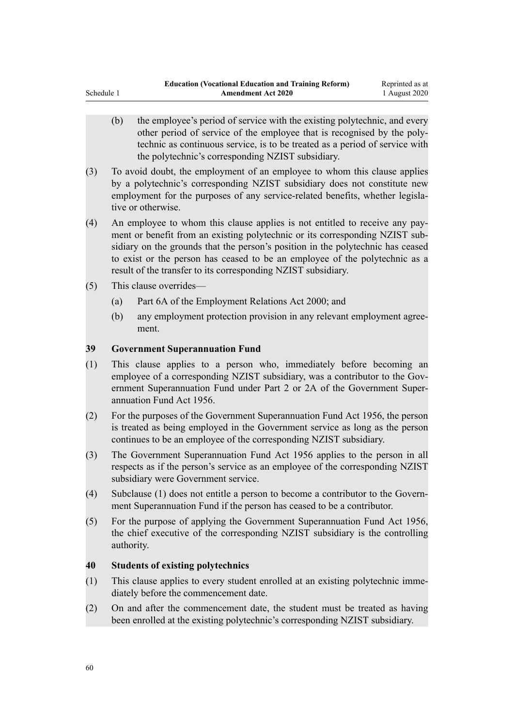(b) the employee's period of service with the existing polytechnic, and every other period of service of the employee that is recognised by the polytechnic as continuous service, is to be treated as a period of service with the polytechnic's corresponding NZIST subsidiary.

(3) To avoid doubt, the employment of an employee to whom this clause applies by a polytechnic's corresponding NZIST subsidiary does not constitute new employment for the purposes of any service-related benefits, whether legislative or otherwise.

(4) An employee to whom this clause applies is not entitled to receive any payment or benefit from an existing polytechnic or its corresponding NZIST subsidiary on the grounds that the person's position in the polytechnic has ceased to exist or the person has ceased to be an employee of the polytechnic as a result of the transfer to its corresponding NZIST subsidiary.

(5) This clause overrides—

(a) Part 6A of the Employment Relations Act 2000; and

(b) any employment protection provision in any relevant employment agreement.

### 39 Government Superannuation Fund

(1) This clause applies to a person who, immediately before becoming an employee of a corresponding NZIST subsidiary, was a contributor to the Government Superannuation Fund under Part 2 or 2A of the Government Superannuation Fund Act 1956.

(2) For the purposes of the Government Superannuation Fund Act 1956, the person is treated as being employed in the Government service as long as the person continues to be an employee of the corresponding NZIST subsidiary.

(3) The Government Superannuation Fund Act 1956 applies to the person in all respects as if the person's service as an employee of the corresponding NZIST subsidiary were Government service.

(4) Subclause (1) does not entitle a person to become a contributor to the Government Superannuation Fund if the person has ceased to be a contributor.

(5) For the purpose of applying the Government Superannuation Fund Act 1956, the chief executive of the corresponding NZIST subsidiary is the controlling authority.

### 40 Students of existing polytechnics

(1) This clause applies to every student enrolled at an existing polytechnic immediately before the commencement date.

(2) On and after the commencement date, the student must be treated as having been enrolled at the existing polytechnic's corresponding NZIST subsidiary.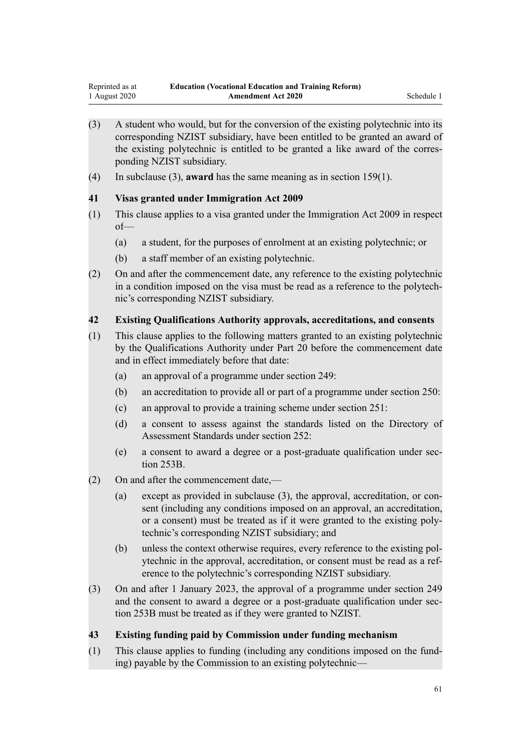(3) A student who would, but for the conversion of the existing polytechnic into its corresponding NZIST subsidiary, have been entitled to be granted an award of the existing polytechnic is entitled to be granted a like award of the corresponding NZIST subsidiary.

(4) In subclause (3), **award** has the same meaning as in section 159(1).

### 41 Visas granted under Immigration Act 2009

(1) This clause applies to a visa granted under the Immigration Act 2009 in respect of—

- (a) a student, for the purposes of enrolment at an existing polytechnic; or
- (b) a staff member of an existing polytechnic.

(2) On and after the commencement date, any reference to the existing polytechnic in a condition imposed on the visa must be read as a reference to the polytechnic's corresponding NZIST subsidiary.

### 42 Existing Qualifications Authority approvals, accreditations, and consents

(1) This clause applies to the following matters granted to an existing polytechnic by the Qualifications Authority under Part 20 before the commencement date and in effect immediately before that date:

- (a) an approval of a programme under section 249:
- (b) an accreditation to provide all or part of a programme under section 250:
- (c) an approval to provide a training scheme under section 251:
- (d) a consent to assess against the standards listed on the Directory of Assessment Standards under section 252:
- (e) a consent to award a degree or a post-graduate qualification under section 253B.

(2) On and after the commencement date,—

- (a) except as provided in subclause (3), the approval, accreditation, or consent (including any conditions imposed on an approval, an accreditation, or a consent) must be treated as if it were granted to the existing polytechnic's corresponding NZIST subsidiary; and
- (b) unless the context otherwise requires, every reference to the existing polytechnic in the approval, accreditation, or consent must be read as a reference to the polytechnic's corresponding NZIST subsidiary.

(3) On and after 1 January 2023, the approval of a programme under section 249 and the consent to award a degree or a post-graduate qualification under section 253B must be treated as if they were granted to NZIST.

### 43 Existing funding paid by Commission under funding mechanism

(1) This clause applies to funding (including any conditions imposed on the funding) payable by the Commission to an existing polytechnic—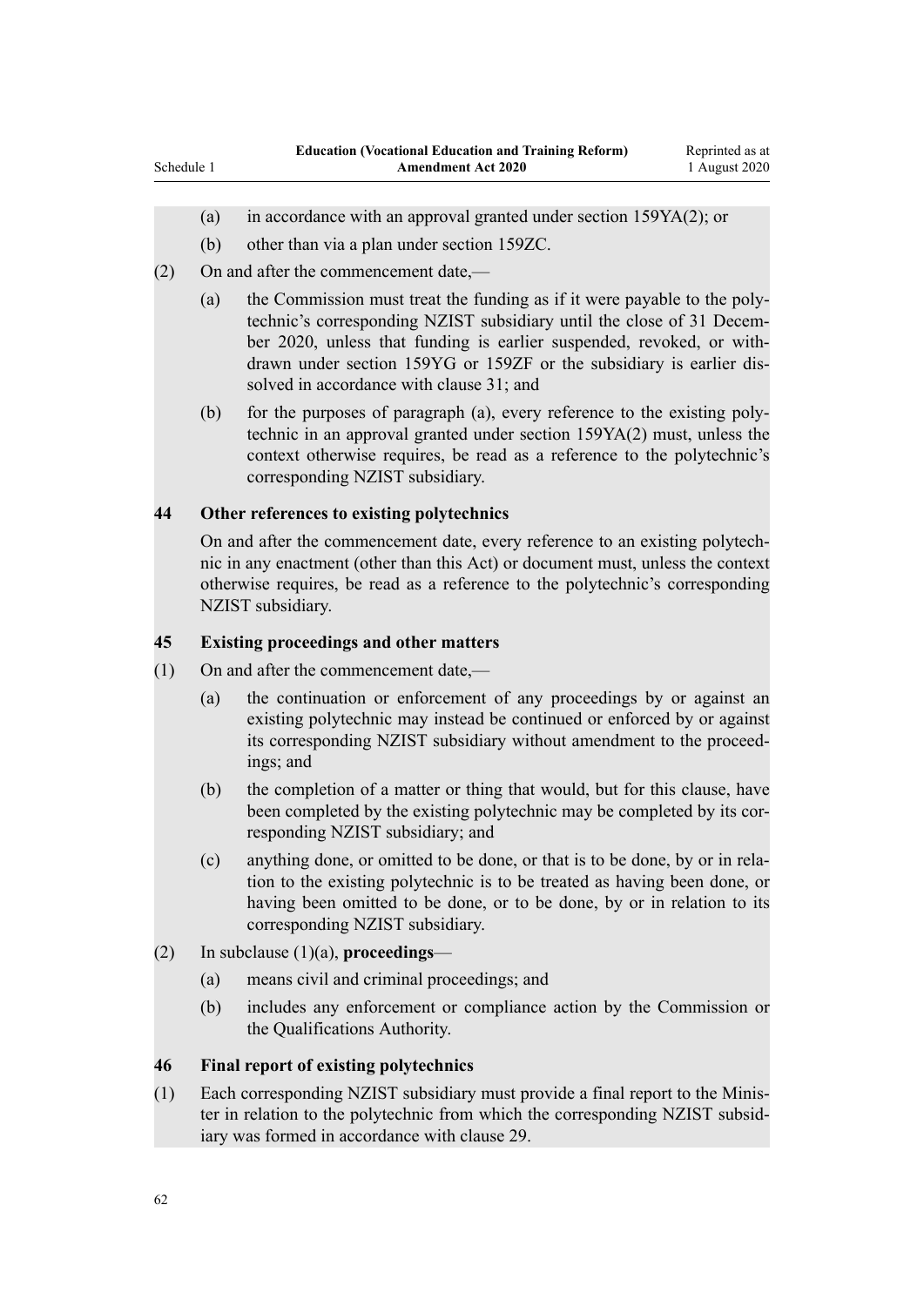(a) in accordance with an approval granted under section 159YA(2); or

(b) other than via a plan under section 159ZC.

(2) On and after the commencement date,—

(a) the Commission must treat the funding as if it were payable to the polytechnic's corresponding NZIST subsidiary until the close of 31 December 2020, unless that funding is earlier suspended, revoked, or withdrawn under section 159YG or 159ZF or the subsidiary is earlier dissolved in accordance with clause 31; and

(b) for the purposes of paragraph (a), every reference to the existing polytechnic in an approval granted under section 159YA(2) must, unless the context otherwise requires, be read as a reference to the polytechnic's corresponding NZIST subsidiary.

### 44 Other references to existing polytechnics

On and after the commencement date, every reference to an existing polytechnic in any enactment (other than this Act) or document must, unless the context otherwise requires, be read as a reference to the polytechnic's corresponding NZIST subsidiary.

### 45 Existing proceedings and other matters

(1) On and after the commencement date,—

(a) the continuation or enforcement of any proceedings by or against an existing polytechnic may instead be continued or enforced by or against its corresponding NZIST subsidiary without amendment to the proceedings; and

(b) the completion of a matter or thing that would, but for this clause, have been completed by the existing polytechnic may be completed by its corresponding NZIST subsidiary; and

(c) anything done, or omitted to be done, or that is to be done, by or in relation to the existing polytechnic is to be treated as having been done, or having been omitted to be done, or to be done, by or in relation to its corresponding NZIST subsidiary.

(2) In subclause (1)(a), **proceedings**—

(a) means civil and criminal proceedings; and

(b) includes any enforcement or compliance action by the Commission or the Qualifications Authority.

### 46 Final report of existing polytechnics

(1) Each corresponding NZIST subsidiary must provide a final report to the Minister in relation to the polytechnic from which the corresponding NZIST subsidiary was formed in accordance with clause 29.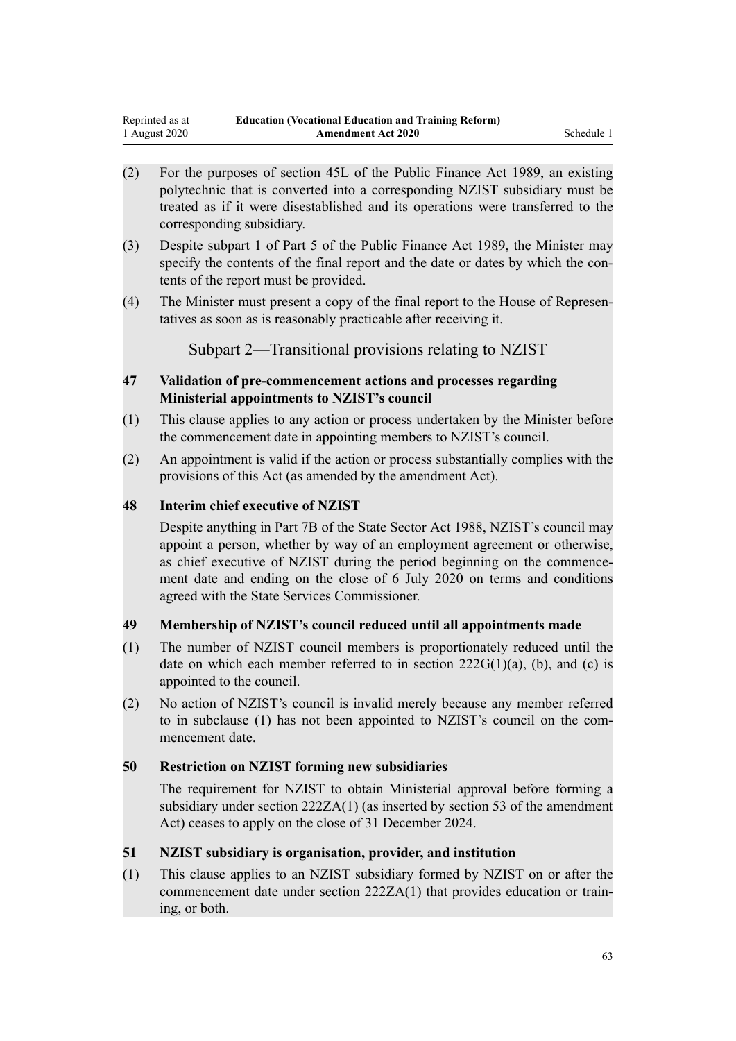(2) For the purposes of section 45L of the Public Finance Act 1989, an existing polytechnic that is converted into a corresponding NZIST subsidiary must be treated as if it were disestablished and its operations were transferred to the corresponding subsidiary.

(3) Despite subpart 1 of Part 5 of the Public Finance Act 1989, the Minister may specify the contents of the final report and the date or dates by which the contents of the report must be provided.

(4) The Minister must present a copy of the final report to the House of Representatives as soon as is reasonably practicable after receiving it.

## Subpart 2—Transitional provisions relating to NZIST

### 47 Validation of pre-commencement actions and processes regarding Ministerial appointments to NZIST's council

(1) This clause applies to any action or process undertaken by the Minister before the commencement date in appointing members to NZIST's council.

(2) An appointment is valid if the action or process substantially complies with the provisions of this Act (as amended by the amendment Act).

### 48 Interim chief executive of NZIST

Despite anything in Part 7B of the State Sector Act 1988, NZIST's council may appoint a person, whether by way of an employment agreement or otherwise, as chief executive of NZIST during the period beginning on the commencement date and ending on the close of 6 July 2020 on terms and conditions agreed with the State Services Commissioner.

### 49 Membership of NZIST's council reduced until all appointments made

(1) The number of NZIST council members is proportionately reduced until the date on which each member referred to in section 222G(1)(a), (b), and (c) is appointed to the council.

(2) No action of NZIST's council is invalid merely because any member referred to in subclause (1) has not been appointed to NZIST's council on the commencement date.

### 50 Restriction on NZIST forming new subsidiaries

The requirement for NZIST to obtain Ministerial approval before forming a subsidiary under section 222ZA(1) (as inserted by section 53 of the amendment Act) ceases to apply on the close of 31 December 2024.

### 51 NZIST subsidiary is organisation, provider, and institution

(1) This clause applies to an NZIST subsidiary formed by NZIST on or after the commencement date under section 222ZA(1) that provides education or training, or both.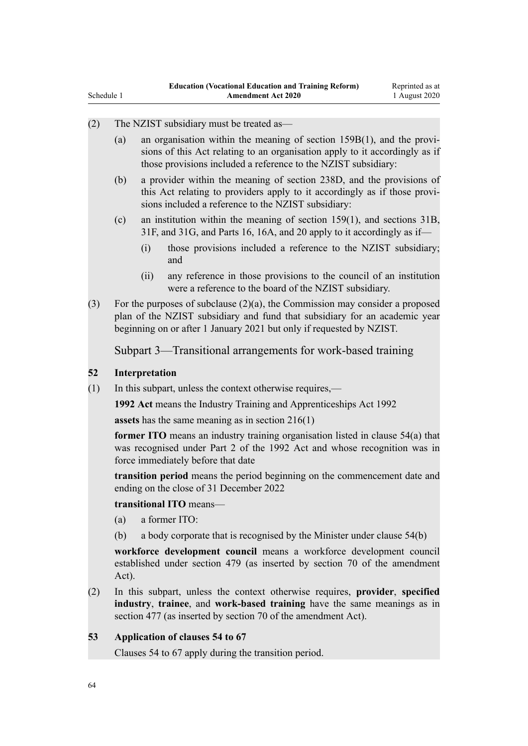(2) The NZIST subsidiary must be treated as—

(a) an organisation within the meaning of section 159B(1), and the provisions of this Act relating to an organisation apply to it accordingly as if those provisions included a reference to the NZIST subsidiary:

(b) a provider within the meaning of section 238D, and the provisions of this Act relating to providers apply to it accordingly as if those provisions included a reference to the NZIST subsidiary:

(c) an institution within the meaning of section 159(1), and sections 31B, 31F, and 31G, and Parts 16, 16A, and 20 apply to it accordingly as if—

(i) those provisions included a reference to the NZIST subsidiary; and

(ii) any reference in those provisions to the council of an institution were a reference to the board of the NZIST subsidiary.

(3) For the purposes of subclause (2)(a), the Commission may consider a proposed plan of the NZIST subsidiary and fund that subsidiary for an academic year beginning on or after 1 January 2021 but only if requested by NZIST.

## Subpart 3—Transitional arrangements for work-based training

### 52 Interpretation

(1) In this subpart, unless the context otherwise requires,—

**1992 Act** means the Industry Training and Apprenticeships Act 1992

**assets** has the same meaning as in section 216(1)

**former ITO** means an industry training organisation listed in clause 54(a) that was recognised under Part 2 of the 1992 Act and whose recognition was in force immediately before that date

**transition period** means the period beginning on the commencement date and ending on the close of 31 December 2022

**transitional ITO** means—

(a) a former ITO:

(b) a body corporate that is recognised by the Minister under clause 54(b)

**workforce development council** means a workforce development council established under section 479 (as inserted by section 70 of the amendment Act).

(2) In this subpart, unless the context otherwise requires, **provider**, **specified industry**, **trainee**, and **work-based training** have the same meanings as in section 477 (as inserted by section 70 of the amendment Act).

### 53 Application of clauses 54 to 67

Clauses 54 to 67 apply during the transition period.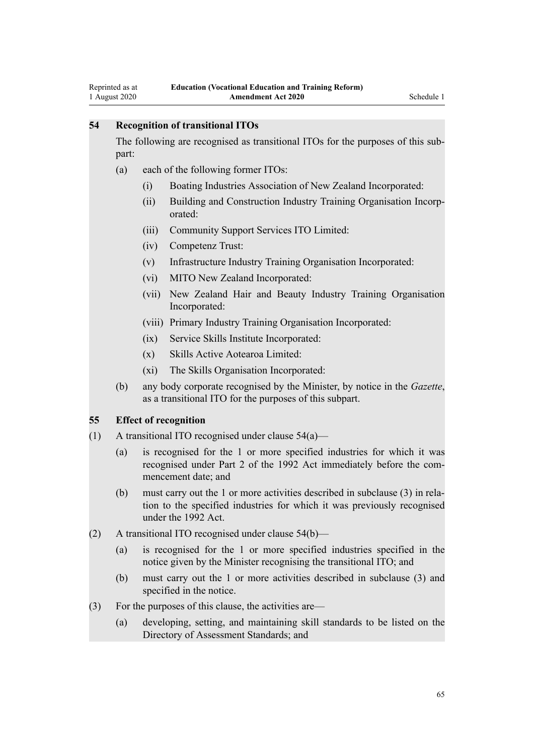### 54 Recognition of transitional ITOs

The following are recognised as transitional ITOs for the purposes of this subpart:

- (a) each of the following former ITOs:
  - (i) Boating Industries Association of New Zealand Incorporated:
  - (ii) Building and Construction Industry Training Organisation Incorporated:
  - (iii) Community Support Services ITO Limited:
  - (iv) Competenz Trust:
  - (v) Infrastructure Industry Training Organisation Incorporated:
  - (vi) MITO New Zealand Incorporated:
  - (vii) New Zealand Hair and Beauty Industry Training Organisation Incorporated:
  - (viii) Primary Industry Training Organisation Incorporated:
  - (ix) Service Skills Institute Incorporated:
  - (x) Skills Active Aotearoa Limited:
  - (xi) The Skills Organisation Incorporated:
- (b) any body corporate recognised by the Minister, by notice in the *Gazette*, as a transitional ITO for the purposes of this subpart.

### 55 Effect of recognition

(1) A transitional ITO recognised under clause 54(a)—

- (a) is recognised for the 1 or more specified industries for which it was recognised under Part 2 of the 1992 Act immediately before the commencement date; and
- (b) must carry out the 1 or more activities described in subclause (3) in relation to the specified industries for which it was previously recognised under the 1992 Act.

(2) A transitional ITO recognised under clause 54(b)—

- (a) is recognised for the 1 or more specified industries specified in the notice given by the Minister recognising the transitional ITO; and
- (b) must carry out the 1 or more activities described in subclause (3) and specified in the notice.

(3) For the purposes of this clause, the activities are—

- (a) developing, setting, and maintaining skill standards to be listed on the Directory of Assessment Standards; and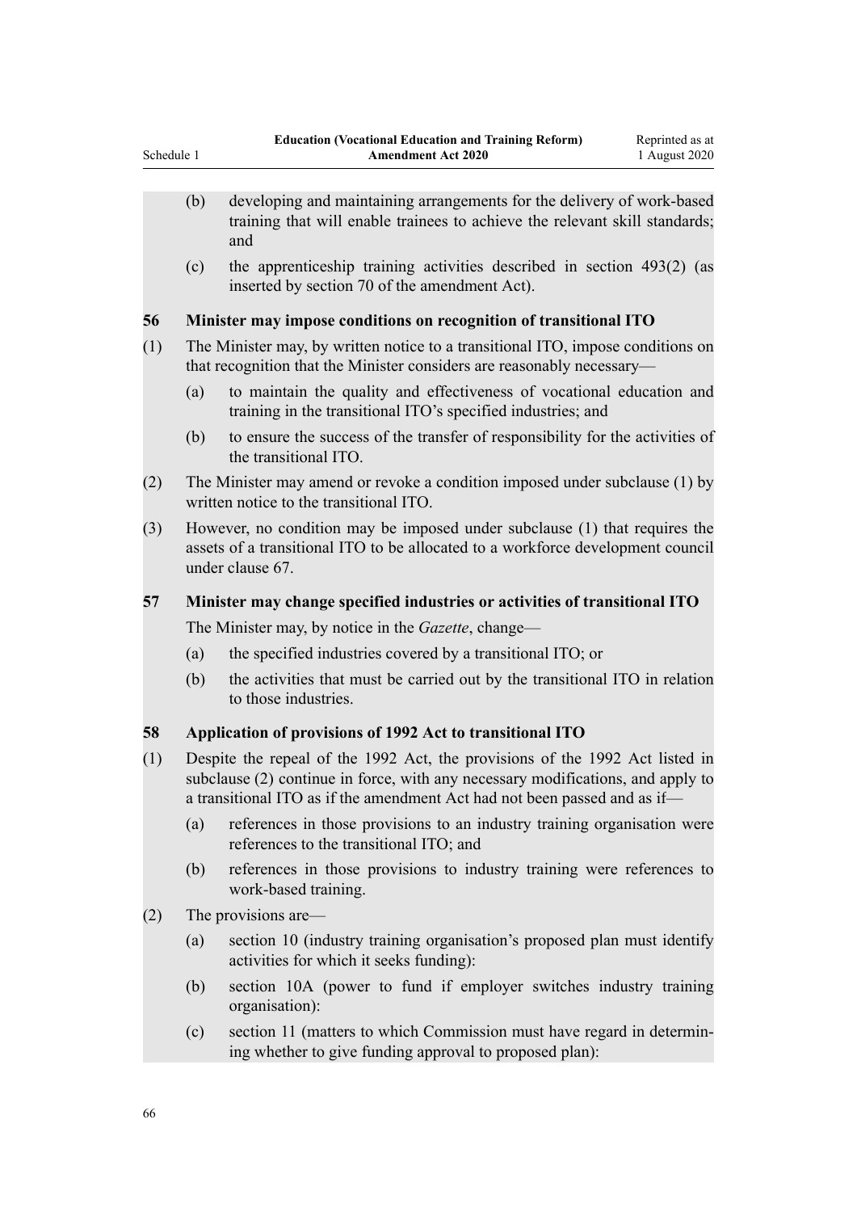(b) developing and maintaining arrangements for the delivery of work-based training that will enable trainees to achieve the relevant skill standards; and

(c) the apprenticeship training activities described in section 493(2) (as inserted by section 70 of the amendment Act).

### 56 Minister may impose conditions on recognition of transitional ITO

(1) The Minister may, by written notice to a transitional ITO, impose conditions on that recognition that the Minister considers are reasonably necessary—

(a) to maintain the quality and effectiveness of vocational education and training in the transitional ITO's specified industries; and

(b) to ensure the success of the transfer of responsibility for the activities of the transitional ITO.

(2) The Minister may amend or revoke a condition imposed under subclause (1) by written notice to the transitional ITO.

(3) However, no condition may be imposed under subclause (1) that requires the assets of a transitional ITO to be allocated to a workforce development council under clause 67.

### 57 Minister may change specified industries or activities of transitional ITO

The Minister may, by notice in the *Gazette*, change—

(a) the specified industries covered by a transitional ITO; or

(b) the activities that must be carried out by the transitional ITO in relation to those industries.

### 58 Application of provisions of 1992 Act to transitional ITO

(1) Despite the repeal of the 1992 Act, the provisions of the 1992 Act listed in subclause (2) continue in force, with any necessary modifications, and apply to a transitional ITO as if the amendment Act had not been passed and as if—

(a) references in those provisions to an industry training organisation were references to the transitional ITO; and

(b) references in those provisions to industry training were references to work-based training.

(2) The provisions are—

(a) section 10 (industry training organisation's proposed plan must identify activities for which it seeks funding):

(b) section 10A (power to fund if employer switches industry training organisation):

(c) section 11 (matters to which Commission must have regard in determining whether to give funding approval to proposed plan):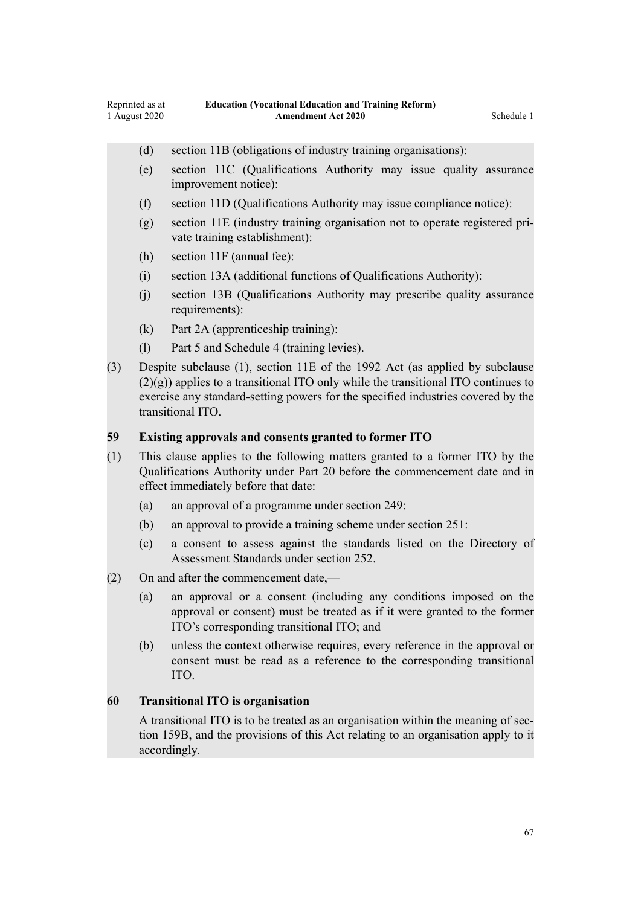(d) section 11B (obligations of industry training organisations):

(e) section 11C (Qualifications Authority may issue quality assurance improvement notice):

(f) section 11D (Qualifications Authority may issue compliance notice):

(g) section 11E (industry training organisation not to operate registered private training establishment):

(h) section 11F (annual fee):

(i) section 13A (additional functions of Qualifications Authority):

(j) section 13B (Qualifications Authority may prescribe quality assurance requirements):

(k) Part 2A (apprenticeship training):

(l) Part 5 and Schedule 4 (training levies).

(3) Despite subclause (1), section 11E of the 1992 Act (as applied by subclause (2)(g)) applies to a transitional ITO only while the transitional ITO continues to exercise any standard-setting powers for the specified industries covered by the transitional ITO.

### 59 Existing approvals and consents granted to former ITO

(1) This clause applies to the following matters granted to a former ITO by the Qualifications Authority under Part 20 before the commencement date and in effect immediately before that date:

(a) an approval of a programme under section 249:

(b) an approval to provide a training scheme under section 251:

(c) a consent to assess against the standards listed on the Directory of Assessment Standards under section 252.

(2) On and after the commencement date,—

(a) an approval or a consent (including any conditions imposed on the approval or consent) must be treated as if it were granted to the former ITO's corresponding transitional ITO; and

(b) unless the context otherwise requires, every reference in the approval or consent must be read as a reference to the corresponding transitional ITO.

### 60 Transitional ITO is organisation

A transitional ITO is to be treated as an organisation within the meaning of section 159B, and the provisions of this Act relating to an organisation apply to it accordingly.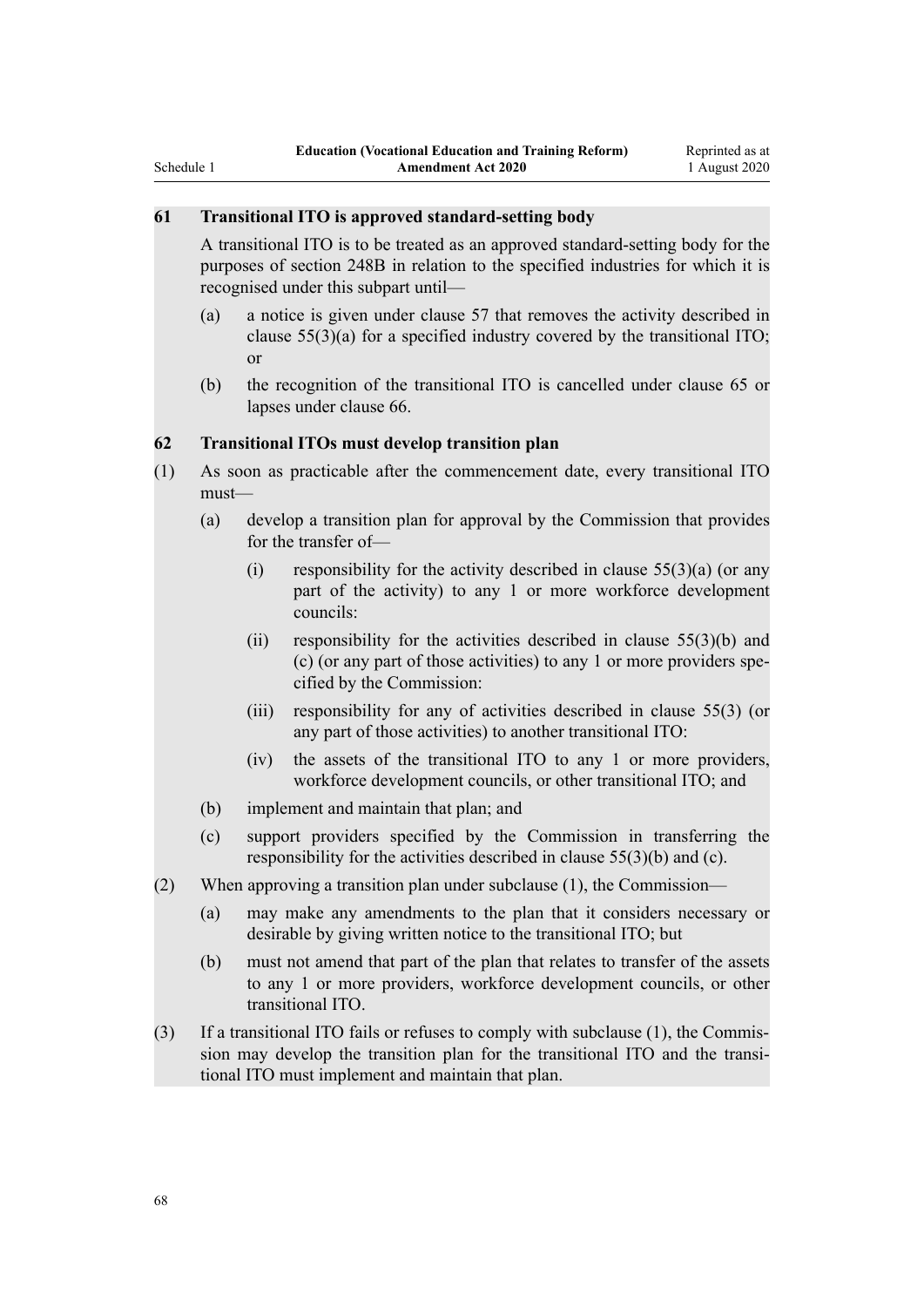### 61 Transitional ITO is approved standard-setting body

A transitional ITO is to be treated as an approved standard-setting body for the purposes of section 248B in relation to the specified industries for which it is recognised under this subpart until—

- (a) a notice is given under clause 57 that removes the activity described in clause 55(3)(a) for a specified industry covered by the transitional ITO; or
- (b) the recognition of the transitional ITO is cancelled under clause 65 or lapses under clause 66.

### 62 Transitional ITOs must develop transition plan

(1) As soon as practicable after the commencement date, every transitional ITO must—

- (a) develop a transition plan for approval by the Commission that provides for the transfer of—
  - (i) responsibility for the activity described in clause 55(3)(a) (or any part of the activity) to any 1 or more workforce development councils:
  - (ii) responsibility for the activities described in clause 55(3)(b) and (c) (or any part of those activities) to any 1 or more providers specified by the Commission:
  - (iii) responsibility for any of activities described in clause 55(3) (or any part of those activities) to another transitional ITO:
  - (iv) the assets of the transitional ITO to any 1 or more providers, workforce development councils, or other transitional ITO; and
- (b) implement and maintain that plan; and
- (c) support providers specified by the Commission in transferring the responsibility for the activities described in clause 55(3)(b) and (c).

(2) When approving a transition plan under subclause (1), the Commission—

- (a) may make any amendments to the plan that it considers necessary or desirable by giving written notice to the transitional ITO; but
- (b) must not amend that part of the plan that relates to transfer of the assets to any 1 or more providers, workforce development councils, or other transitional ITO.

(3) If a transitional ITO fails or refuses to comply with subclause (1), the Commission may develop the transition plan for the transitional ITO and the transitional ITO must implement and maintain that plan.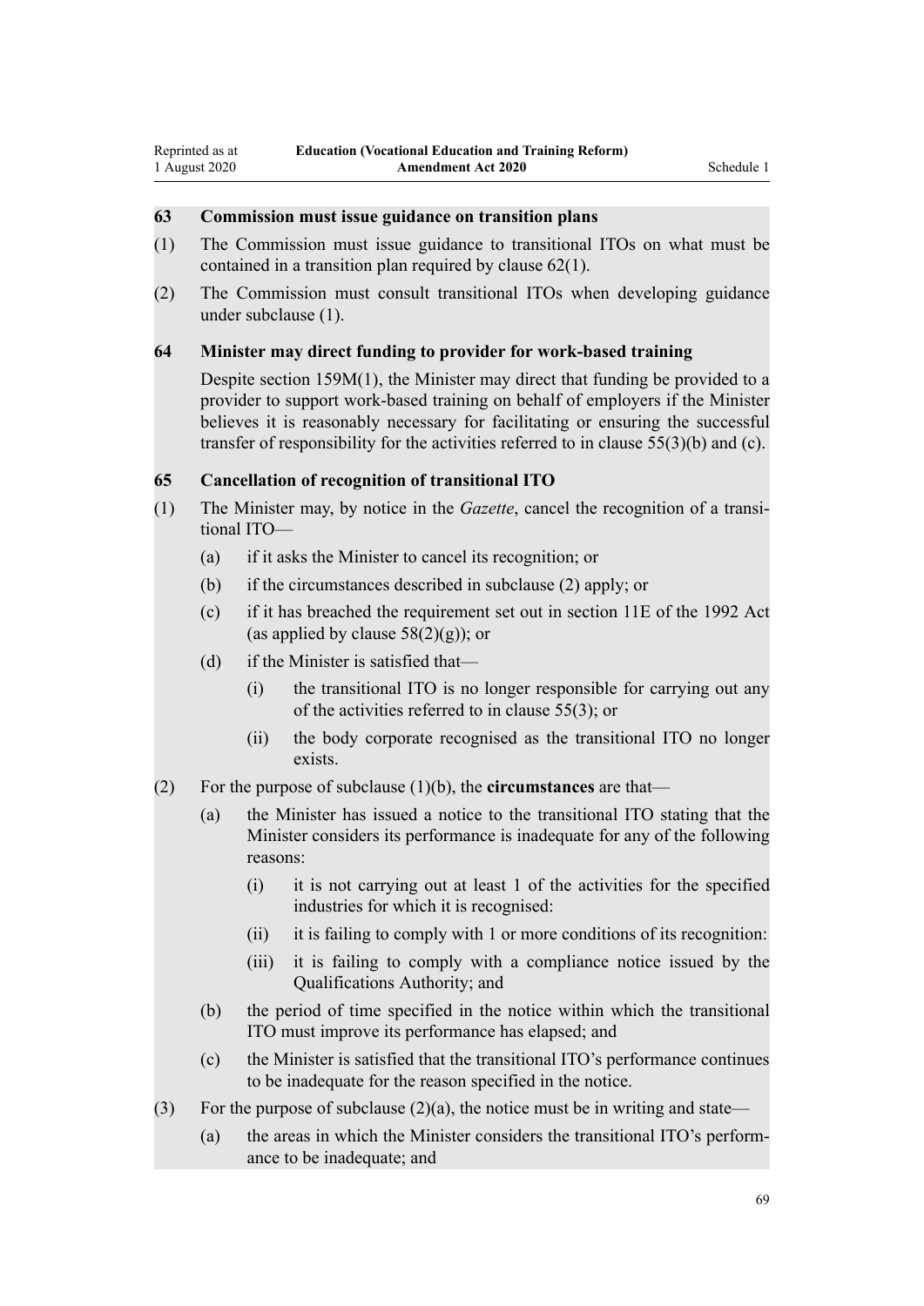### 63 Commission must issue guidance on transition plans

(1) The Commission must issue guidance to transitional ITOs on what must be contained in a transition plan required by clause 62(1).

(2) The Commission must consult transitional ITOs when developing guidance under subclause (1).

### 64 Minister may direct funding to provider for work-based training

Despite section 159M(1), the Minister may direct that funding be provided to a provider to support work-based training on behalf of employers if the Minister believes it is reasonably necessary for facilitating or ensuring the successful transfer of responsibility for the activities referred to in clause 55(3)(b) and (c).

### 65 Cancellation of recognition of transitional ITO

(1) The Minister may, by notice in the *Gazette*, cancel the recognition of a transitional ITO—

- (a) if it asks the Minister to cancel its recognition; or
- (b) if the circumstances described in subclause (2) apply; or
- (c) if it has breached the requirement set out in section 11E of the 1992 Act (as applied by clause 58(2)(g)); or
- (d) if the Minister is satisfied that—
  - (i) the transitional ITO is no longer responsible for carrying out any of the activities referred to in clause 55(3); or
  - (ii) the body corporate recognised as the transitional ITO no longer exists.

(2) For the purpose of subclause (1)(b), the **circumstances** are that—

- (a) the Minister has issued a notice to the transitional ITO stating that the Minister considers its performance is inadequate for any of the following reasons:
  - (i) it is not carrying out at least 1 of the activities for the specified industries for which it is recognised:
  - (ii) it is failing to comply with 1 or more conditions of its recognition:
  - (iii) it is failing to comply with a compliance notice issued by the Qualifications Authority; and
- (b) the period of time specified in the notice within which the transitional ITO must improve its performance has elapsed; and
- (c) the Minister is satisfied that the transitional ITO's performance continues to be inadequate for the reason specified in the notice.

(3) For the purpose of subclause (2)(a), the notice must be in writing and state—

- (a) the areas in which the Minister considers the transitional ITO's performance to be inadequate; and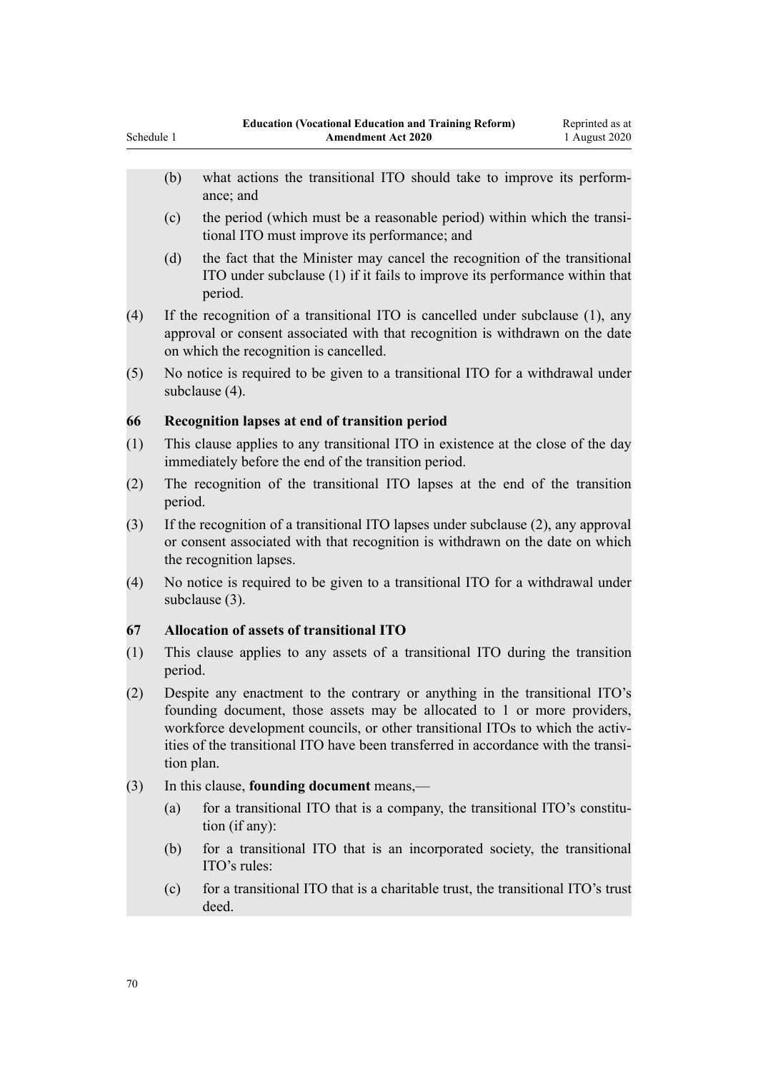(b) what actions the transitional ITO should take to improve its performance; and

(c) the period (which must be a reasonable period) within which the transitional ITO must improve its performance; and

(d) the fact that the Minister may cancel the recognition of the transitional ITO under subclause (1) if it fails to improve its performance within that period.

(4) If the recognition of a transitional ITO is cancelled under subclause (1), any approval or consent associated with that recognition is withdrawn on the date on which the recognition is cancelled.

(5) No notice is required to be given to a transitional ITO for a withdrawal under subclause (4).

### 66 Recognition lapses at end of transition period

(1) This clause applies to any transitional ITO in existence at the close of the day immediately before the end of the transition period.

(2) The recognition of the transitional ITO lapses at the end of the transition period.

(3) If the recognition of a transitional ITO lapses under subclause (2), any approval or consent associated with that recognition is withdrawn on the date on which the recognition lapses.

(4) No notice is required to be given to a transitional ITO for a withdrawal under subclause (3).

### 67 Allocation of assets of transitional ITO

(1) This clause applies to any assets of a transitional ITO during the transition period.

(2) Despite any enactment to the contrary or anything in the transitional ITO's founding document, those assets may be allocated to 1 or more providers, workforce development councils, or other transitional ITOs to which the activities of the transitional ITO have been transferred in accordance with the transition plan.

(3) In this clause, **founding document** means,—

(a) for a transitional ITO that is a company, the transitional ITO's constitution (if any):

(b) for a transitional ITO that is an incorporated society, the transitional ITO's rules:

(c) for a transitional ITO that is a charitable trust, the transitional ITO's trust deed.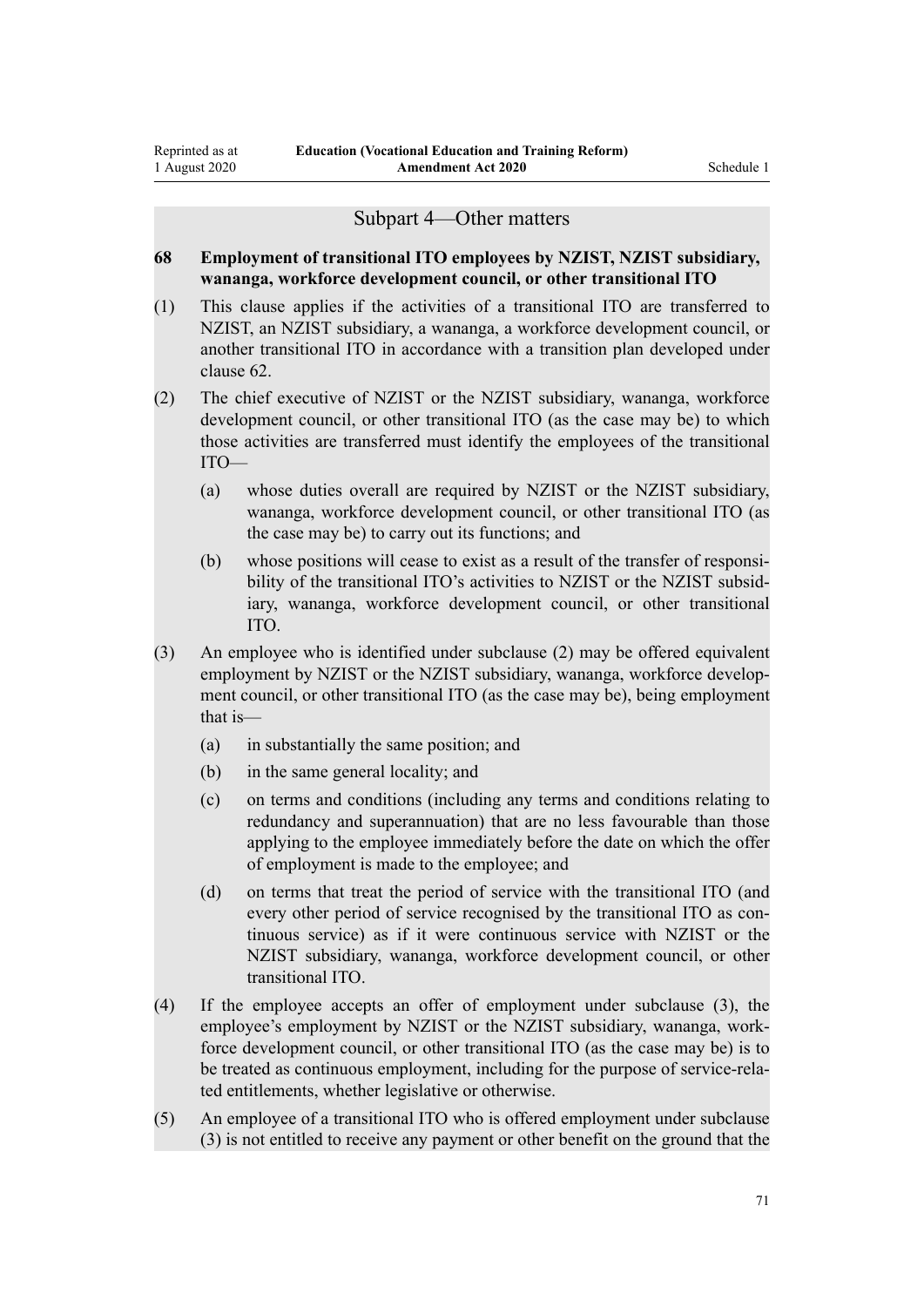## Subpart 4—Other matters

**68 Employment of transitional ITO employees by NZIST, NZIST subsidiary, wananga, workforce development council, or other transitional ITO**

(1) This clause applies if the activities of a transitional ITO are transferred to NZIST, an NZIST subsidiary, a wananga, a workforce development council, or another transitional ITO in accordance with a transition plan developed under clause 62.

(2) The chief executive of NZIST or the NZIST subsidiary, wananga, workforce development council, or other transitional ITO (as the case may be) to which those activities are transferred must identify the employees of the transitional ITO—

- (a) whose duties overall are required by NZIST or the NZIST subsidiary, wananga, workforce development council, or other transitional ITO (as the case may be) to carry out its functions; and
- (b) whose positions will cease to exist as a result of the transfer of responsibility of the transitional ITO's activities to NZIST or the NZIST subsidiary, wananga, workforce development council, or other transitional ITO.

(3) An employee who is identified under subclause (2) may be offered equivalent employment by NZIST or the NZIST subsidiary, wananga, workforce development council, or other transitional ITO (as the case may be), being employment that is—

- (a) in substantially the same position; and
- (b) in the same general locality; and
- (c) on terms and conditions (including any terms and conditions relating to redundancy and superannuation) that are no less favourable than those applying to the employee immediately before the date on which the offer of employment is made to the employee; and
- (d) on terms that treat the period of service with the transitional ITO (and every other period of service recognised by the transitional ITO as continuous service) as if it were continuous service with NZIST or the NZIST subsidiary, wananga, workforce development council, or other transitional ITO.

(4) If the employee accepts an offer of employment under subclause (3), the employee's employment by NZIST or the NZIST subsidiary, wananga, workforce development council, or other transitional ITO (as the case may be) is to be treated as continuous employment, including for the purpose of service-related entitlements, whether legislative or otherwise.

(5) An employee of a transitional ITO who is offered employment under subclause (3) is not entitled to receive any payment or other benefit on the ground that the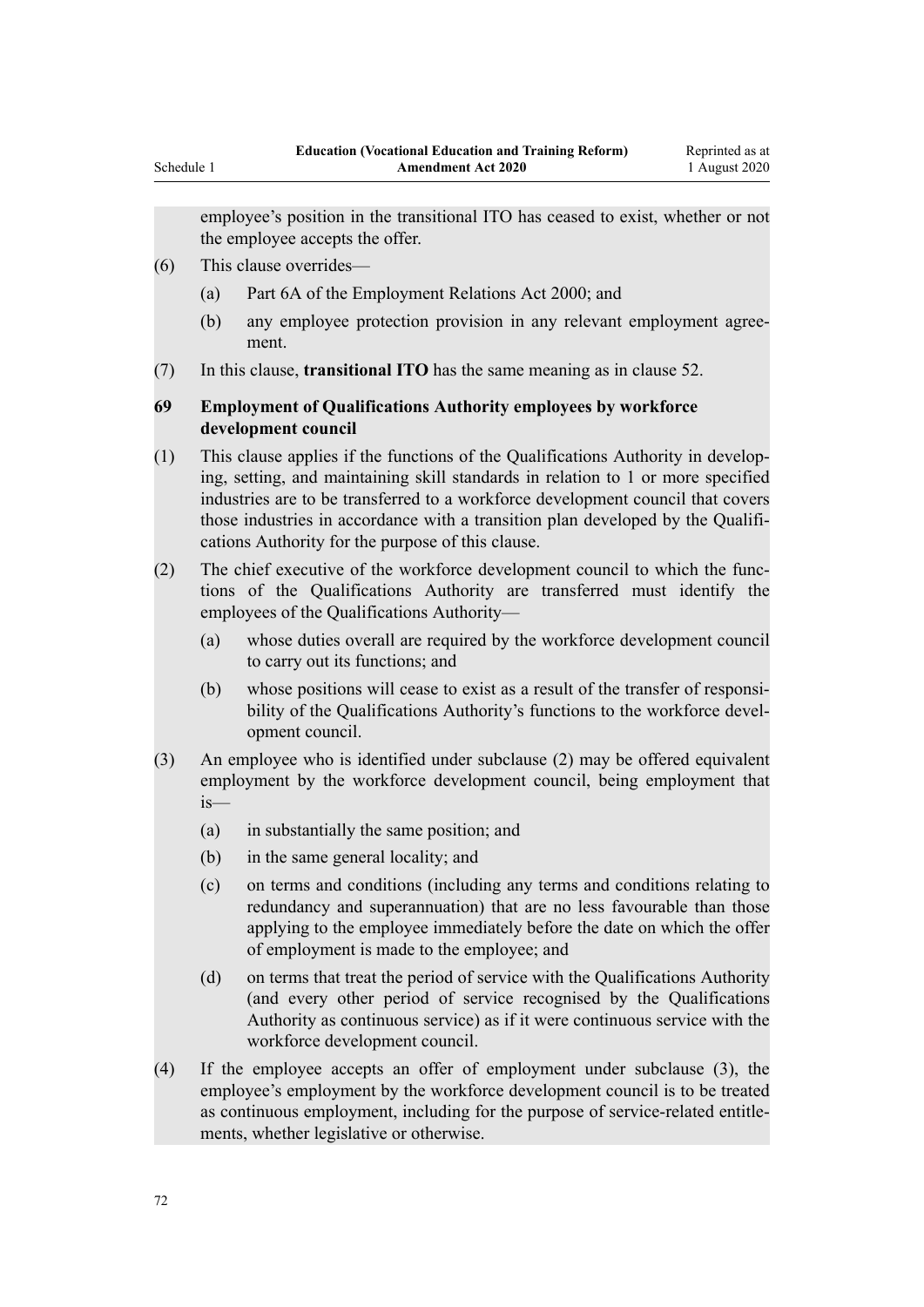employee's position in the transitional ITO has ceased to exist, whether or not the employee accepts the offer.

(6) This clause overrides—

(a) Part 6A of the Employment Relations Act 2000; and

(b) any employee protection provision in any relevant employment agreement.

(7) In this clause, **transitional ITO** has the same meaning as in clause 52.

### 69 Employment of Qualifications Authority employees by workforce development council

(1) This clause applies if the functions of the Qualifications Authority in developing, setting, and maintaining skill standards in relation to 1 or more specified industries are to be transferred to a workforce development council that covers those industries in accordance with a transition plan developed by the Qualifications Authority for the purpose of this clause.

(2) The chief executive of the workforce development council to which the functions of the Qualifications Authority are transferred must identify the employees of the Qualifications Authority—

(a) whose duties overall are required by the workforce development council to carry out its functions; and

(b) whose positions will cease to exist as a result of the transfer of responsibility of the Qualifications Authority's functions to the workforce development council.

(3) An employee who is identified under subclause (2) may be offered equivalent employment by the workforce development council, being employment that is—

(a) in substantially the same position; and

(b) in the same general locality; and

(c) on terms and conditions (including any terms and conditions relating to redundancy and superannuation) that are no less favourable than those applying to the employee immediately before the date on which the offer of employment is made to the employee; and

(d) on terms that treat the period of service with the Qualifications Authority (and every other period of service recognised by the Qualifications Authority as continuous service) as if it were continuous service with the workforce development council.

(4) If the employee accepts an offer of employment under subclause (3), the employee's employment by the workforce development council is to be treated as continuous employment, including for the purpose of service-related entitlements, whether legislative or otherwise.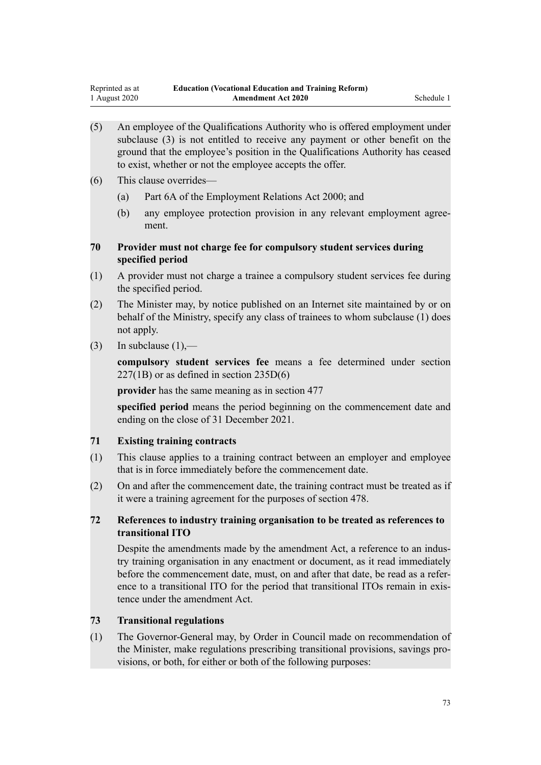(5) An employee of the Qualifications Authority who is offered employment under subclause (3) is not entitled to receive any payment or other benefit on the ground that the employee's position in the Qualifications Authority has ceased to exist, whether or not the employee accepts the offer.

(6) This clause overrides—

(a) Part 6A of the Employment Relations Act 2000; and

(b) any employee protection provision in any relevant employment agreement.

### 70 Provider must not charge fee for compulsory student services during specified period

(1) A provider must not charge a trainee a compulsory student services fee during the specified period.

(2) The Minister may, by notice published on an Internet site maintained by or on behalf of the Ministry, specify any class of trainees to whom subclause (1) does not apply.

(3) In subclause (1),—

**compulsory student services fee** means a fee determined under section 227(1B) or as defined in section 235D(6)

**provider** has the same meaning as in section 477

**specified period** means the period beginning on the commencement date and ending on the close of 31 December 2021.

### 71 Existing training contracts

(1) This clause applies to a training contract between an employer and employee that is in force immediately before the commencement date.

(2) On and after the commencement date, the training contract must be treated as if it were a training agreement for the purposes of section 478.

### 72 References to industry training organisation to be treated as references to transitional ITO

Despite the amendments made by the amendment Act, a reference to an industry training organisation in any enactment or document, as it read immediately before the commencement date, must, on and after that date, be read as a reference to a transitional ITO for the period that transitional ITOs remain in existence under the amendment Act.

### 73 Transitional regulations

(1) The Governor-General may, by Order in Council made on recommendation of the Minister, make regulations prescribing transitional provisions, savings provisions, or both, for either or both of the following purposes: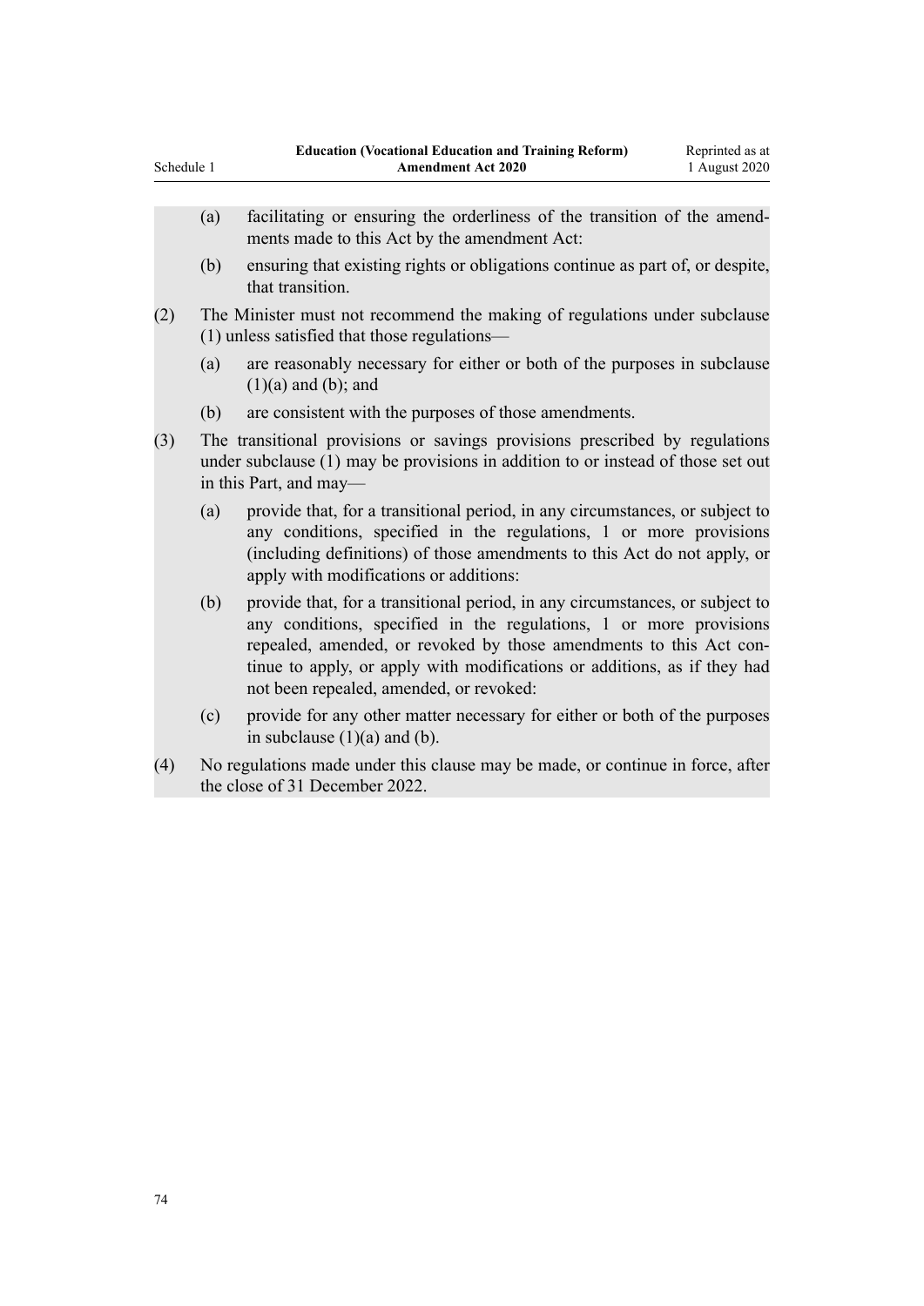(a) facilitating or ensuring the orderliness of the transition of the amendments made to this Act by the amendment Act:

(b) ensuring that existing rights or obligations continue as part of, or despite, that transition.

(2) The Minister must not recommend the making of regulations under subclause (1) unless satisfied that those regulations—

(a) are reasonably necessary for either or both of the purposes in subclause (1)(a) and (b); and

(b) are consistent with the purposes of those amendments.

(3) The transitional provisions or savings provisions prescribed by regulations under subclause (1) may be provisions in addition to or instead of those set out in this Part, and may—

(a) provide that, for a transitional period, in any circumstances, or subject to any conditions, specified in the regulations, 1 or more provisions (including definitions) of those amendments to this Act do not apply, or apply with modifications or additions:

(b) provide that, for a transitional period, in any circumstances, or subject to any conditions, specified in the regulations, 1 or more provisions repealed, amended, or revoked by those amendments to this Act continue to apply, or apply with modifications or additions, as if they had not been repealed, amended, or revoked:

(c) provide for any other matter necessary for either or both of the purposes in subclause (1)(a) and (b).

(4) No regulations made under this clause may be made, or continue in force, after the close of 31 December 2022.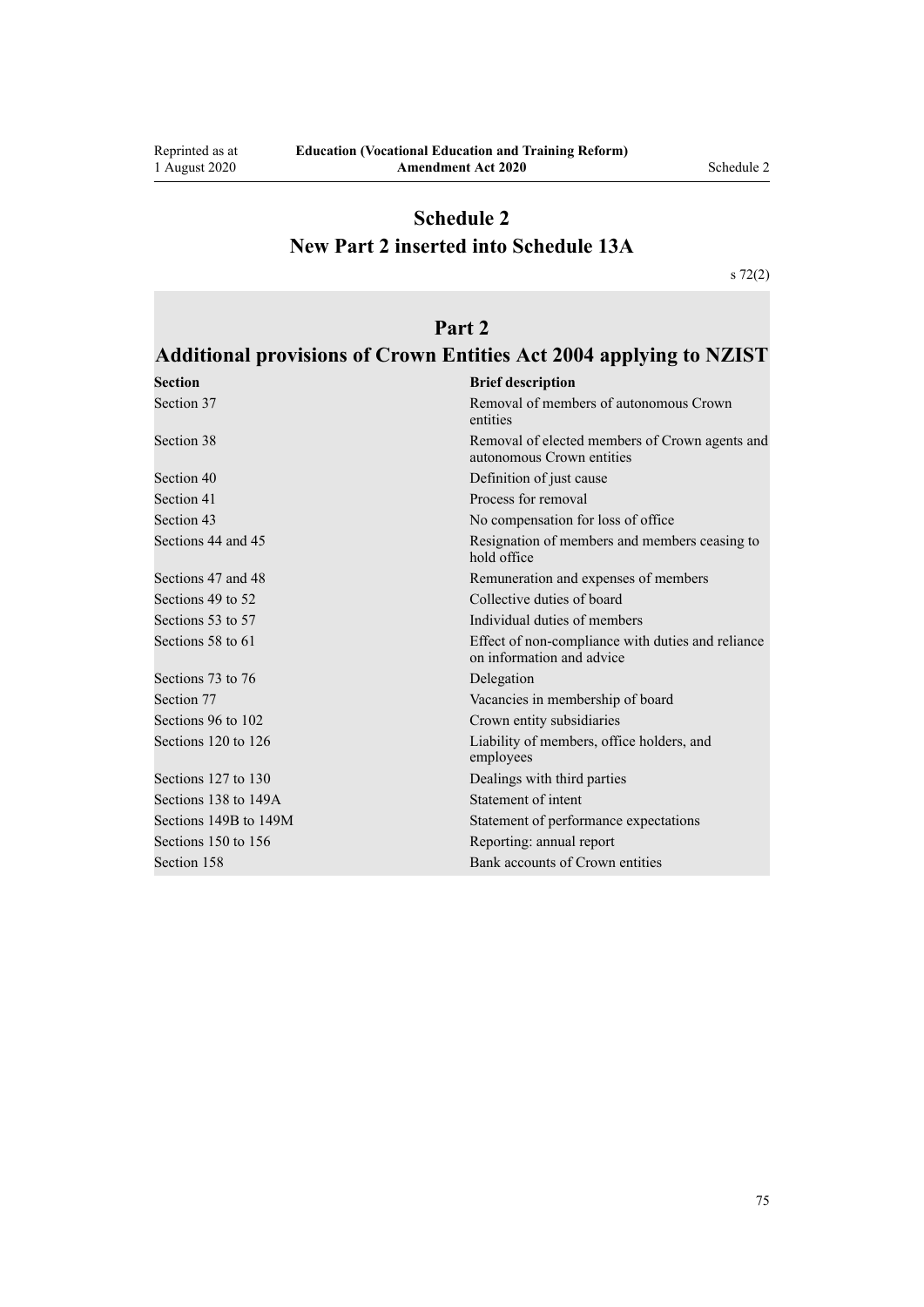# Schedule 2
# New Part 2 inserted into Schedule 13A

s 72(2)

## Part 2
## Additional provisions of Crown Entities Act 2004 applying to NZIST

| Section | Brief description |
|---|---|
| Section 37 | Removal of members of autonomous Crown entities |
| Section 38 | Removal of elected members of Crown agents and autonomous Crown entities |
| Section 40 | Definition of just cause |
| Section 41 | Process for removal |
| Section 43 | No compensation for loss of office |
| Sections 44 and 45 | Resignation of members and members ceasing to hold office |
| Sections 47 and 48 | Remuneration and expenses of members |
| Sections 49 to 52 | Collective duties of board |
| Sections 53 to 57 | Individual duties of members |
| Sections 58 to 61 | Effect of non-compliance with duties and reliance on information and advice |
| Sections 73 to 76 | Delegation |
| Section 77 | Vacancies in membership of board |
| Sections 96 to 102 | Crown entity subsidiaries |
| Sections 120 to 126 | Liability of members, office holders, and employees |
| Sections 127 to 130 | Dealings with third parties |
| Sections 138 to 149A | Statement of intent |
| Sections 149B to 149M | Statement of performance expectations |
| Sections 150 to 156 | Reporting: annual report |
| Section 158 | Bank accounts of Crown entities |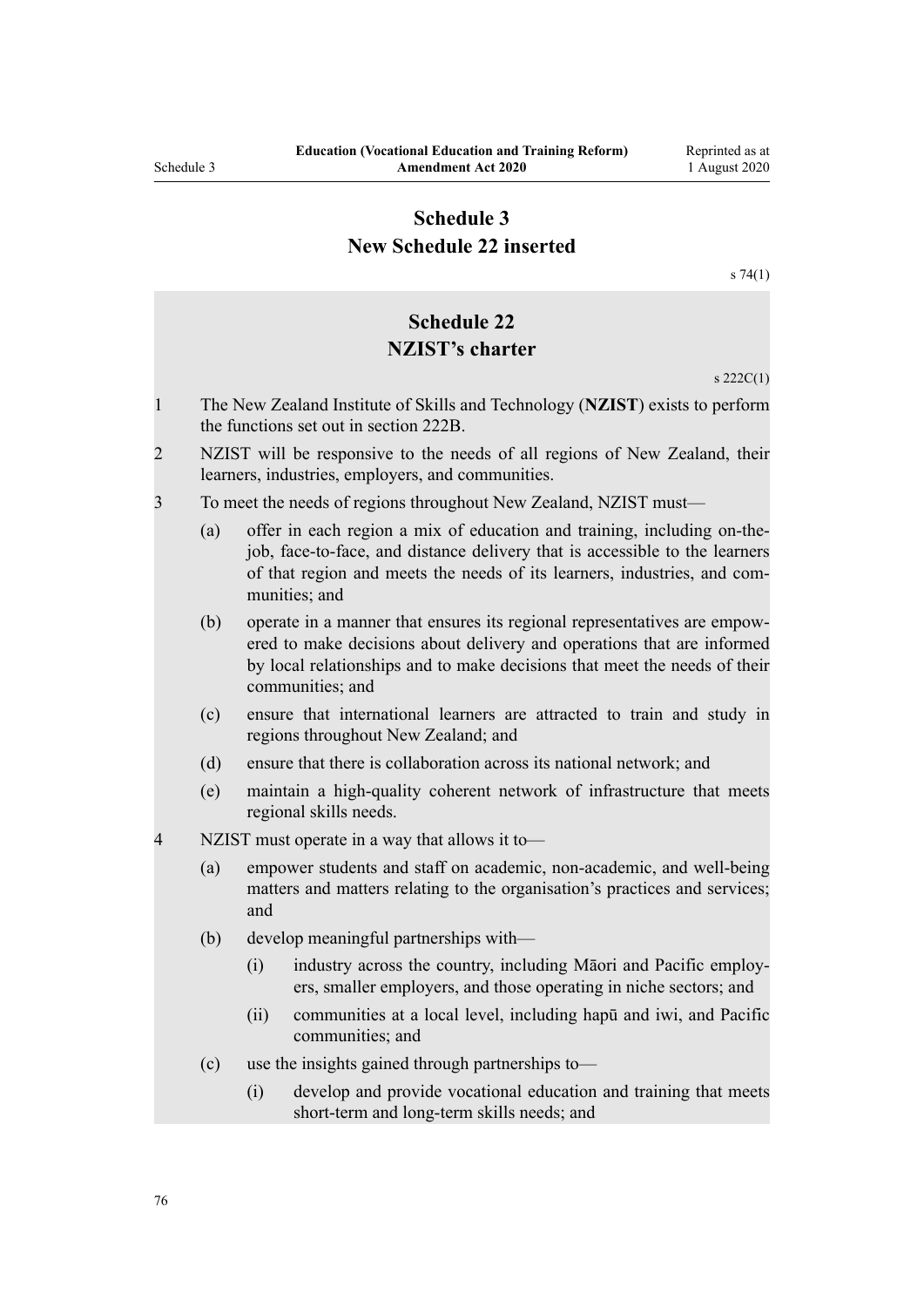# Schedule 3
# New Schedule 22 inserted

s 74(1)

## Schedule 22
## NZIST's charter

s 222C(1)

1 The New Zealand Institute of Skills and Technology (**NZIST**) exists to perform the functions set out in section 222B.

2 NZIST will be responsive to the needs of all regions of New Zealand, their learners, industries, employers, and communities.

3 To meet the needs of regions throughout New Zealand, NZIST must—

- (a) offer in each region a mix of education and training, including on-the-job, face-to-face, and distance delivery that is accessible to the learners of that region and meets the needs of its learners, industries, and communities; and
- (b) operate in a manner that ensures its regional representatives are empowered to make decisions about delivery and operations that are informed by local relationships and to make decisions that meet the needs of their communities; and
- (c) ensure that international learners are attracted to train and study in regions throughout New Zealand; and
- (d) ensure that there is collaboration across its national network; and
- (e) maintain a high-quality coherent network of infrastructure that meets regional skills needs.

4 NZIST must operate in a way that allows it to—

- (a) empower students and staff on academic, non-academic, and well-being matters and matters relating to the organisation's practices and services; and
- (b) develop meaningful partnerships with—
  - (i) industry across the country, including Māori and Pacific employers, smaller employers, and those operating in niche sectors; and
  - (ii) communities at a local level, including hapū and iwi, and Pacific communities; and
- (c) use the insights gained through partnerships to—
  - (i) develop and provide vocational education and training that meets short-term and long-term skills needs; and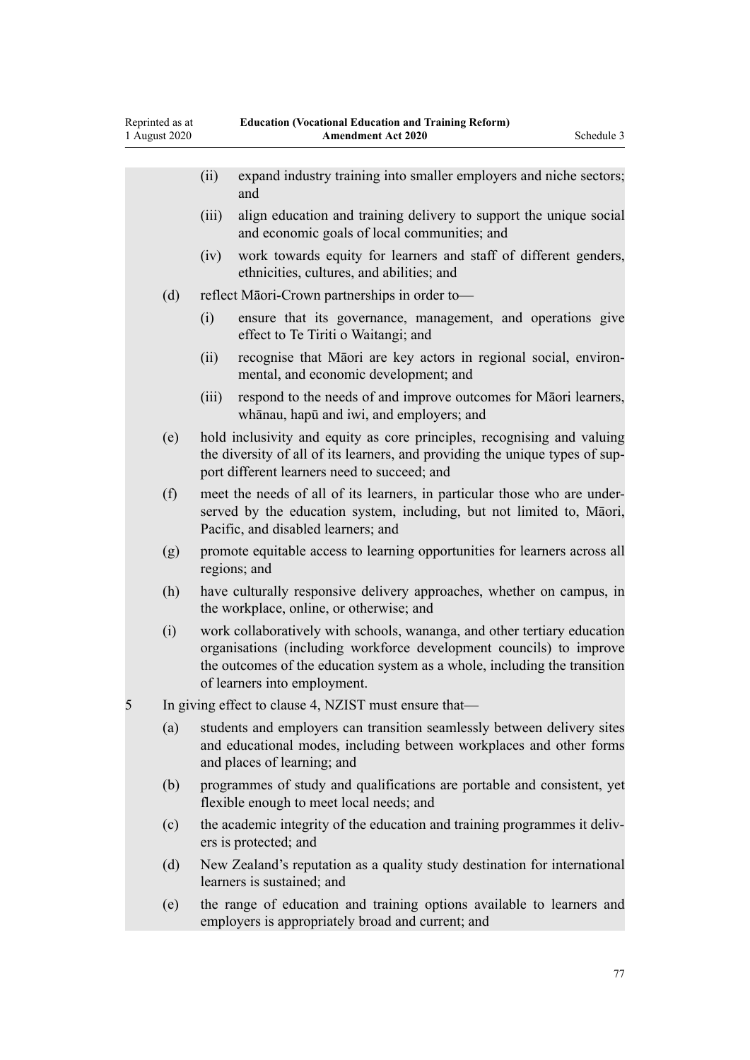- (ii) expand industry training into smaller employers and niche sectors; and
- (iii) align education and training delivery to support the unique social and economic goals of local communities; and
- (iv) work towards equity for learners and staff of different genders, ethnicities, cultures, and abilities; and

(d) reflect Māori-Crown partnerships in order to—

- (i) ensure that its governance, management, and operations give effect to Te Tiriti o Waitangi; and
- (ii) recognise that Māori are key actors in regional social, environmental, and economic development; and
- (iii) respond to the needs of and improve outcomes for Māori learners, whānau, hapū and iwi, and employers; and

(e) hold inclusivity and equity as core principles, recognising and valuing the diversity of all of its learners, and providing the unique types of support different learners need to succeed; and

(f) meet the needs of all of its learners, in particular those who are underserved by the education system, including, but not limited to, Māori, Pacific, and disabled learners; and

(g) promote equitable access to learning opportunities for learners across all regions; and

(h) have culturally responsive delivery approaches, whether on campus, in the workplace, online, or otherwise; and

(i) work collaboratively with schools, wananga, and other tertiary education organisations (including workforce development councils) to improve the outcomes of the education system as a whole, including the transition of learners into employment.

5 In giving effect to clause 4, NZIST must ensure that—

(a) students and employers can transition seamlessly between delivery sites and educational modes, including between workplaces and other forms and places of learning; and

(b) programmes of study and qualifications are portable and consistent, yet flexible enough to meet local needs; and

(c) the academic integrity of the education and training programmes it delivers is protected; and

(d) New Zealand's reputation as a quality study destination for international learners is sustained; and

(e) the range of education and training options available to learners and employers is appropriately broad and current; and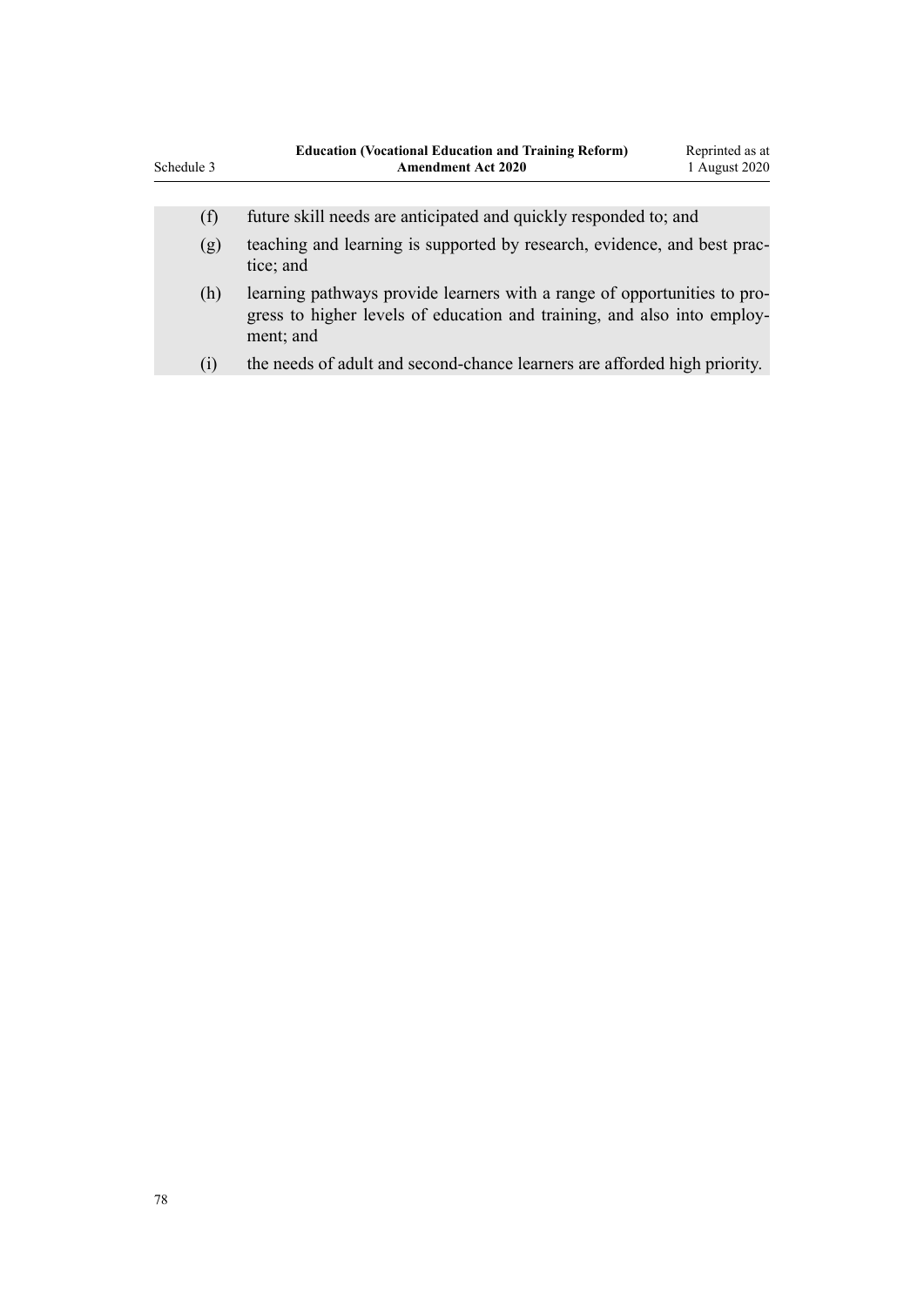(f) future skill needs are anticipated and quickly responded to; and

(g) teaching and learning is supported by research, evidence, and best practice; and

(h) learning pathways provide learners with a range of opportunities to progress to higher levels of education and training, and also into employment; and

(i) the needs of adult and second-chance learners are afforded high priority.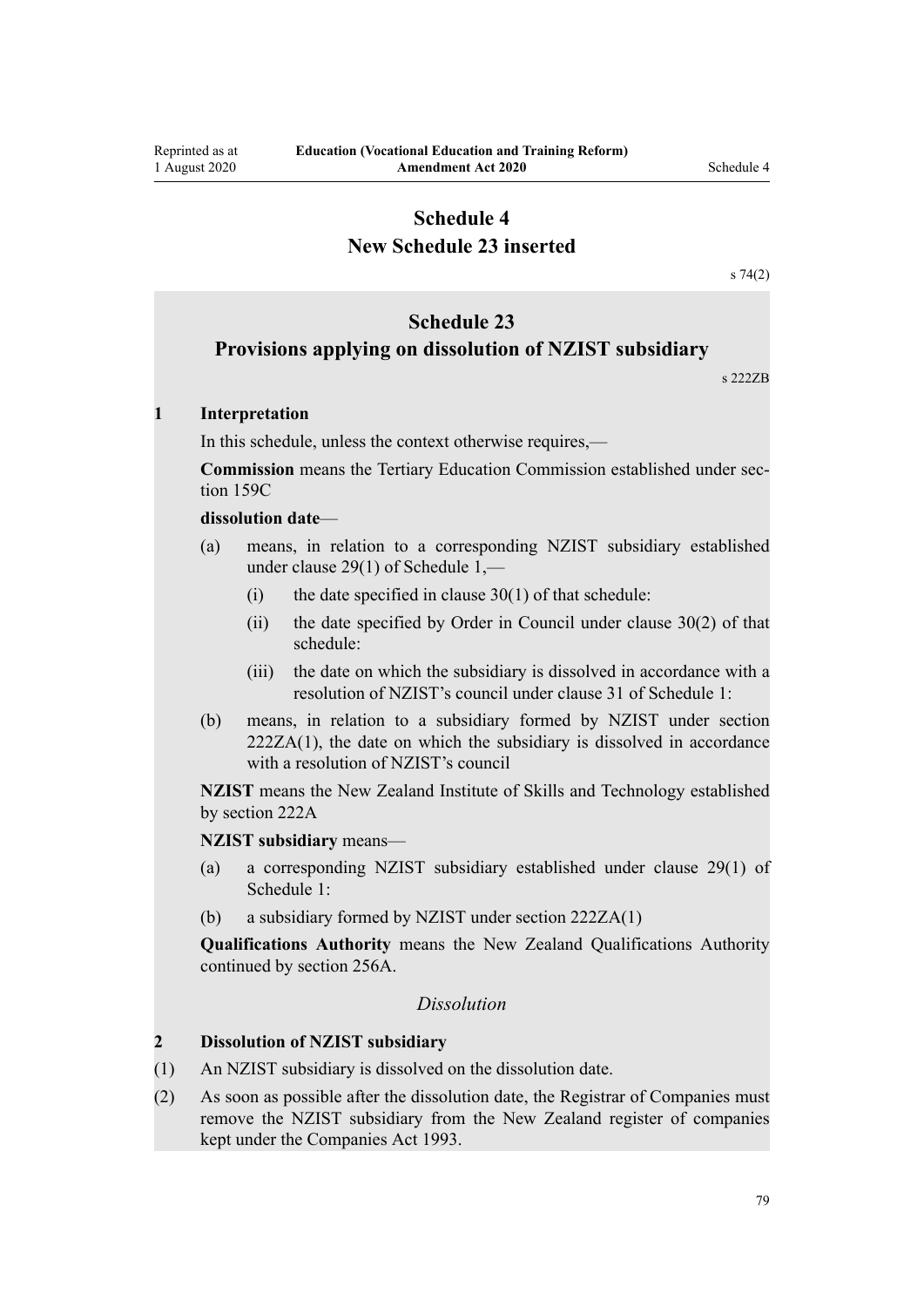# Schedule 4
# New Schedule 23 inserted

s 74(2)

## Schedule 23
## Provisions applying on dissolution of NZIST subsidiary

s 222ZB

**1 Interpretation**

In this schedule, unless the context otherwise requires,—

**Commission** means the Tertiary Education Commission established under section 159C

**dissolution date**—

(a) means, in relation to a corresponding NZIST subsidiary established under clause 29(1) of Schedule 1,—

   (i) the date specified in clause 30(1) of that schedule:

   (ii) the date specified by Order in Council under clause 30(2) of that schedule:

   (iii) the date on which the subsidiary is dissolved in accordance with a resolution of NZIST's council under clause 31 of Schedule 1:

(b) means, in relation to a subsidiary formed by NZIST under section 222ZA(1), the date on which the subsidiary is dissolved in accordance with a resolution of NZIST's council

**NZIST** means the New Zealand Institute of Skills and Technology established by section 222A

**NZIST subsidiary** means—

(a) a corresponding NZIST subsidiary established under clause 29(1) of Schedule 1:

(b) a subsidiary formed by NZIST under section 222ZA(1)

**Qualifications Authority** means the New Zealand Qualifications Authority continued by section 256A.

*Dissolution*

**2 Dissolution of NZIST subsidiary**

(1) An NZIST subsidiary is dissolved on the dissolution date.

(2) As soon as possible after the dissolution date, the Registrar of Companies must remove the NZIST subsidiary from the New Zealand register of companies kept under the Companies Act 1993.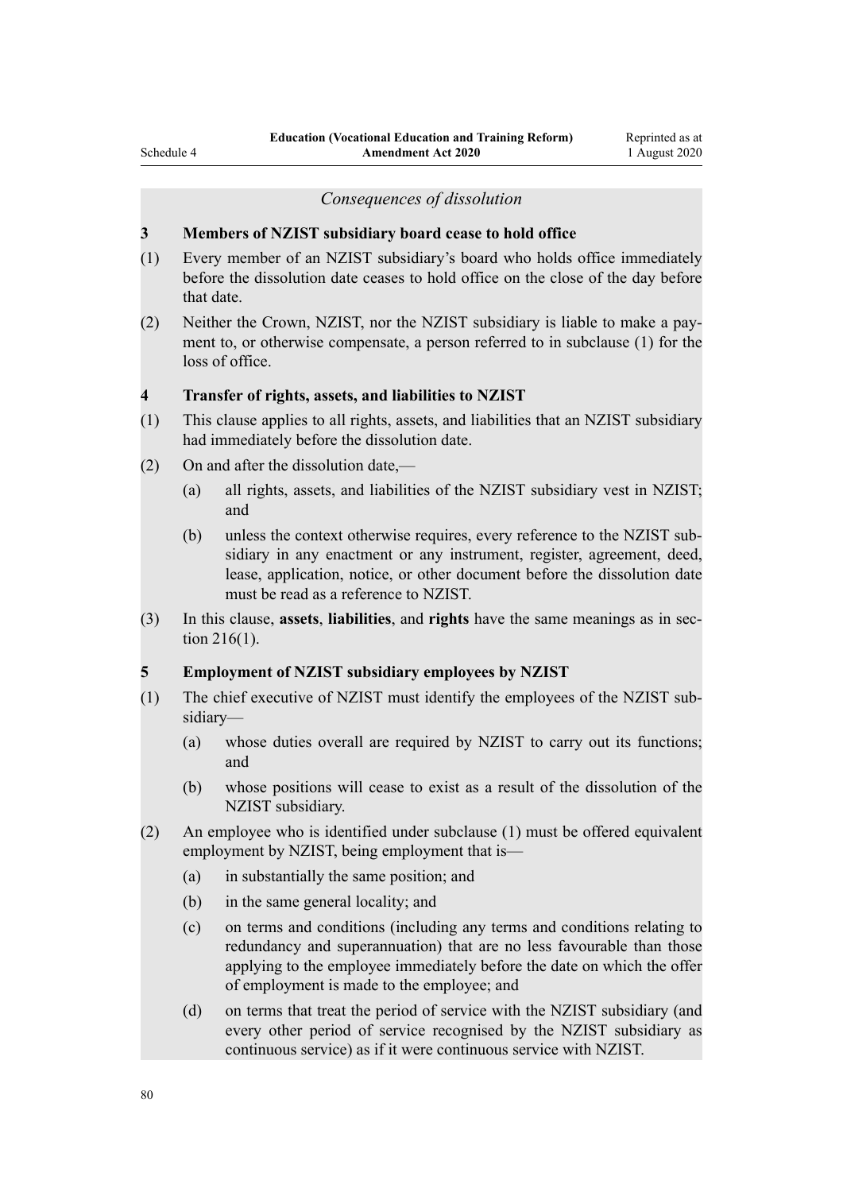*Consequences of dissolution*

**3 Members of NZIST subsidiary board cease to hold office**

(1) Every member of an NZIST subsidiary's board who holds office immediately before the dissolution date ceases to hold office on the close of the day before that date.

(2) Neither the Crown, NZIST, nor the NZIST subsidiary is liable to make a payment to, or otherwise compensate, a person referred to in subclause (1) for the loss of office.

**4 Transfer of rights, assets, and liabilities to NZIST**

(1) This clause applies to all rights, assets, and liabilities that an NZIST subsidiary had immediately before the dissolution date.

(2) On and after the dissolution date,—

(a) all rights, assets, and liabilities of the NZIST subsidiary vest in NZIST; and

(b) unless the context otherwise requires, every reference to the NZIST subsidiary in any enactment or any instrument, register, agreement, deed, lease, application, notice, or other document before the dissolution date must be read as a reference to NZIST.

(3) In this clause, **assets**, **liabilities**, and **rights** have the same meanings as in section 216(1).

**5 Employment of NZIST subsidiary employees by NZIST**

(1) The chief executive of NZIST must identify the employees of the NZIST subsidiary—

(a) whose duties overall are required by NZIST to carry out its functions; and

(b) whose positions will cease to exist as a result of the dissolution of the NZIST subsidiary.

(2) An employee who is identified under subclause (1) must be offered equivalent employment by NZIST, being employment that is—

(a) in substantially the same position; and

(b) in the same general locality; and

(c) on terms and conditions (including any terms and conditions relating to redundancy and superannuation) that are no less favourable than those applying to the employee immediately before the date on which the offer of employment is made to the employee; and

(d) on terms that treat the period of service with the NZIST subsidiary (and every other period of service recognised by the NZIST subsidiary as continuous service) as if it were continuous service with NZIST.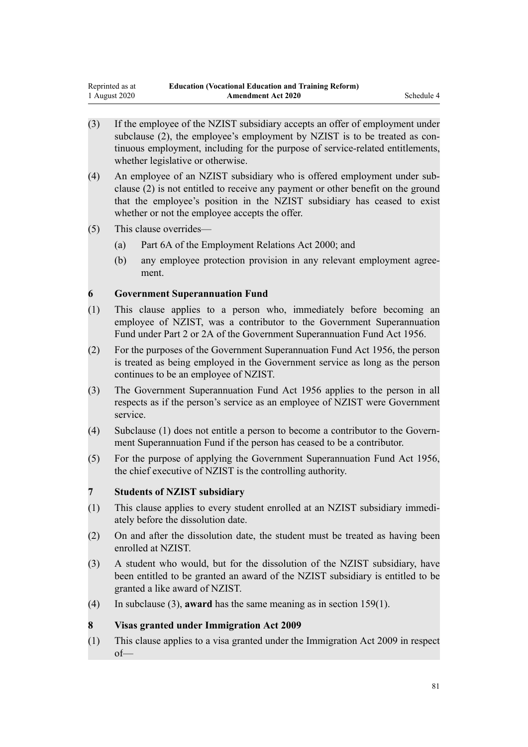(3) If the employee of the NZIST subsidiary accepts an offer of employment under subclause (2), the employee's employment by NZIST is to be treated as continuous employment, including for the purpose of service-related entitlements, whether legislative or otherwise.

(4) An employee of an NZIST subsidiary who is offered employment under subclause (2) is not entitled to receive any payment or other benefit on the ground that the employee's position in the NZIST subsidiary has ceased to exist whether or not the employee accepts the offer.

(5) This clause overrides—

  (a) Part 6A of the Employment Relations Act 2000; and

  (b) any employee protection provision in any relevant employment agreement.

### 6 Government Superannuation Fund

(1) This clause applies to a person who, immediately before becoming an employee of NZIST, was a contributor to the Government Superannuation Fund under Part 2 or 2A of the Government Superannuation Fund Act 1956.

(2) For the purposes of the Government Superannuation Fund Act 1956, the person is treated as being employed in the Government service as long as the person continues to be an employee of NZIST.

(3) The Government Superannuation Fund Act 1956 applies to the person in all respects as if the person's service as an employee of NZIST were Government service.

(4) Subclause (1) does not entitle a person to become a contributor to the Government Superannuation Fund if the person has ceased to be a contributor.

(5) For the purpose of applying the Government Superannuation Fund Act 1956, the chief executive of NZIST is the controlling authority.

### 7 Students of NZIST subsidiary

(1) This clause applies to every student enrolled at an NZIST subsidiary immediately before the dissolution date.

(2) On and after the dissolution date, the student must be treated as having been enrolled at NZIST.

(3) A student who would, but for the dissolution of the NZIST subsidiary, have been entitled to be granted an award of the NZIST subsidiary is entitled to be granted a like award of NZIST.

(4) In subclause (3), **award** has the same meaning as in section 159(1).

### 8 Visas granted under Immigration Act 2009

(1) This clause applies to a visa granted under the Immigration Act 2009 in respect of—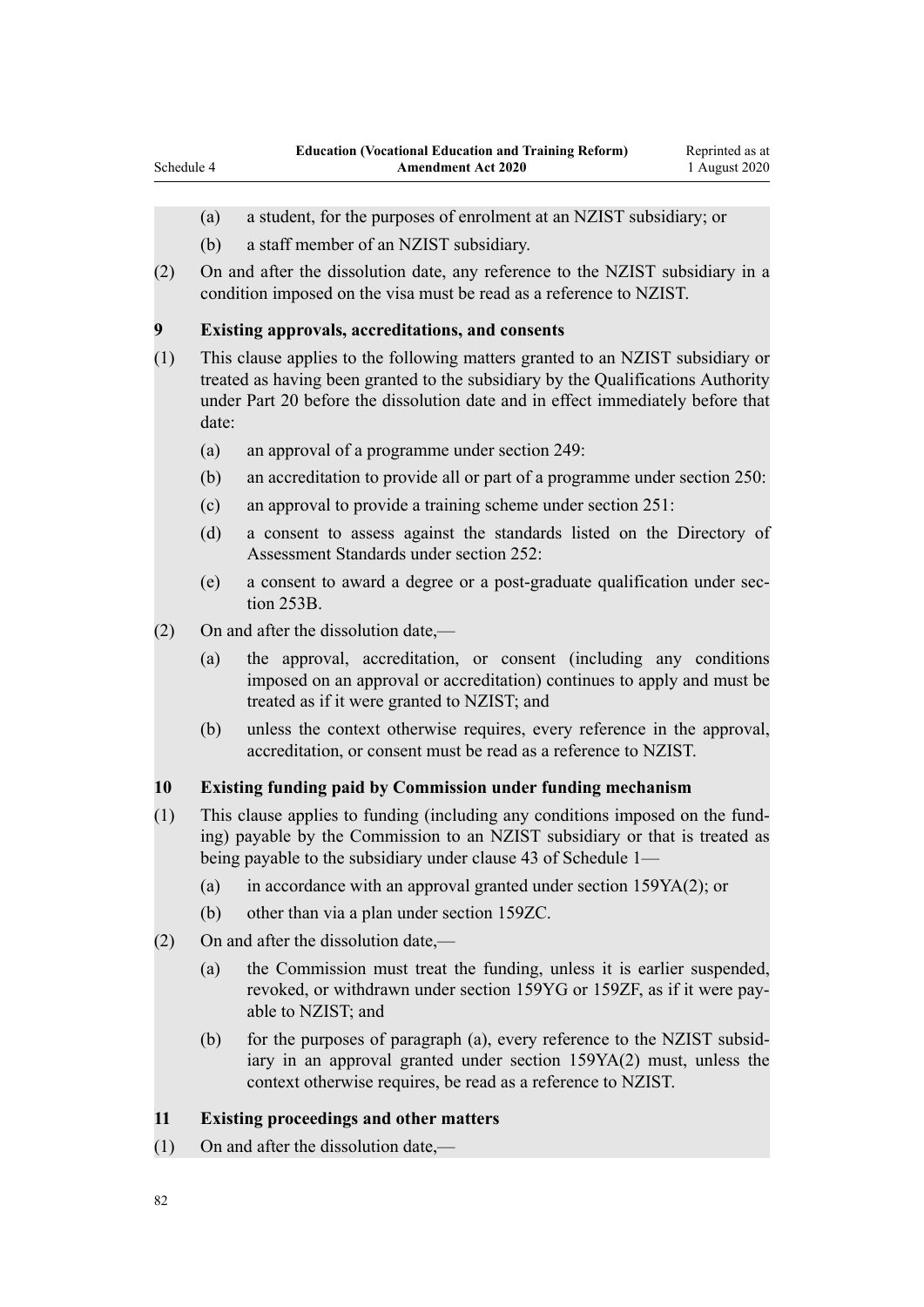(a) a student, for the purposes of enrolment at an NZIST subsidiary; or

(b) a staff member of an NZIST subsidiary.

(2) On and after the dissolution date, any reference to the NZIST subsidiary in a condition imposed on the visa must be read as a reference to NZIST.

**9 Existing approvals, accreditations, and consents**

(1) This clause applies to the following matters granted to an NZIST subsidiary or treated as having been granted to the subsidiary by the Qualifications Authority under Part 20 before the dissolution date and in effect immediately before that date:

(a) an approval of a programme under section 249:

(b) an accreditation to provide all or part of a programme under section 250:

(c) an approval to provide a training scheme under section 251:

(d) a consent to assess against the standards listed on the Directory of Assessment Standards under section 252:

(e) a consent to award a degree or a post-graduate qualification under section 253B.

(2) On and after the dissolution date,—

(a) the approval, accreditation, or consent (including any conditions imposed on an approval or accreditation) continues to apply and must be treated as if it were granted to NZIST; and

(b) unless the context otherwise requires, every reference in the approval, accreditation, or consent must be read as a reference to NZIST.

**10 Existing funding paid by Commission under funding mechanism**

(1) This clause applies to funding (including any conditions imposed on the funding) payable by the Commission to an NZIST subsidiary or that is treated as being payable to the subsidiary under clause 43 of Schedule 1—

(a) in accordance with an approval granted under section 159YA(2); or

(b) other than via a plan under section 159ZC.

(2) On and after the dissolution date,—

(a) the Commission must treat the funding, unless it is earlier suspended, revoked, or withdrawn under section 159YG or 159ZF, as if it were payable to NZIST; and

(b) for the purposes of paragraph (a), every reference to the NZIST subsidiary in an approval granted under section 159YA(2) must, unless the context otherwise requires, be read as a reference to NZIST.

**11 Existing proceedings and other matters**

(1) On and after the dissolution date,—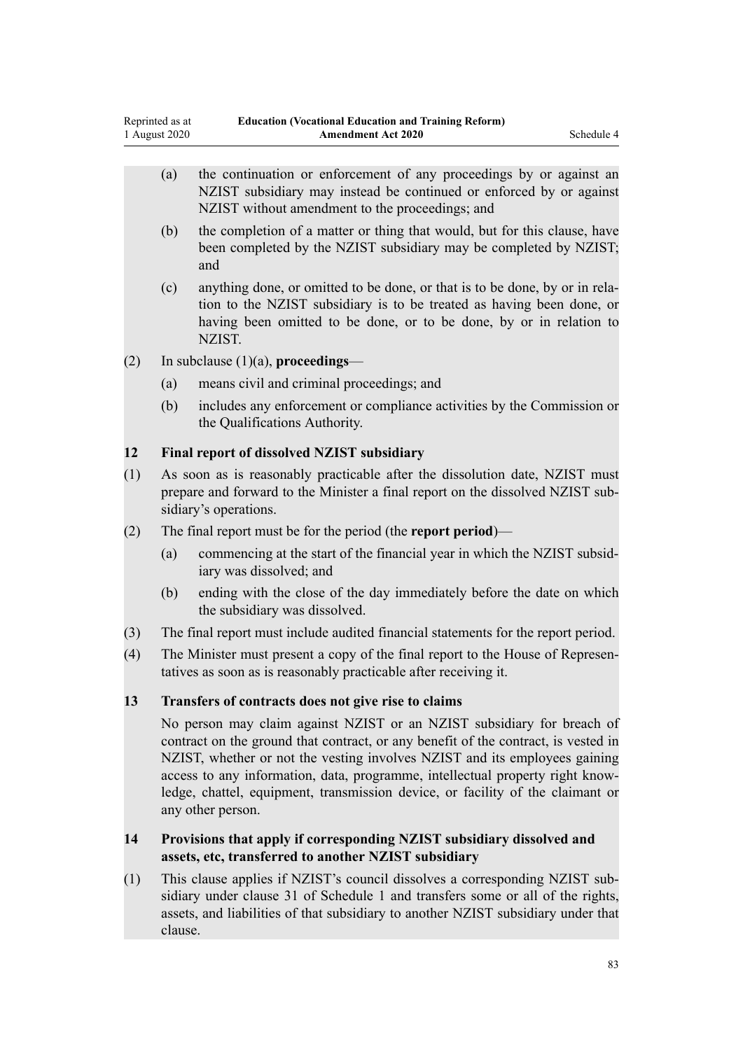(a) the continuation or enforcement of any proceedings by or against an NZIST subsidiary may instead be continued or enforced by or against NZIST without amendment to the proceedings; and

(b) the completion of a matter or thing that would, but for this clause, have been completed by the NZIST subsidiary may be completed by NZIST; and

(c) anything done, or omitted to be done, or that is to be done, by or in relation to the NZIST subsidiary is to be treated as having been done, or having been omitted to be done, or to be done, by or in relation to NZIST.

(2) In subclause (1)(a), **proceedings**—

(a) means civil and criminal proceedings; and

(b) includes any enforcement or compliance activities by the Commission or the Qualifications Authority.

**12 Final report of dissolved NZIST subsidiary**

(1) As soon as is reasonably practicable after the dissolution date, NZIST must prepare and forward to the Minister a final report on the dissolved NZIST subsidiary's operations.

(2) The final report must be for the period (the **report period**)—

(a) commencing at the start of the financial year in which the NZIST subsidiary was dissolved; and

(b) ending with the close of the day immediately before the date on which the subsidiary was dissolved.

(3) The final report must include audited financial statements for the report period.

(4) The Minister must present a copy of the final report to the House of Representatives as soon as is reasonably practicable after receiving it.

**13 Transfers of contracts does not give rise to claims**

No person may claim against NZIST or an NZIST subsidiary for breach of contract on the ground that contract, or any benefit of the contract, is vested in NZIST, whether or not the vesting involves NZIST and its employees gaining access to any information, data, programme, intellectual property right knowledge, chattel, equipment, transmission device, or facility of the claimant or any other person.

**14 Provisions that apply if corresponding NZIST subsidiary dissolved and assets, etc, transferred to another NZIST subsidiary**

(1) This clause applies if NZIST's council dissolves a corresponding NZIST subsidiary under clause 31 of Schedule 1 and transfers some or all of the rights, assets, and liabilities of that subsidiary to another NZIST subsidiary under that clause.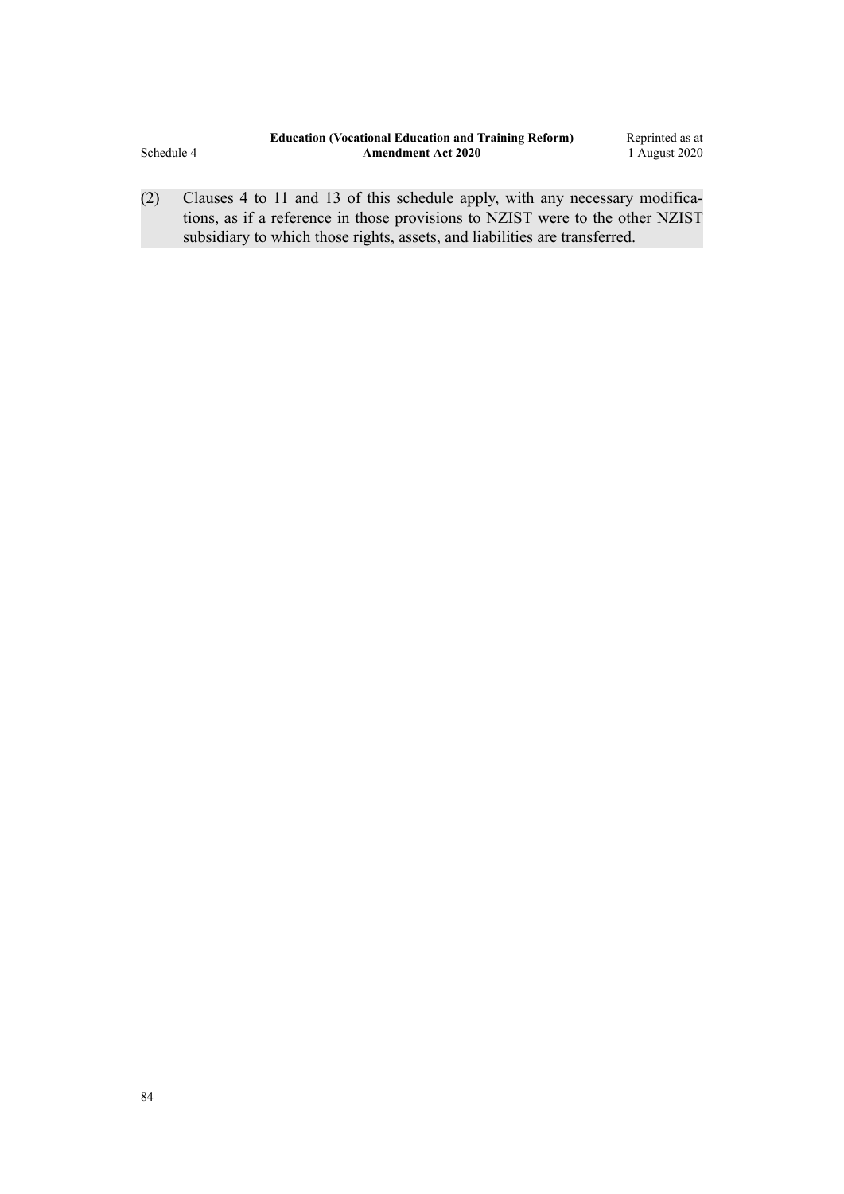(2) Clauses 4 to 11 and 13 of this schedule apply, with any necessary modifications, as if a reference in those provisions to NZIST were to the other NZIST subsidiary to which those rights, assets, and liabilities are transferred.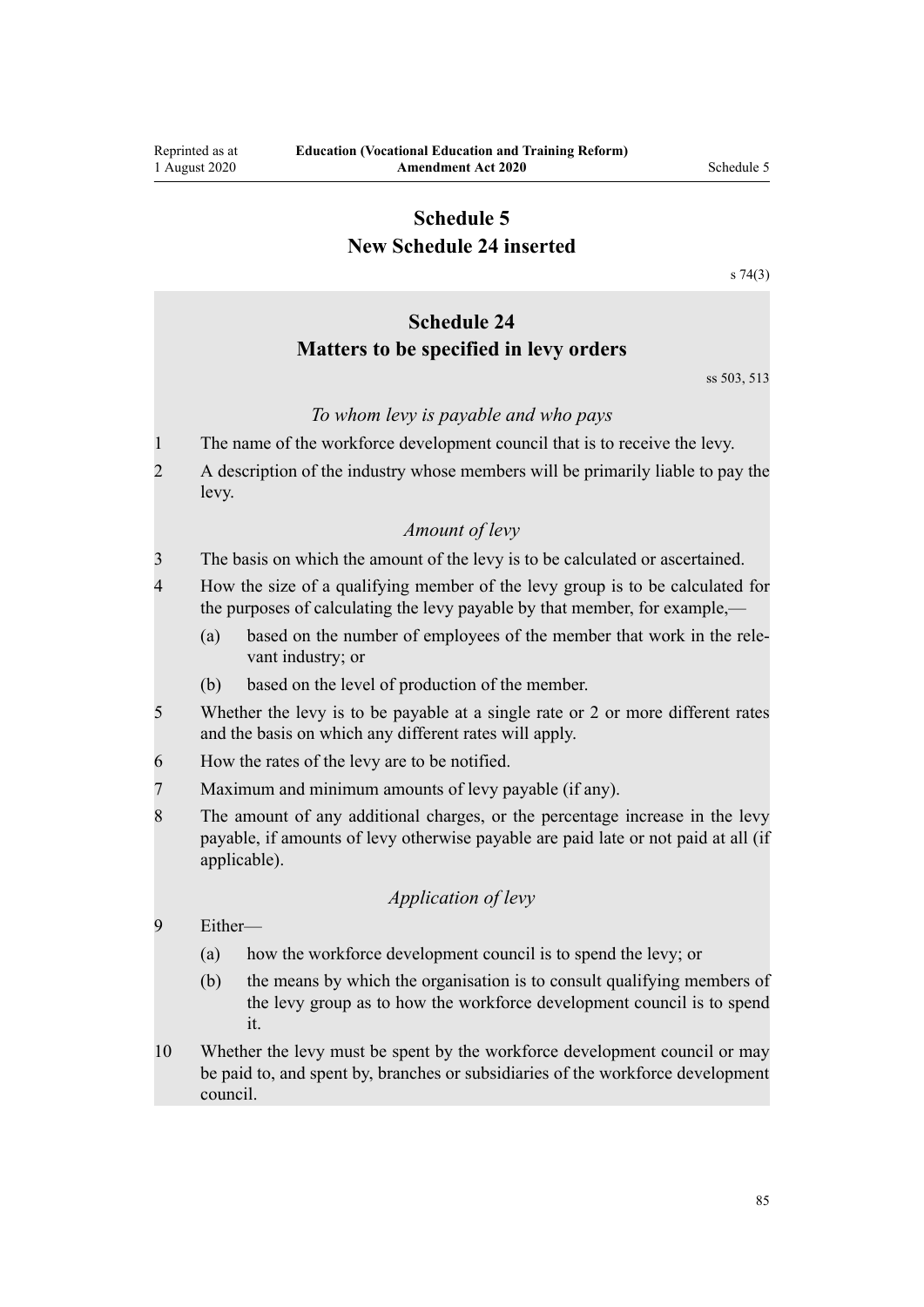# Schedule 5
# New Schedule 24 inserted

s 74(3)

## Schedule 24
## Matters to be specified in levy orders

ss 503, 513

### *To whom levy is payable and who pays*

1 The name of the workforce development council that is to receive the levy.

2 A description of the industry whose members will be primarily liable to pay the levy.

### *Amount of levy*

3 The basis on which the amount of the levy is to be calculated or ascertained.

4 How the size of a qualifying member of the levy group is to be calculated for the purposes of calculating the levy payable by that member, for example,—

   (a) based on the number of employees of the member that work in the relevant industry; or

   (b) based on the level of production of the member.

5 Whether the levy is to be payable at a single rate or 2 or more different rates and the basis on which any different rates will apply.

6 How the rates of the levy are to be notified.

7 Maximum and minimum amounts of levy payable (if any).

8 The amount of any additional charges, or the percentage increase in the levy payable, if amounts of levy otherwise payable are paid late or not paid at all (if applicable).

### *Application of levy*

9 Either—

   (a) how the workforce development council is to spend the levy; or

   (b) the means by which the organisation is to consult qualifying members of the levy group as to how the workforce development council is to spend it.

10 Whether the levy must be spent by the workforce development council or may be paid to, and spent by, branches or subsidiaries of the workforce development council.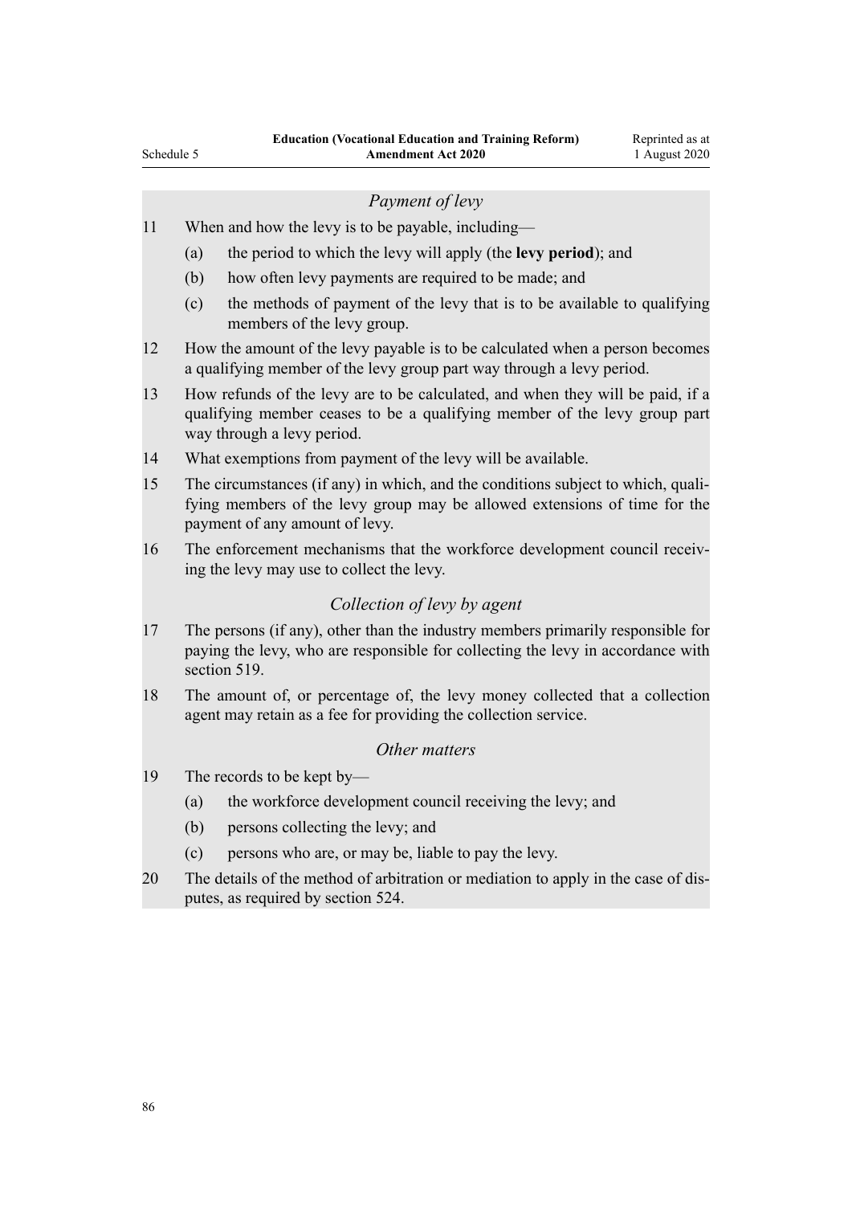*Payment of levy*

11 When and how the levy is to be payable, including—

(a) the period to which the levy will apply (the **levy period**); and

(b) how often levy payments are required to be made; and

(c) the methods of payment of the levy that is to be available to qualifying members of the levy group.

12 How the amount of the levy payable is to be calculated when a person becomes a qualifying member of the levy group part way through a levy period.

13 How refunds of the levy are to be calculated, and when they will be paid, if a qualifying member ceases to be a qualifying member of the levy group part way through a levy period.

14 What exemptions from payment of the levy will be available.

15 The circumstances (if any) in which, and the conditions subject to which, qualifying members of the levy group may be allowed extensions of time for the payment of any amount of levy.

16 The enforcement mechanisms that the workforce development council receiving the levy may use to collect the levy.

*Collection of levy by agent*

17 The persons (if any), other than the industry members primarily responsible for paying the levy, who are responsible for collecting the levy in accordance with section 519.

18 The amount of, or percentage of, the levy money collected that a collection agent may retain as a fee for providing the collection service.

*Other matters*

19 The records to be kept by—

(a) the workforce development council receiving the levy; and

(b) persons collecting the levy; and

(c) persons who are, or may be, liable to pay the levy.

20 The details of the method of arbitration or mediation to apply in the case of disputes, as required by section 524.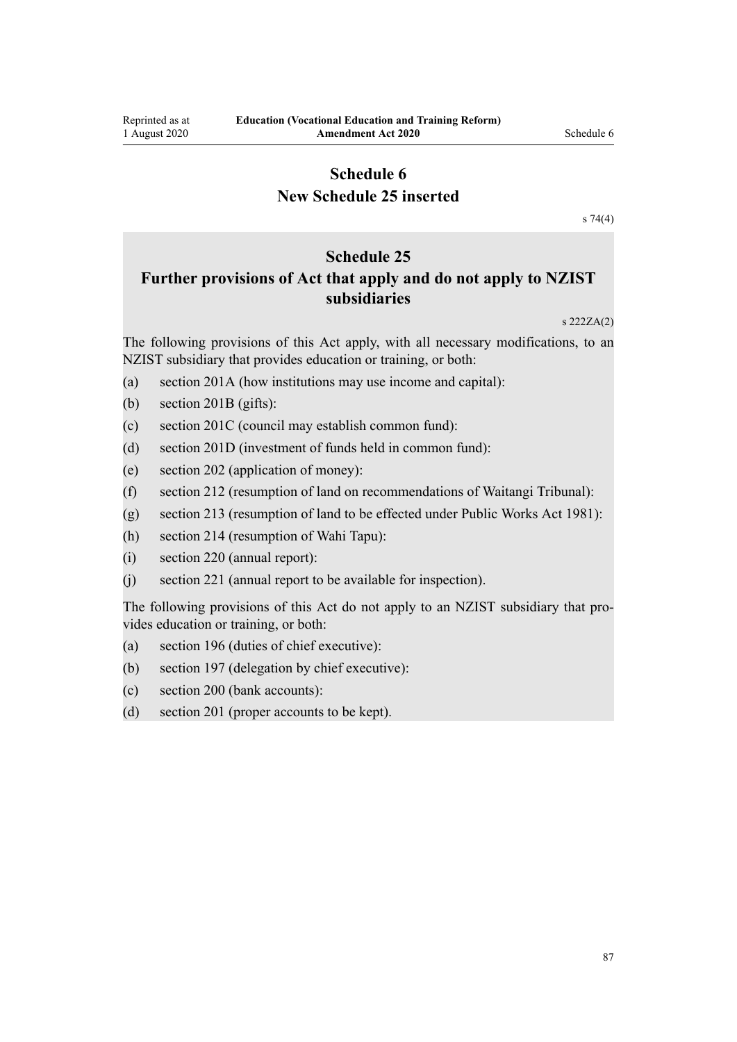# Schedule 6
# New Schedule 25 inserted

s 74(4)

## Schedule 25
## Further provisions of Act that apply and do not apply to NZIST subsidiaries

s 222ZA(2)

The following provisions of this Act apply, with all necessary modifications, to an NZIST subsidiary that provides education or training, or both:

(a) section 201A (how institutions may use income and capital):

(b) section 201B (gifts):

(c) section 201C (council may establish common fund):

(d) section 201D (investment of funds held in common fund):

(e) section 202 (application of money):

(f) section 212 (resumption of land on recommendations of Waitangi Tribunal):

(g) section 213 (resumption of land to be effected under Public Works Act 1981):

(h) section 214 (resumption of Wahi Tapu):

(i) section 220 (annual report):

(j) section 221 (annual report to be available for inspection).

The following provisions of this Act do not apply to an NZIST subsidiary that provides education or training, or both:

(a) section 196 (duties of chief executive):

(b) section 197 (delegation by chief executive):

(c) section 200 (bank accounts):

(d) section 201 (proper accounts to be kept).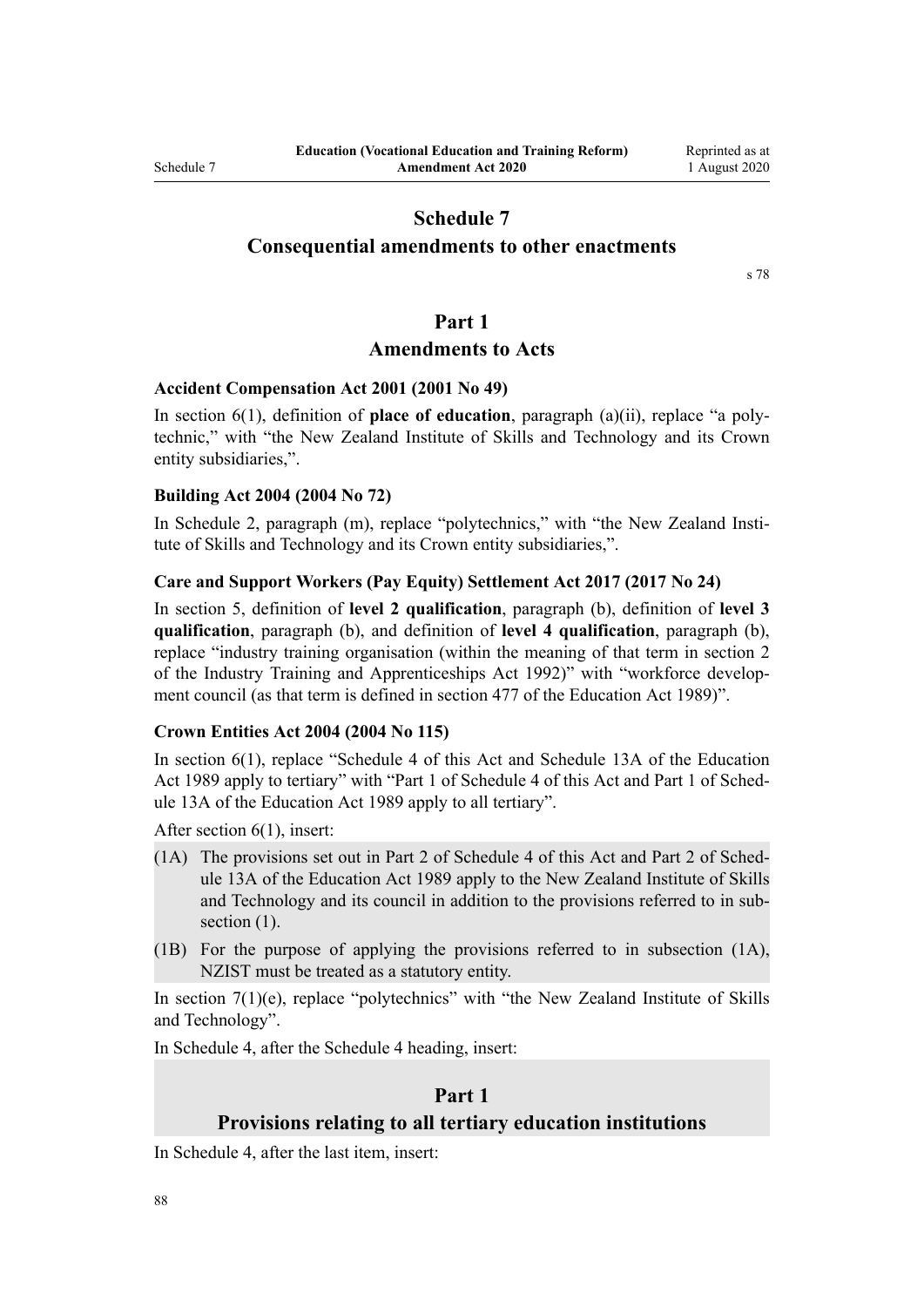# Schedule 7
## Consequential amendments to other enactments

s 78

# Part 1
## Amendments to Acts

### Accident Compensation Act 2001 (2001 No 49)

In section 6(1), definition of **place of education**, paragraph (a)(ii), replace "a polytechnic," with "the New Zealand Institute of Skills and Technology and its Crown entity subsidiaries,".

### Building Act 2004 (2004 No 72)

In Schedule 2, paragraph (m), replace "polytechnics," with "the New Zealand Institute of Skills and Technology and its Crown entity subsidiaries,".

### Care and Support Workers (Pay Equity) Settlement Act 2017 (2017 No 24)

In section 5, definition of **level 2 qualification**, paragraph (b), definition of **level 3 qualification**, paragraph (b), and definition of **level 4 qualification**, paragraph (b), replace "industry training organisation (within the meaning of that term in section 2 of the Industry Training and Apprenticeships Act 1992)" with "workforce development council (as that term is defined in section 477 of the Education Act 1989)".

### Crown Entities Act 2004 (2004 No 115)

In section 6(1), replace "Schedule 4 of this Act and Schedule 13A of the Education Act 1989 apply to tertiary" with "Part 1 of Schedule 4 of this Act and Part 1 of Schedule 13A of the Education Act 1989 apply to all tertiary".

After section 6(1), insert:

(1A) The provisions set out in Part 2 of Schedule 4 of this Act and Part 2 of Schedule 13A of the Education Act 1989 apply to the New Zealand Institute of Skills and Technology and its council in addition to the provisions referred to in subsection (1).

(1B) For the purpose of applying the provisions referred to in subsection (1A), NZIST must be treated as a statutory entity.

In section 7(1)(e), replace "polytechnics" with "the New Zealand Institute of Skills and Technology".

In Schedule 4, after the Schedule 4 heading, insert:

# Part 1
## Provisions relating to all tertiary education institutions

In Schedule 4, after the last item, insert: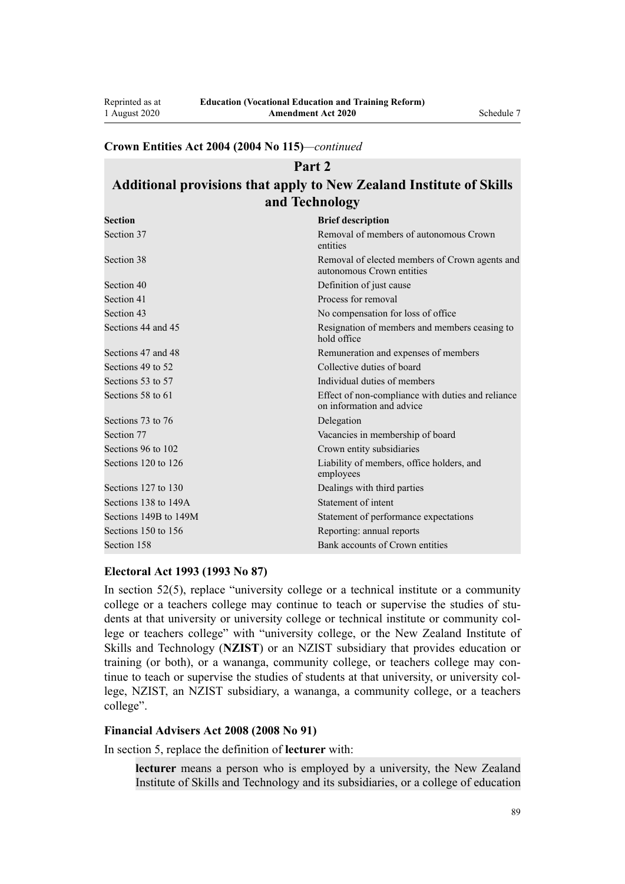**Crown Entities Act 2004 (2004 No 115)**—*continued*

## Part 2
## Additional provisions that apply to New Zealand Institute of Skills and Technology

| Section | Brief description |
|---|---|
| Section 37 | Removal of members of autonomous Crown entities |
| Section 38 | Removal of elected members of Crown agents and autonomous Crown entities |
| Section 40 | Definition of just cause |
| Section 41 | Process for removal |
| Section 43 | No compensation for loss of office |
| Sections 44 and 45 | Resignation of members and members ceasing to hold office |
| Sections 47 and 48 | Remuneration and expenses of members |
| Sections 49 to 52 | Collective duties of board |
| Sections 53 to 57 | Individual duties of members |
| Sections 58 to 61 | Effect of non-compliance with duties and reliance on information and advice |
| Sections 73 to 76 | Delegation |
| Section 77 | Vacancies in membership of board |
| Sections 96 to 102 | Crown entity subsidiaries |
| Sections 120 to 126 | Liability of members, office holders, and employees |
| Sections 127 to 130 | Dealings with third parties |
| Sections 138 to 149A | Statement of intent |
| Sections 149B to 149M | Statement of performance expectations |
| Sections 150 to 156 | Reporting: annual reports |
| Section 158 | Bank accounts of Crown entities |

**Electoral Act 1993 (1993 No 87)**

In section 52(5), replace "university college or a technical institute or a community college or a teachers college may continue to teach or supervise the studies of students at that university or university college or technical institute or community college or teachers college" with "university college, or the New Zealand Institute of Skills and Technology (**NZIST**) or an NZIST subsidiary that provides education or training (or both), or a wananga, community college, or teachers college may continue to teach or supervise the studies of students at that university, or university college, NZIST, an NZIST subsidiary, a wananga, a community college, or a teachers college".

**Financial Advisers Act 2008 (2008 No 91)**

In section 5, replace the definition of **lecturer** with:

> **lecturer** means a person who is employed by a university, the New Zealand Institute of Skills and Technology and its subsidiaries, or a college of education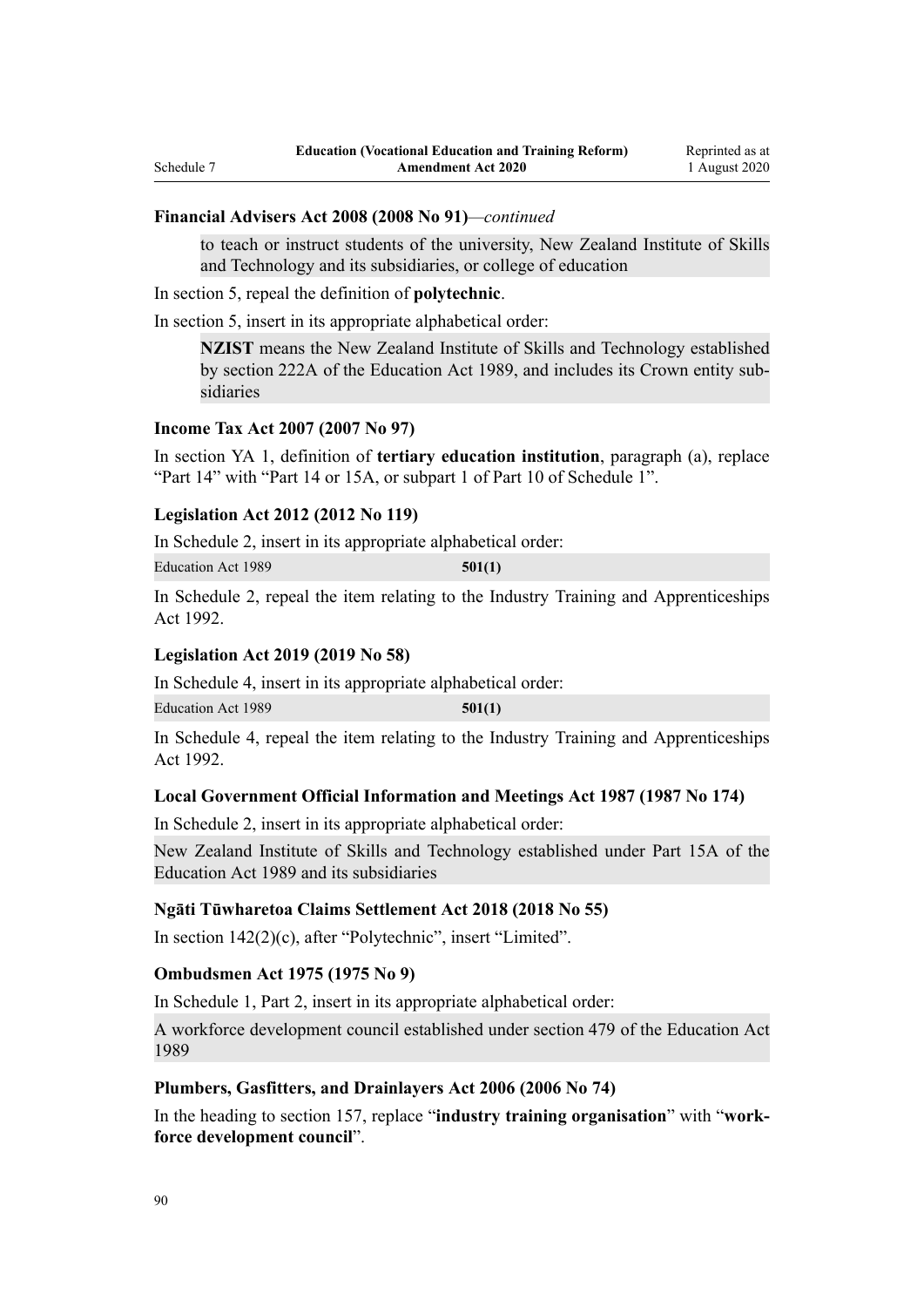**Financial Advisers Act 2008 (2008 No 91)**—*continued*

> to teach or instruct students of the university, New Zealand Institute of Skills and Technology and its subsidiaries, or college of education

In section 5, repeal the definition of **polytechnic**.

In section 5, insert in its appropriate alphabetical order:

> **NZIST** means the New Zealand Institute of Skills and Technology established by section 222A of the Education Act 1989, and includes its Crown entity subsidiaries

**Income Tax Act 2007 (2007 No 97)**

In section YA 1, definition of **tertiary education institution**, paragraph (a), replace "Part 14" with "Part 14 or 15A, or subpart 1 of Part 10 of Schedule 1".

**Legislation Act 2012 (2012 No 119)**

In Schedule 2, insert in its appropriate alphabetical order:

| | |
|---|---|
| Education Act 1989 | **501(1)** |

In Schedule 2, repeal the item relating to the Industry Training and Apprenticeships Act 1992.

**Legislation Act 2019 (2019 No 58)**

In Schedule 4, insert in its appropriate alphabetical order:

| | |
|---|---|
| Education Act 1989 | **501(1)** |

In Schedule 4, repeal the item relating to the Industry Training and Apprenticeships Act 1992.

**Local Government Official Information and Meetings Act 1987 (1987 No 174)**

In Schedule 2, insert in its appropriate alphabetical order:

> New Zealand Institute of Skills and Technology established under Part 15A of the Education Act 1989 and its subsidiaries

**Ngāti Tūwharetoa Claims Settlement Act 2018 (2018 No 55)**

In section 142(2)(c), after "Polytechnic", insert "Limited".

**Ombudsmen Act 1975 (1975 No 9)**

In Schedule 1, Part 2, insert in its appropriate alphabetical order:

> A workforce development council established under section 479 of the Education Act 1989

**Plumbers, Gasfitters, and Drainlayers Act 2006 (2006 No 74)**

In the heading to section 157, replace "**industry training organisation**" with "**workforce development council**".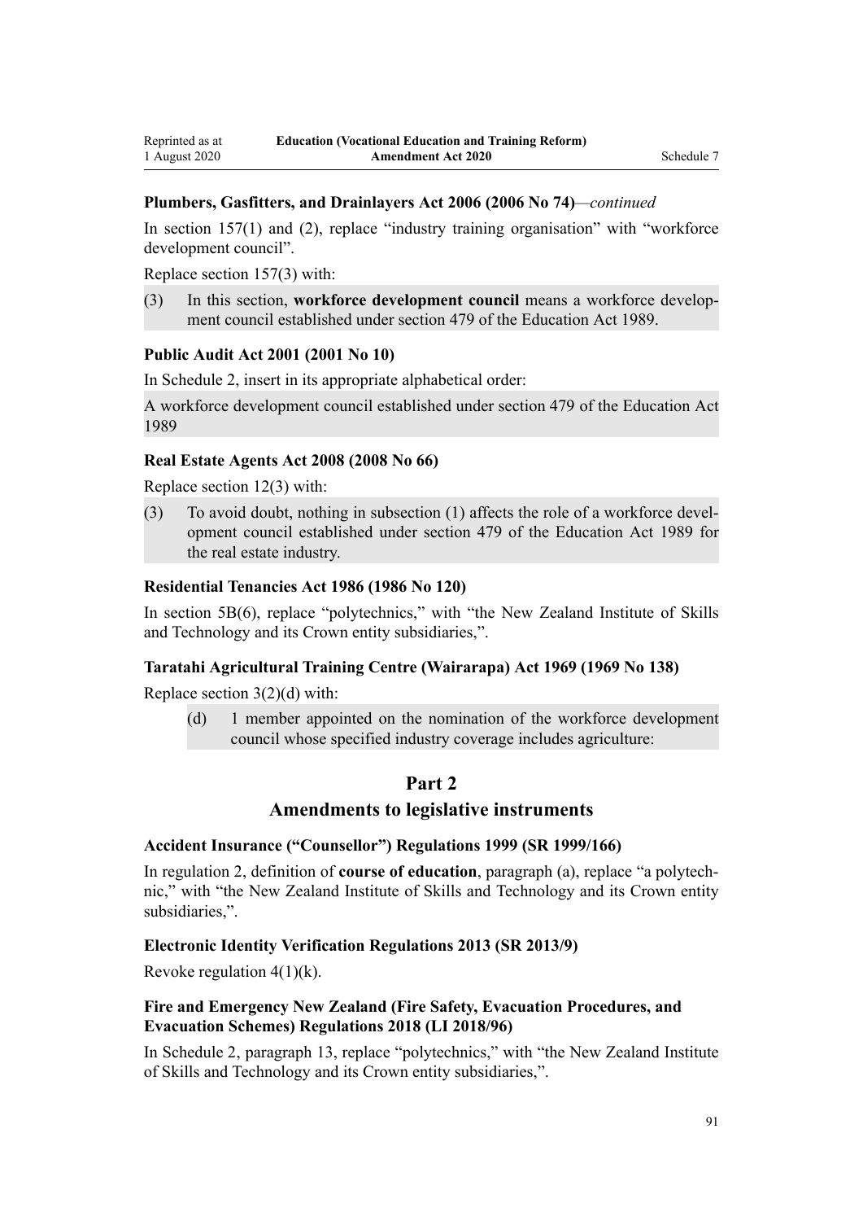**Plumbers, Gasfitters, and Drainlayers Act 2006 (2006 No 74)**—*continued*

In section 157(1) and (2), replace "industry training organisation" with "workforce development council".

Replace section 157(3) with:

(3) In this section, **workforce development council** means a workforce development council established under section 479 of the Education Act 1989.

**Public Audit Act 2001 (2001 No 10)**

In Schedule 2, insert in its appropriate alphabetical order:

A workforce development council established under section 479 of the Education Act 1989

**Real Estate Agents Act 2008 (2008 No 66)**

Replace section 12(3) with:

(3) To avoid doubt, nothing in subsection (1) affects the role of a workforce development council established under section 479 of the Education Act 1989 for the real estate industry.

**Residential Tenancies Act 1986 (1986 No 120)**

In section 5B(6), replace "polytechnics," with "the New Zealand Institute of Skills and Technology and its Crown entity subsidiaries,".

**Taratahi Agricultural Training Centre (Wairarapa) Act 1969 (1969 No 138)**

Replace section 3(2)(d) with:

(d) 1 member appointed on the nomination of the workforce development council whose specified industry coverage includes agriculture:

# Part 2
## Amendments to legislative instruments

**Accident Insurance ("Counsellor") Regulations 1999 (SR 1999/166)**

In regulation 2, definition of **course of education**, paragraph (a), replace "a polytechnic," with "the New Zealand Institute of Skills and Technology and its Crown entity subsidiaries,".

**Electronic Identity Verification Regulations 2013 (SR 2013/9)**

Revoke regulation 4(1)(k).

**Fire and Emergency New Zealand (Fire Safety, Evacuation Procedures, and Evacuation Schemes) Regulations 2018 (LI 2018/96)**

In Schedule 2, paragraph 13, replace "polytechnics," with "the New Zealand Institute of Skills and Technology and its Crown entity subsidiaries,".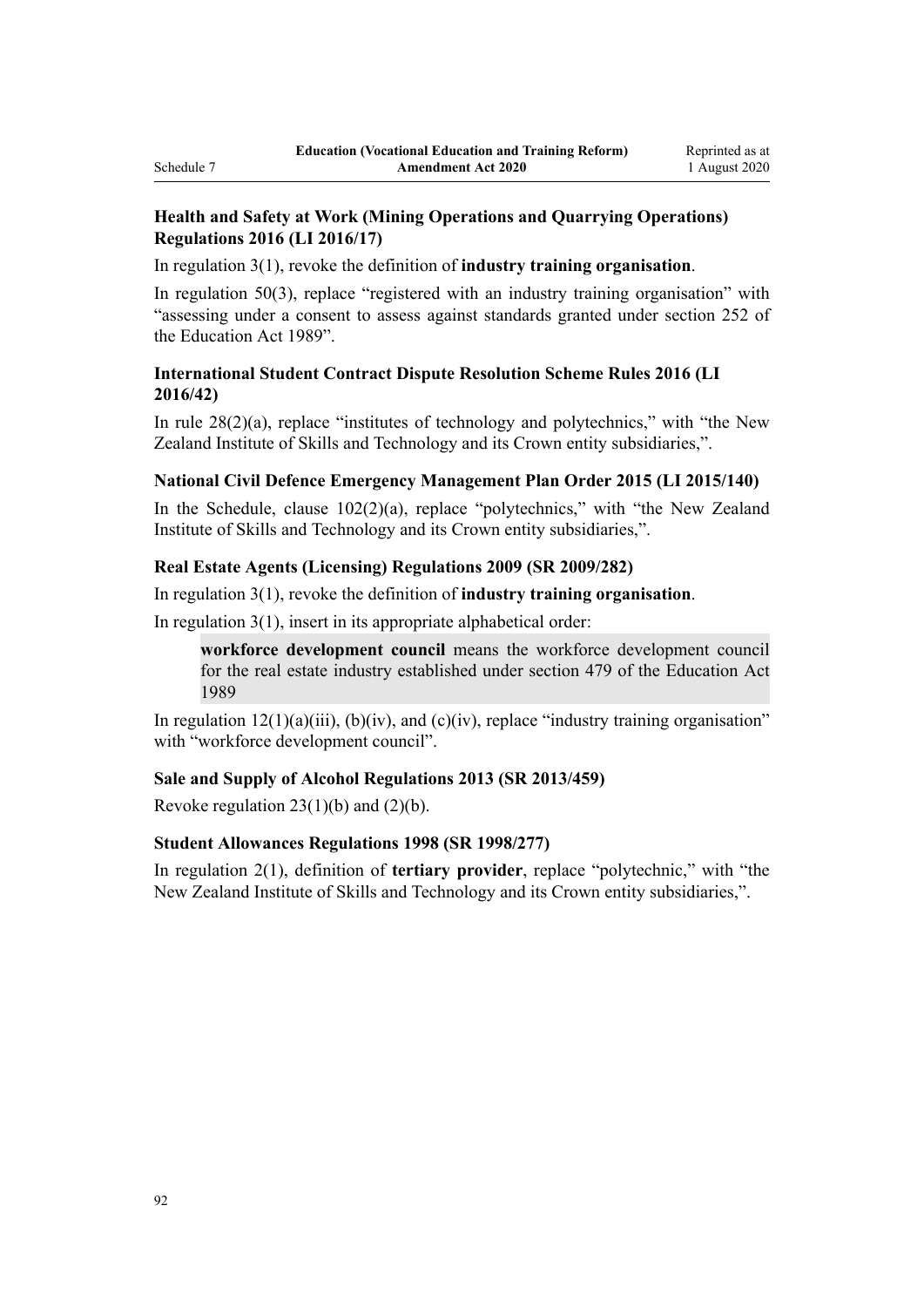**Health and Safety at Work (Mining Operations and Quarrying Operations) Regulations 2016 (LI 2016/17)**

In regulation 3(1), revoke the definition of **industry training organisation**.

In regulation 50(3), replace "registered with an industry training organisation" with "assessing under a consent to assess against standards granted under section 252 of the Education Act 1989".

**International Student Contract Dispute Resolution Scheme Rules 2016 (LI 2016/42)**

In rule 28(2)(a), replace "institutes of technology and polytechnics," with "the New Zealand Institute of Skills and Technology and its Crown entity subsidiaries,".

**National Civil Defence Emergency Management Plan Order 2015 (LI 2015/140)**

In the Schedule, clause 102(2)(a), replace "polytechnics," with "the New Zealand Institute of Skills and Technology and its Crown entity subsidiaries,".

**Real Estate Agents (Licensing) Regulations 2009 (SR 2009/282)**

In regulation 3(1), revoke the definition of **industry training organisation**.

In regulation 3(1), insert in its appropriate alphabetical order:

> **workforce development council** means the workforce development council for the real estate industry established under section 479 of the Education Act 1989

In regulation 12(1)(a)(iii), (b)(iv), and (c)(iv), replace "industry training organisation" with "workforce development council".

**Sale and Supply of Alcohol Regulations 2013 (SR 2013/459)**

Revoke regulation 23(1)(b) and (2)(b).

**Student Allowances Regulations 1998 (SR 1998/277)**

In regulation 2(1), definition of **tertiary provider**, replace "polytechnic," with "the New Zealand Institute of Skills and Technology and its Crown entity subsidiaries,".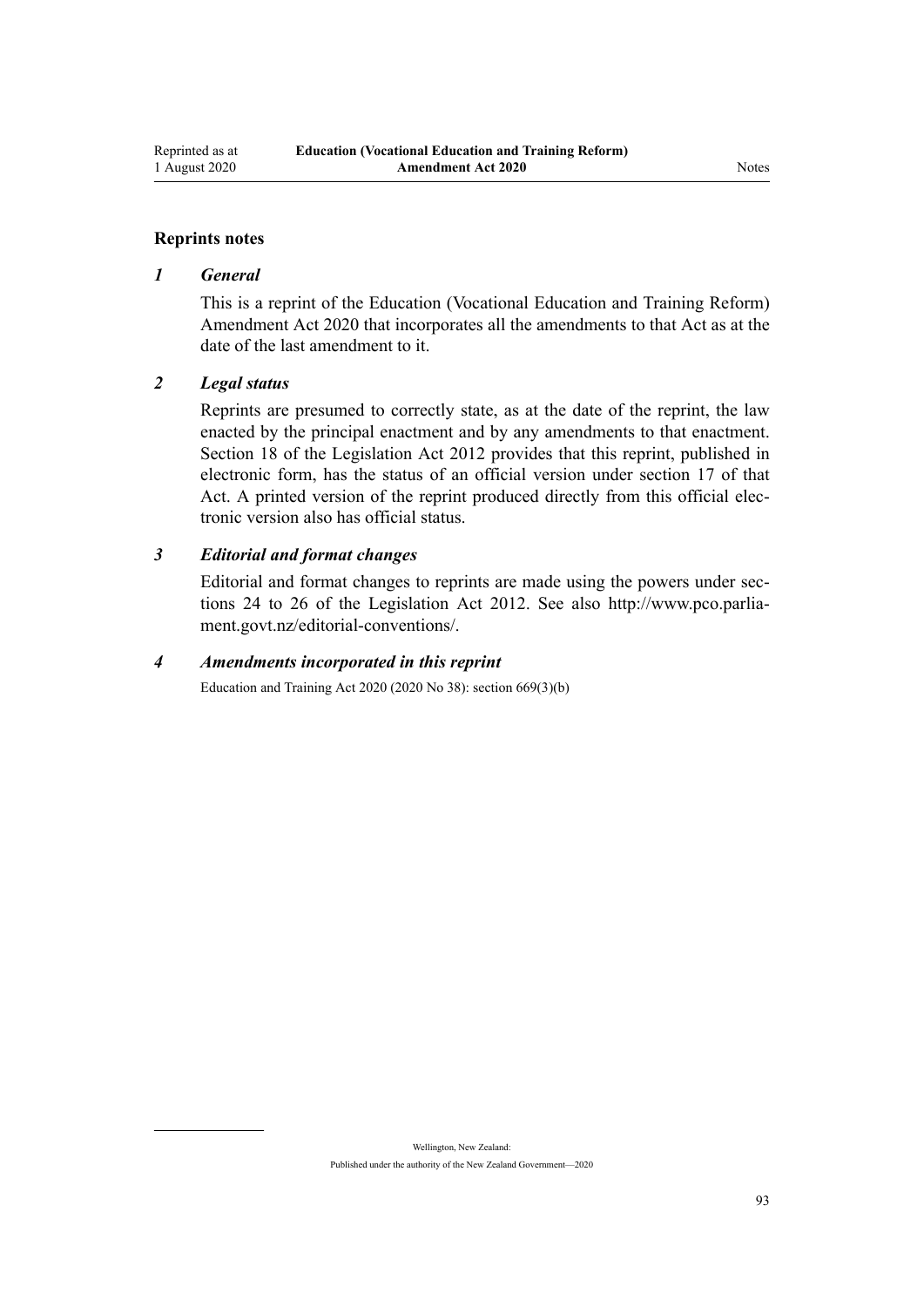## Reprints notes

### *1 General*

This is a reprint of the Education (Vocational Education and Training Reform) Amendment Act 2020 that incorporates all the amendments to that Act as at the date of the last amendment to it.

### *2 Legal status*

Reprints are presumed to correctly state, as at the date of the reprint, the law enacted by the principal enactment and by any amendments to that enactment. Section 18 of the Legislation Act 2012 provides that this reprint, published in electronic form, has the status of an official version under section 17 of that Act. A printed version of the reprint produced directly from this official electronic version also has official status.

### *3 Editorial and format changes*

Editorial and format changes to reprints are made using the powers under sections 24 to 26 of the Legislation Act 2012. See also http://www.pco.parliament.govt.nz/editorial-conventions/.

### *4 Amendments incorporated in this reprint*

Education and Training Act 2020 (2020 No 38): section 669(3)(b)

Wellington, New Zealand:

Published under the authority of the New Zealand Government—2020